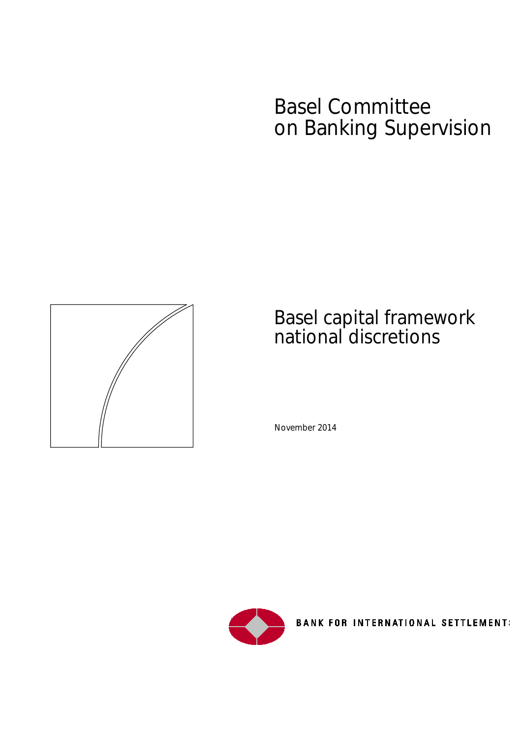# Basel Committee on Banking Supervision

# Basel capital framework national discretions

November 2014

BANK FOR INTERNATIONAL SETTLEMENTS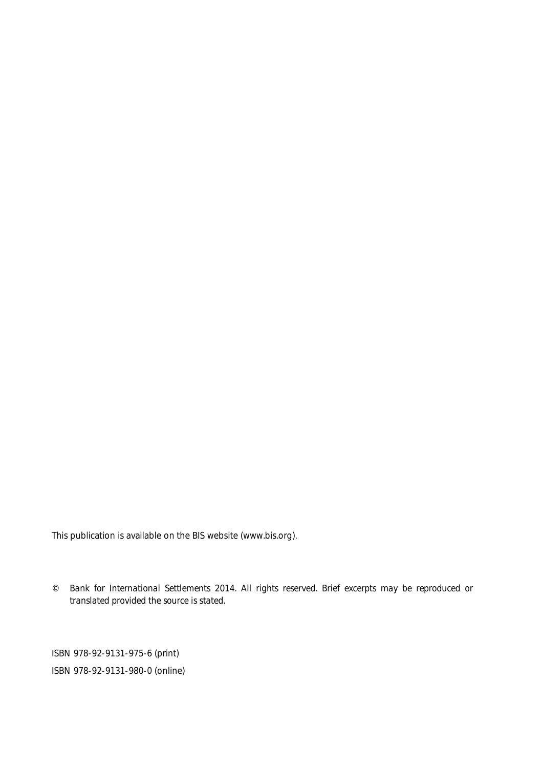This publication is available on the BIS website (www.bis.org).

© Bank for International Settlements 2014. All rights reserved. Brief excerpts may be reproduced or translated provided the source is stated.

ISBN 978-92-9131-975-6 (print)

ISBN 978-92-9131-980-0 (online)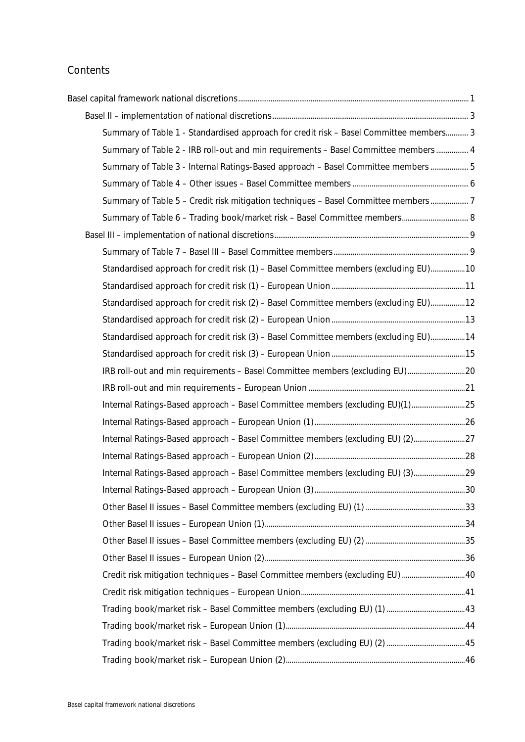# Contents

- Basel capital framework national discretions ... 1
  - Basel II – implementation of national discretions ... 3
    - Summary of Table 1 - Standardised approach for credit risk – Basel Committee members ... 3
    - Summary of Table 2 - IRB roll-out and min requirements – Basel Committee members ... 4
    - Summary of Table 3 - Internal Ratings-Based approach – Basel Committee members ... 5
    - Summary of Table 4 – Other issues – Basel Committee members ... 6
    - Summary of Table 5 – Credit risk mitigation techniques – Basel Committee members ... 7
    - Summary of Table 6 – Trading book/market risk – Basel Committee members ... 8
  - Basel III – implementation of national discretions ... 9
    - Summary of Table 7 – Basel III – Basel Committee members ... 9
    - Standardised approach for credit risk (1) – Basel Committee members (excluding EU) ... 10
    - Standardised approach for credit risk (1) – European Union ... 11
    - Standardised approach for credit risk (2) – Basel Committee members (excluding EU) ... 12
    - Standardised approach for credit risk (2) – European Union ... 13
    - Standardised approach for credit risk (3) – Basel Committee members (excluding EU) ... 14
    - Standardised approach for credit risk (3) – European Union ... 15
    - IRB roll-out and min requirements – Basel Committee members (excluding EU) ... 20
    - IRB roll-out and min requirements – European Union ... 21
    - Internal Ratings-Based approach – Basel Committee members (excluding EU)(1) ... 25
    - Internal Ratings-Based approach – European Union (1) ... 26
    - Internal Ratings-Based approach – Basel Committee members (excluding EU) (2) ... 27
    - Internal Ratings-Based approach – European Union (2) ... 28
    - Internal Ratings-Based approach – Basel Committee members (excluding EU) (3) ... 29
    - Internal Ratings-Based approach – European Union (3) ... 30
    - Other Basel II issues – Basel Committee members (excluding EU) (1) ... 33
    - Other Basel II issues – European Union (1) ... 34
    - Other Basel II issues – Basel Committee members (excluding EU) (2) ... 35
    - Other Basel II issues – European Union (2) ... 36
    - Credit risk mitigation techniques – Basel Committee members (excluding EU) ... 40
    - Credit risk mitigation techniques – European Union ... 41
    - Trading book/market risk – Basel Committee members (excluding EU) (1) ... 43
    - Trading book/market risk – European Union (1) ... 44
    - Trading book/market risk – Basel Committee members (excluding EU) (2) ... 45
    - Trading book/market risk – European Union (2) ... 46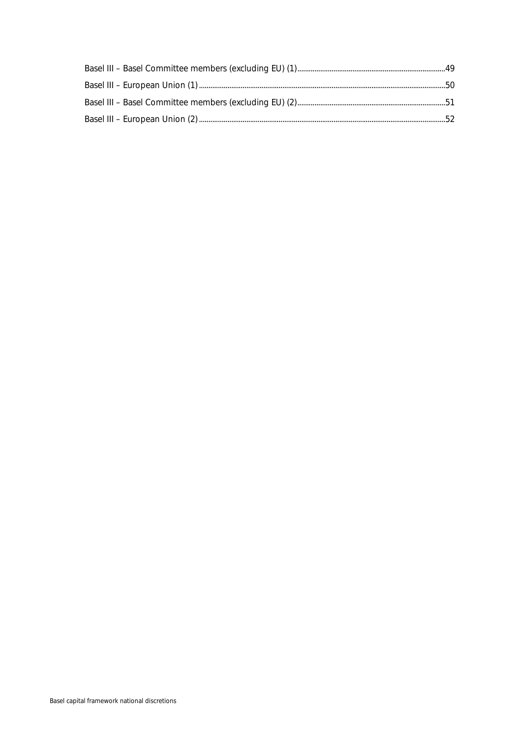Basel III – Basel Committee members (excluding EU) (1) ..... 49

Basel III – European Union (1) ..... 50

Basel III – Basel Committee members (excluding EU) (2) ..... 51

Basel III – European Union (2) ..... 52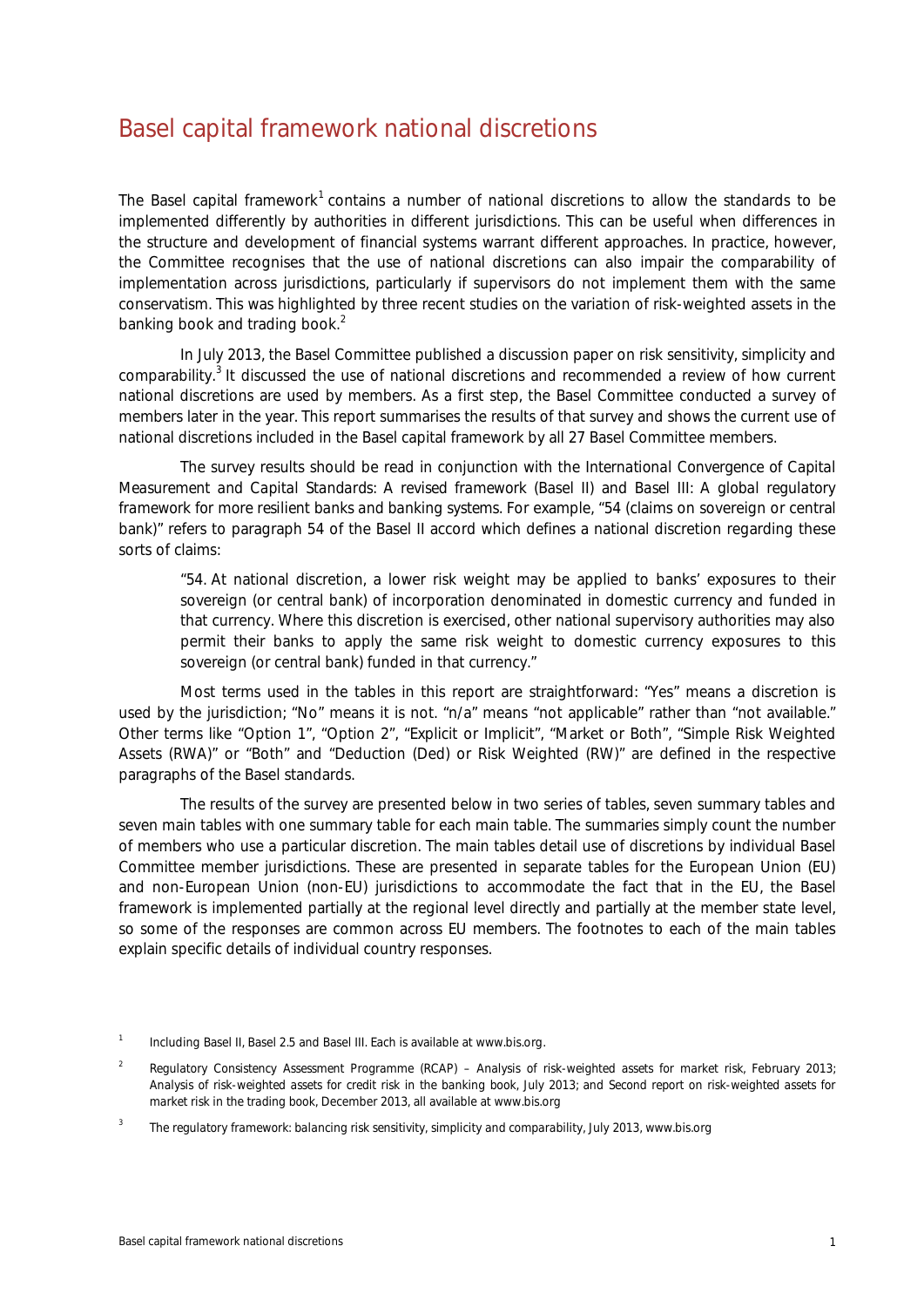# Basel capital framework national discretions

The Basel capital framework[1] contains a number of national discretions to allow the standards to be implemented differently by authorities in different jurisdictions. This can be useful when differences in the structure and development of financial systems warrant different approaches. In practice, however, the Committee recognises that the use of national discretions can also impair the comparability of implementation across jurisdictions, particularly if supervisors do not implement them with the same conservatism. This was highlighted by three recent studies on the variation of risk-weighted assets in the banking book and trading book.[2]

In July 2013, the Basel Committee published a discussion paper on risk sensitivity, simplicity and comparability.[3] It discussed the use of national discretions and recommended a review of how current national discretions are used by members. As a first step, the Basel Committee conducted a survey of members later in the year. This report summarises the results of that survey and shows the current use of national discretions included in the Basel capital framework by all 27 Basel Committee members.

The survey results should be read in conjunction with the *International Convergence of Capital Measurement and Capital Standards: A revised framework* (Basel II) and *Basel III: A global regulatory framework for more resilient banks and banking systems*. For example, "54 (claims on sovereign or central bank)" refers to paragraph 54 of the Basel II accord which defines a national discretion regarding these sorts of claims:

> "54. At national discretion, a lower risk weight may be applied to banks' exposures to their sovereign (or central bank) of incorporation denominated in domestic currency and funded in that currency. Where this discretion is exercised, other national supervisory authorities may also permit their banks to apply the same risk weight to domestic currency exposures to this sovereign (or central bank) funded in that currency."

Most terms used in the tables in this report are straightforward: "Yes" means a discretion is used by the jurisdiction; "No" means it is not. "n/a" means "not applicable" rather than "not available." Other terms like "Option 1", "Option 2", "Explicit or Implicit", "Market or Both", "Simple Risk Weighted Assets (RWA)" or "Both" and "Deduction (Ded) or Risk Weighted (RW)" are defined in the respective paragraphs of the Basel standards.

The results of the survey are presented below in two series of tables, seven summary tables and seven main tables with one summary table for each main table. The summaries simply count the number of members who use a particular discretion. The main tables detail use of discretions by individual Basel Committee member jurisdictions. These are presented in separate tables for the European Union (EU) and non-European Union (non-EU) jurisdictions to accommodate the fact that in the EU, the Basel framework is implemented partially at the regional level directly and partially at the member state level, so some of the responses are common across EU members. The footnotes to each of the main tables explain specific details of individual country responses.

---

[1] Including Basel II, Basel 2.5 and Basel III. Each is available at www.bis.org.

[2] Regulatory Consistency Assessment Programme (RCAP) – Analysis of risk-weighted assets for market risk, February 2013; Analysis of risk-weighted assets for credit risk in the banking book, July 2013; and Second report on risk-weighted assets for market risk in the trading book, December 2013, all available at www.bis.org

[3] The regulatory framework: balancing risk sensitivity, simplicity and comparability, July 2013, www.bis.org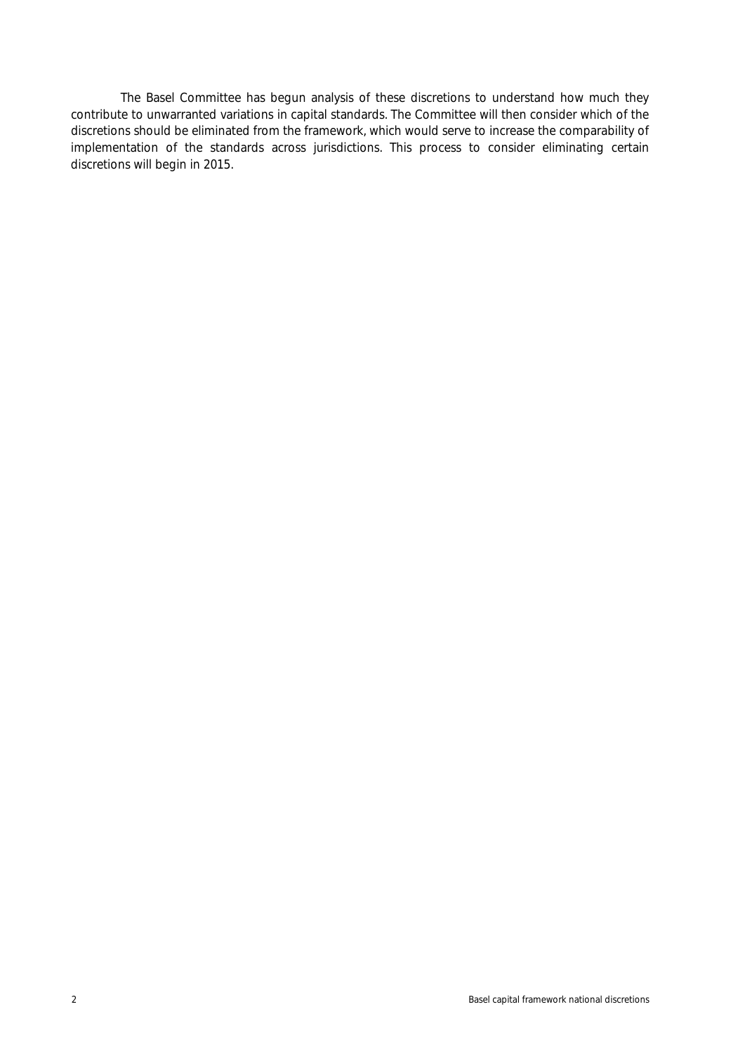The Basel Committee has begun analysis of these discretions to understand how much they contribute to unwarranted variations in capital standards. The Committee will then consider which of the discretions should be eliminated from the framework, which would serve to increase the comparability of implementation of the standards across jurisdictions. This process to consider eliminating certain discretions will begin in 2015.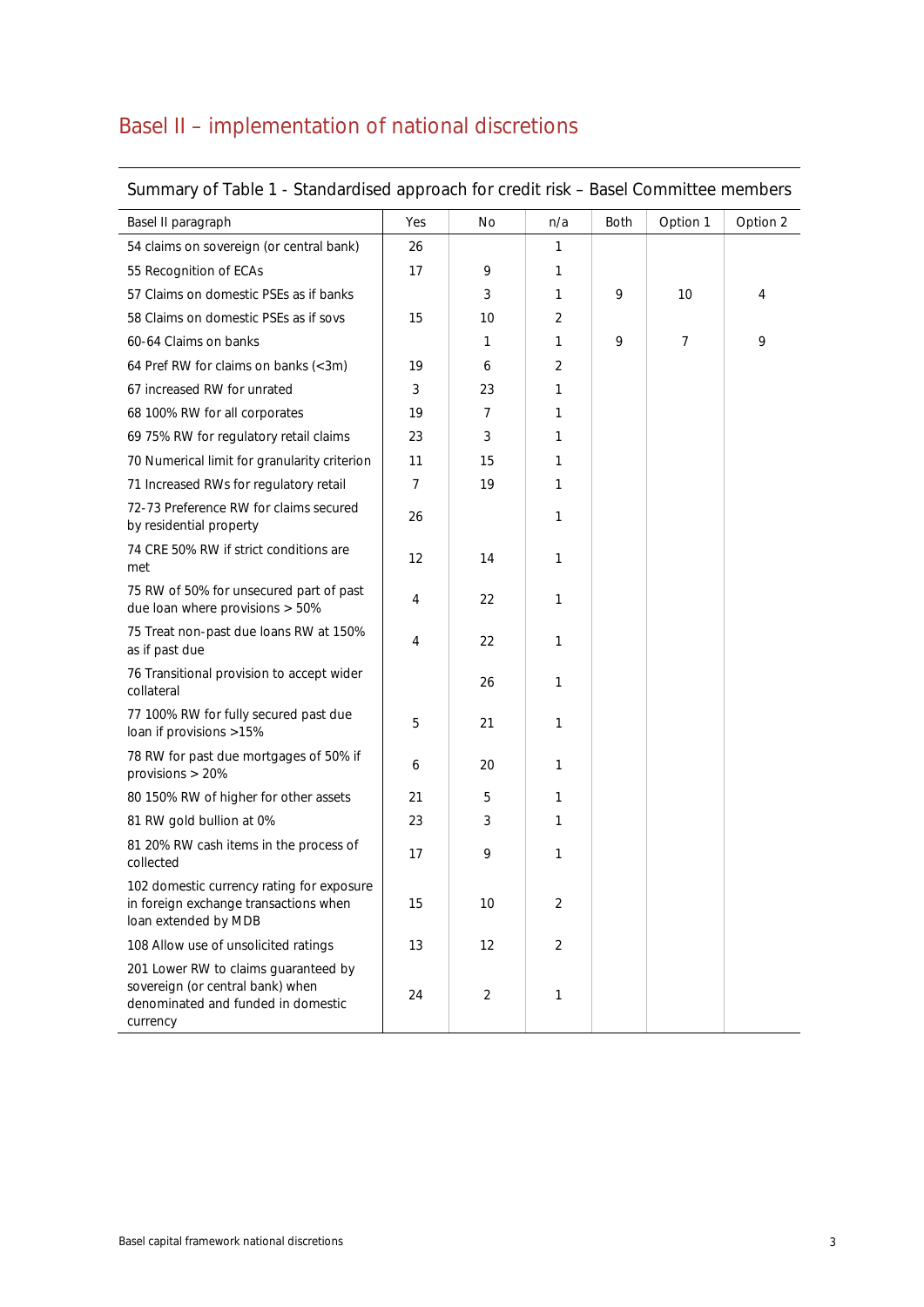# Basel II – implementation of national discretions

| Summary of Table 1 - Standardised approach for credit risk – Basel Committee members | | | | | | |
|---|---|---|---|---|---|---|
| Basel II paragraph | Yes | No | n/a | Both | Option 1 | Option 2 |
| 54 claims on sovereign (or central bank) | 26 | | 1 | | | |
| 55 Recognition of ECAs | 17 | 9 | 1 | | | |
| 57 Claims on domestic PSEs as if banks | | 3 | 1 | 9 | 10 | 4 |
| 58 Claims on domestic PSEs as if sovs | 15 | 10 | 2 | | | |
| 60-64 Claims on banks | | 1 | 1 | 9 | 7 | 9 |
| 64 Pref RW for claims on banks (<3m) | 19 | 6 | 2 | | | |
| 67 increased RW for unrated | 3 | 23 | 1 | | | |
| 68 100% RW for all corporates | 19 | 7 | 1 | | | |
| 69 75% RW for regulatory retail claims | 23 | 3 | 1 | | | |
| 70 Numerical limit for granularity criterion | 11 | 15 | 1 | | | |
| 71 Increased RWs for regulatory retail | 7 | 19 | 1 | | | |
| 72-73 Preference RW for claims secured by residential property | 26 | | 1 | | | |
| 74 CRE 50% RW if strict conditions are met | 12 | 14 | 1 | | | |
| 75 RW of 50% for unsecured part of past due loan where provisions > 50% | 4 | 22 | 1 | | | |
| 75 Treat non-past due loans RW at 150% as if past due | 4 | 22 | 1 | | | |
| 76 Transitional provision to accept wider collateral | | 26 | 1 | | | |
| 77 100% RW for fully secured past due loan if provisions >15% | 5 | 21 | 1 | | | |
| 78 RW for past due mortgages of 50% if provisions > 20% | 6 | 20 | 1 | | | |
| 80 150% RW of higher for other assets | 21 | 5 | 1 | | | |
| 81 RW gold bullion at 0% | 23 | 3 | 1 | | | |
| 81 20% RW cash items in the process of collected | 17 | 9 | 1 | | | |
| 102 domestic currency rating for exposure in foreign exchange transactions when loan extended by MDB | 15 | 10 | 2 | | | |
| 108 Allow use of unsolicited ratings | 13 | 12 | 2 | | | |
| 201 Lower RW to claims guaranteed by sovereign (or central bank) when denominated and funded in domestic currency | 24 | 2 | 1 | | | |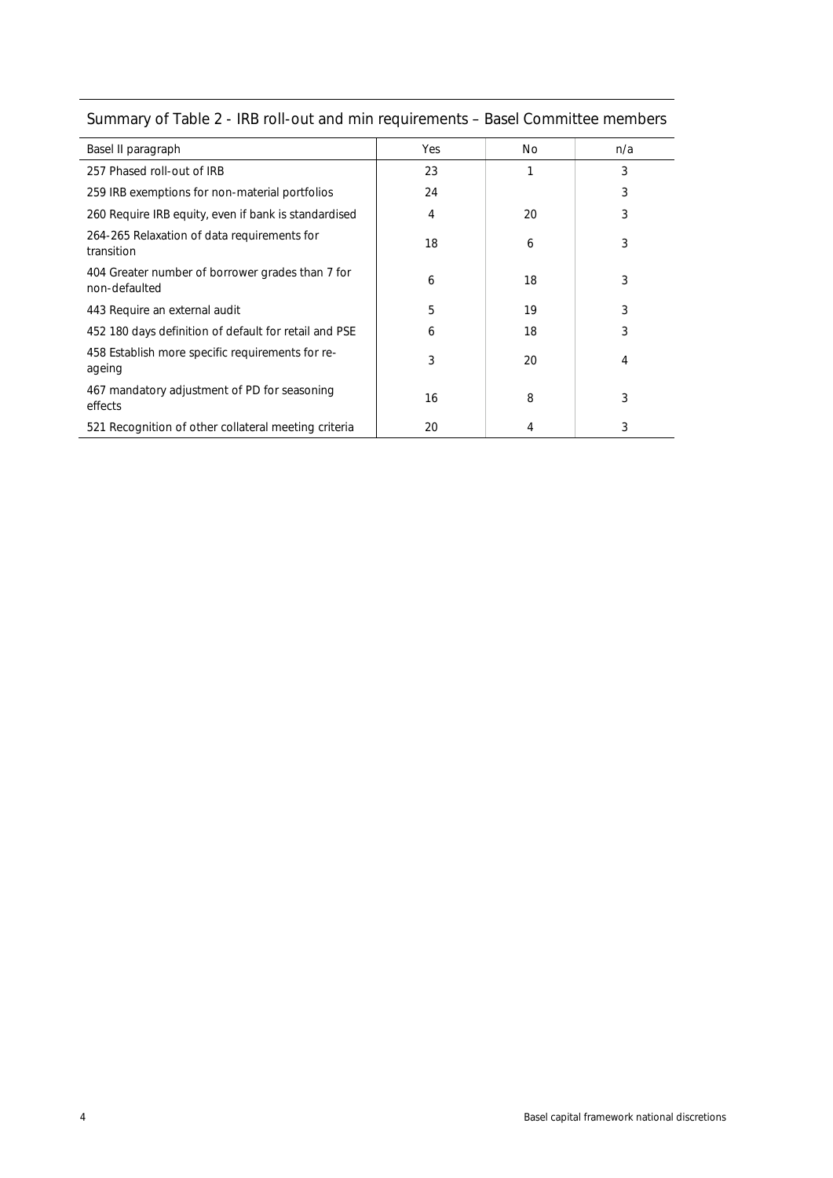## Summary of Table 2 - IRB roll-out and min requirements – Basel Committee members

| Basel II paragraph | Yes | No | n/a |
|---|---|---|---|
| 257 Phased roll-out of IRB | 23 | 1 | 3 |
| 259 IRB exemptions for non-material portfolios | 24 | | 3 |
| 260 Require IRB equity, even if bank is standardised | 4 | 20 | 3 |
| 264-265 Relaxation of data requirements for transition | 18 | 6 | 3 |
| 404 Greater number of borrower grades than 7 for non-defaulted | 6 | 18 | 3 |
| 443 Require an external audit | 5 | 19 | 3 |
| 452 180 days definition of default for retail and PSE | 6 | 18 | 3 |
| 458 Establish more specific requirements for re-ageing | 3 | 20 | 4 |
| 467 mandatory adjustment of PD for seasoning effects | 16 | 8 | 3 |
| 521 Recognition of other collateral meeting criteria | 20 | 4 | 3 |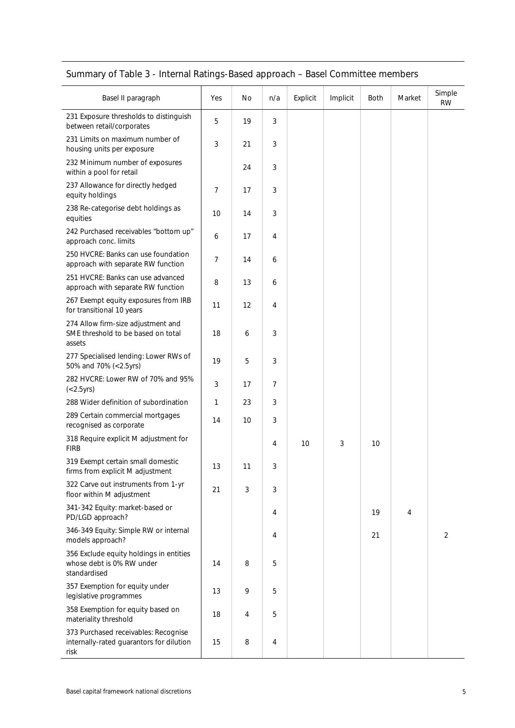## Summary of Table 3 - Internal Ratings-Based approach – Basel Committee members

| Basel II paragraph | Yes | No | n/a | Explicit | Implicit | Both | Market | Simple RW |
|---|---|---|---|---|---|---|---|---|
| 231 Exposure thresholds to distinguish between retail/corporates | 5 | 19 | 3 | | | | | |
| 231 Limits on maximum number of housing units per exposure | 3 | 21 | 3 | | | | | |
| 232 Minimum number of exposures within a pool for retail | | 24 | 3 | | | | | |
| 237 Allowance for directly hedged equity holdings | 7 | 17 | 3 | | | | | |
| 238 Re-categorise debt holdings as equities | 10 | 14 | 3 | | | | | |
| 242 Purchased receivables "bottom up" approach conc. limits | 6 | 17 | 4 | | | | | |
| 250 HVCRE: Banks can use foundation approach with separate RW function | 7 | 14 | 6 | | | | | |
| 251 HVCRE: Banks can use advanced approach with separate RW function | 8 | 13 | 6 | | | | | |
| 267 Exempt equity exposures from IRB for transitional 10 years | 11 | 12 | 4 | | | | | |
| 274 Allow firm-size adjustment and SME threshold to be based on total assets | 18 | 6 | 3 | | | | | |
| 277 Specialised lending: Lower RWs of 50% and 70% (<2.5yrs) | 19 | 5 | 3 | | | | | |
| 282 HVCRE: Lower RW of 70% and 95% (<2.5yrs) | 3 | 17 | 7 | | | | | |
| 288 Wider definition of subordination | 1 | 23 | 3 | | | | | |
| 289 Certain commercial mortgages recognised as corporate | 14 | 10 | 3 | | | | | |
| 318 Require explicit M adjustment for FIRB | | | 4 | 10 | 3 | 10 | | |
| 319 Exempt certain small domestic firms from explicit M adjustment | 13 | 11 | 3 | | | | | |
| 322 Carve out instruments from 1-yr floor within M adjustment | 21 | 3 | 3 | | | | | |
| 341-342 Equity: market-based or PD/LGD approach? | | | 4 | | | 19 | 4 | |
| 346-349 Equity: Simple RW or internal models approach? | | | 4 | | | 21 | | 2 |
| 356 Exclude equity holdings in entities whose debt is 0% RW under standardised | 14 | 8 | 5 | | | | | |
| 357 Exemption for equity under legislative programmes | 13 | 9 | 5 | | | | | |
| 358 Exemption for equity based on materiality threshold | 18 | 4 | 5 | | | | | |
| 373 Purchased receivables: Recognise internally-rated guarantors for dilution risk | 15 | 8 | 4 | | | | | |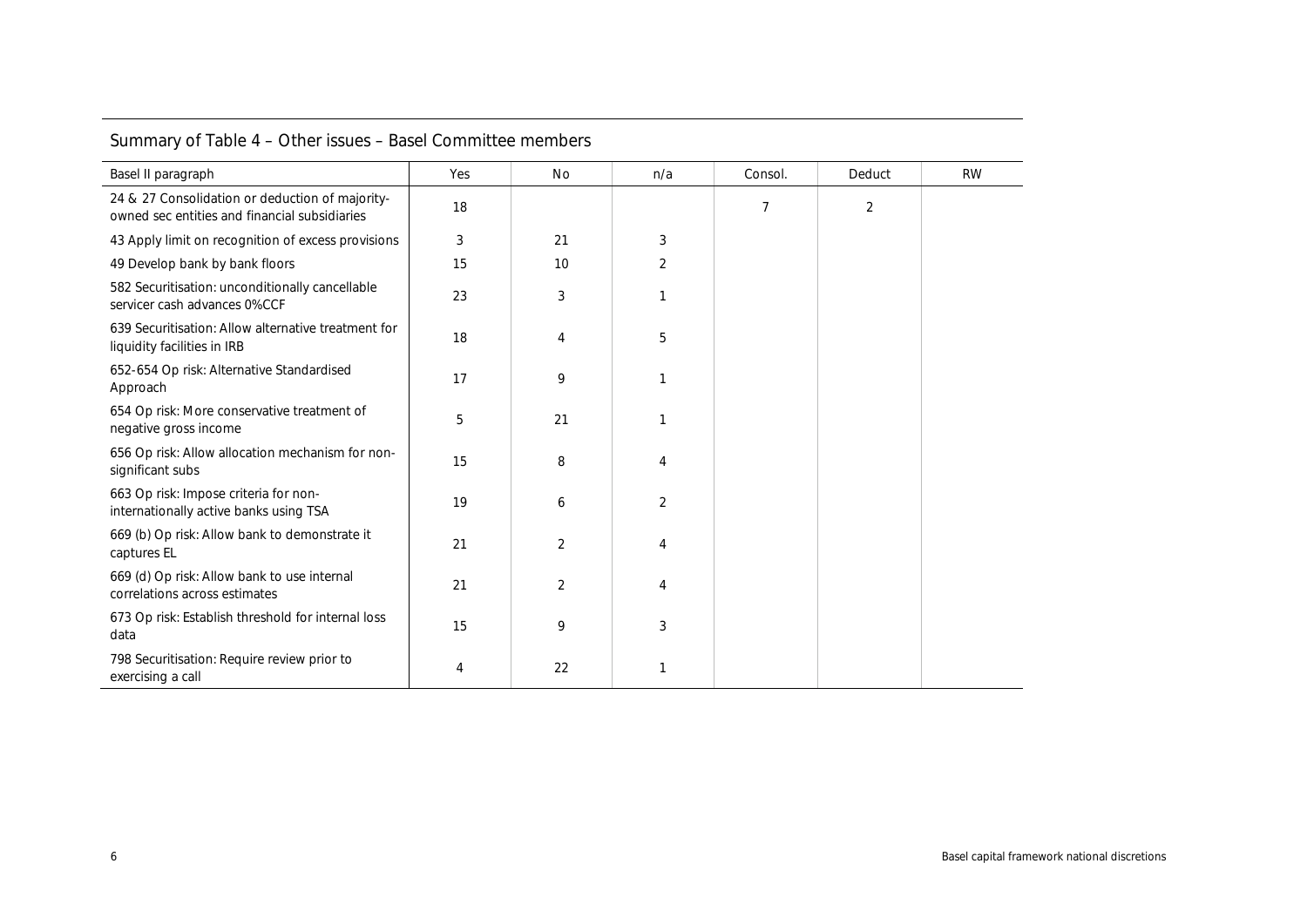## Summary of Table 4 – Other issues – Basel Committee members

| Basel II paragraph | Yes | No | n/a | Consol. | Deduct | RW |
|---|---|---|---|---|---|---|
| 24 & 27 Consolidation or deduction of majority-owned sec entities and financial subsidiaries | 18 | | | 7 | 2 | |
| 43 Apply limit on recognition of excess provisions | 3 | 21 | 3 | | | |
| 49 Develop bank by bank floors | 15 | 10 | 2 | | | |
| 582 Securitisation: unconditionally cancellable servicer cash advances 0%CCF | 23 | 3 | 1 | | | |
| 639 Securitisation: Allow alternative treatment for liquidity facilities in IRB | 18 | 4 | 5 | | | |
| 652-654 Op risk: Alternative Standardised Approach | 17 | 9 | 1 | | | |
| 654 Op risk: More conservative treatment of negative gross income | 5 | 21 | 1 | | | |
| 656 Op risk: Allow allocation mechanism for non-significant subs | 15 | 8 | 4 | | | |
| 663 Op risk: Impose criteria for non-internationally active banks using TSA | 19 | 6 | 2 | | | |
| 669 (b) Op risk: Allow bank to demonstrate it captures EL | 21 | 2 | 4 | | | |
| 669 (d) Op risk: Allow bank to use internal correlations across estimates | 21 | 2 | 4 | | | |
| 673 Op risk: Establish threshold for internal loss data | 15 | 9 | 3 | | | |
| 798 Securitisation: Require review prior to exercising a call | 4 | 22 | 1 | | | |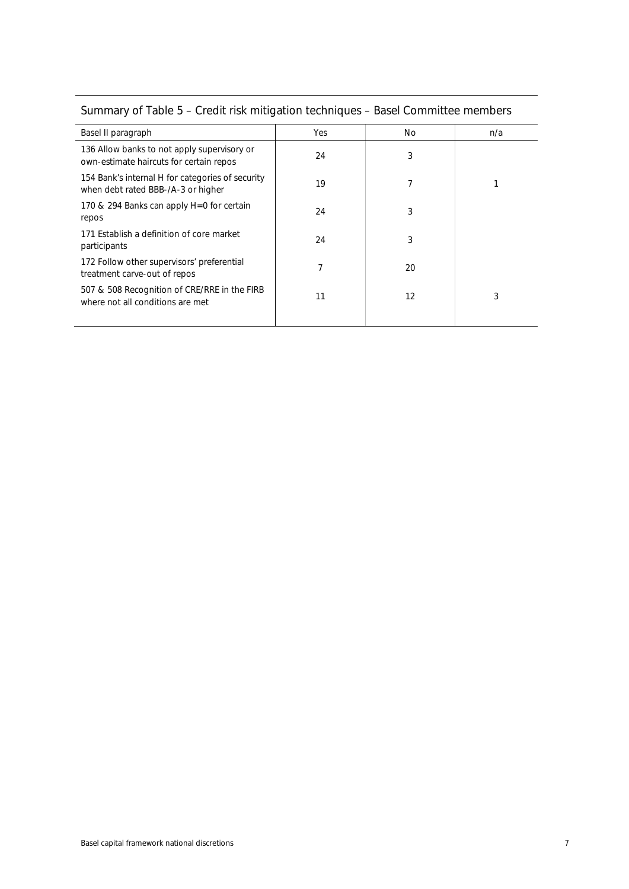## Summary of Table 5 – Credit risk mitigation techniques – Basel Committee members

| Basel II paragraph | Yes | No | n/a |
|---|---|---|---|
| 136 Allow banks to not apply supervisory or own-estimate haircuts for certain repos | 24 | 3 | |
| 154 Bank's internal H for categories of security when debt rated BBB-/A-3 or higher | 19 | 7 | 1 |
| 170 & 294 Banks can apply H=0 for certain repos | 24 | 3 | |
| 171 Establish a definition of core market participants | 24 | 3 | |
| 172 Follow other supervisors' preferential treatment carve-out of repos | 7 | 20 | |
| 507 & 508 Recognition of CRE/RRE in the FIRB where not all conditions are met | 11 | 12 | 3 |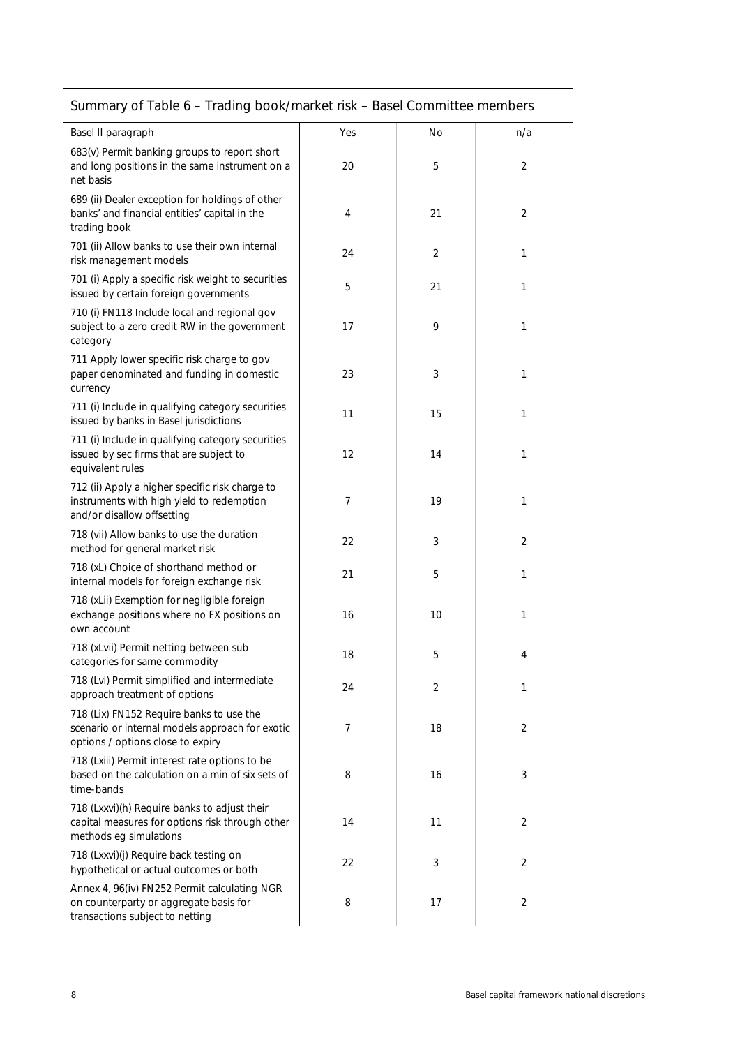## Summary of Table 6 – Trading book/market risk – Basel Committee members

| Basel II paragraph | Yes | No | n/a |
|---|---|---|---|
| 683(v) Permit banking groups to report short and long positions in the same instrument on a net basis | 20 | 5 | 2 |
| 689 (ii) Dealer exception for holdings of other banks' and financial entities' capital in the trading book | 4 | 21 | 2 |
| 701 (ii) Allow banks to use their own internal risk management models | 24 | 2 | 1 |
| 701 (i) Apply a specific risk weight to securities issued by certain foreign governments | 5 | 21 | 1 |
| 710 (i) FN118 Include local and regional gov subject to a zero credit RW in the government category | 17 | 9 | 1 |
| 711 Apply lower specific risk charge to gov paper denominated and funding in domestic currency | 23 | 3 | 1 |
| 711 (i) Include in qualifying category securities issued by banks in Basel jurisdictions | 11 | 15 | 1 |
| 711 (i) Include in qualifying category securities issued by sec firms that are subject to equivalent rules | 12 | 14 | 1 |
| 712 (ii) Apply a higher specific risk charge to instruments with high yield to redemption and/or disallow offsetting | 7 | 19 | 1 |
| 718 (vii) Allow banks to use the duration method for general market risk | 22 | 3 | 2 |
| 718 (xL) Choice of shorthand method or internal models for foreign exchange risk | 21 | 5 | 1 |
| 718 (xLii) Exemption for negligible foreign exchange positions where no FX positions on own account | 16 | 10 | 1 |
| 718 (xLvii) Permit netting between sub categories for same commodity | 18 | 5 | 4 |
| 718 (Lvi) Permit simplified and intermediate approach treatment of options | 24 | 2 | 1 |
| 718 (Lix) FN152 Require banks to use the scenario or internal models approach for exotic options / options close to expiry | 7 | 18 | 2 |
| 718 (Lxiii) Permit interest rate options to be based on the calculation on a min of six sets of time-bands | 8 | 16 | 3 |
| 718 (Lxxvi)(h) Require banks to adjust their capital measures for options risk through other methods eg simulations | 14 | 11 | 2 |
| 718 (Lxxvi)(j) Require back testing on hypothetical or actual outcomes or both | 22 | 3 | 2 |
| Annex 4, 96(iv) FN252 Permit calculating NGR on counterparty or aggregate basis for transactions subject to netting | 8 | 17 | 2 |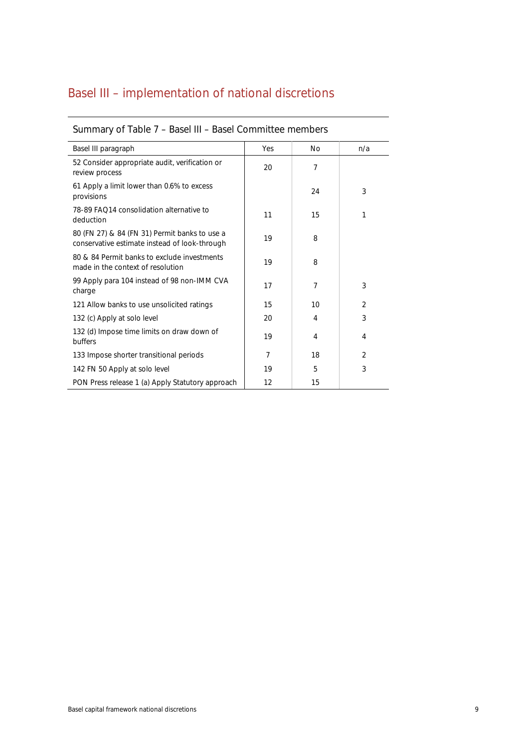# Basel III – implementation of national discretions

## Summary of Table 7 – Basel III – Basel Committee members

| Basel III paragraph | Yes | No | n/a |
|---|---|---|---|
| 52 Consider appropriate audit, verification or review process | 20 | 7 | |
| 61 Apply a limit lower than 0.6% to excess provisions | | 24 | 3 |
| 78-89 FAQ14 consolidation alternative to deduction | 11 | 15 | 1 |
| 80 (FN 27) & 84 (FN 31) Permit banks to use a conservative estimate instead of look-through | 19 | 8 | |
| 80 & 84 Permit banks to exclude investments made in the context of resolution | 19 | 8 | |
| 99 Apply para 104 instead of 98 non-IMM CVA charge | 17 | 7 | 3 |
| 121 Allow banks to use unsolicited ratings | 15 | 10 | 2 |
| 132 (c) Apply at solo level | 20 | 4 | 3 |
| 132 (d) Impose time limits on draw down of buffers | 19 | 4 | 4 |
| 133 Impose shorter transitional periods | 7 | 18 | 2 |
| 142 FN 50 Apply at solo level | 19 | 5 | 3 |
| PON Press release 1 (a) Apply Statutory approach | 12 | 15 | |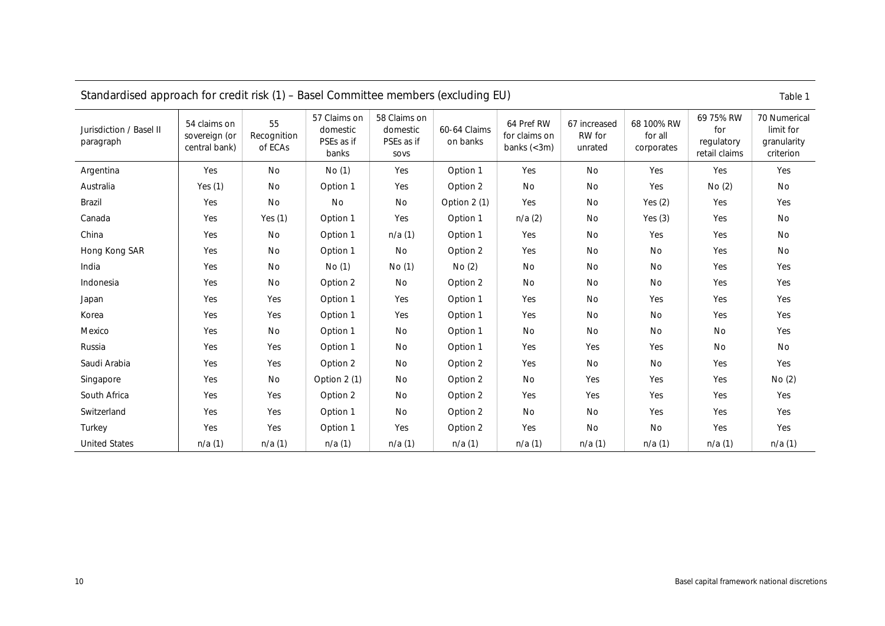Standardised approach for credit risk (1) – Basel Committee members (excluding EU)

Table 1

| Jurisdiction / Basel II paragraph | 54 claims on sovereign (or central bank) | 55 Recognition of ECAs | 57 Claims on domestic PSEs as if banks | 58 Claims on domestic PSEs as if sovs | 60-64 Claims on banks | 64 Pref RW for claims on banks (<3m) | 67 increased RW for unrated | 68 100% RW for all corporates | 69 75% RW for regulatory retail claims | 70 Numerical limit for granularity criterion |
|---|---|---|---|---|---|---|---|---|---|---|
| Argentina | Yes | No | No (1) | Yes | Option 1 | Yes | No | Yes | Yes | Yes |
| Australia | Yes (1) | No | Option 1 | Yes | Option 2 | No | No | Yes | No (2) | No |
| Brazil | Yes | No | No | No | Option 2 (1) | Yes | No | Yes (2) | Yes | Yes |
| Canada | Yes | Yes (1) | Option 1 | Yes | Option 1 | n/a (2) | No | Yes (3) | Yes | No |
| China | Yes | No | Option 1 | n/a (1) | Option 1 | Yes | No | Yes | Yes | No |
| Hong Kong SAR | Yes | No | Option 1 | No | Option 2 | Yes | No | No | Yes | No |
| India | Yes | No | No (1) | No (1) | No (2) | No | No | No | Yes | Yes |
| Indonesia | Yes | No | Option 2 | No | Option 2 | No | No | No | Yes | Yes |
| Japan | Yes | Yes | Option 1 | Yes | Option 1 | Yes | No | Yes | Yes | Yes |
| Korea | Yes | Yes | Option 1 | Yes | Option 1 | Yes | No | No | Yes | Yes |
| Mexico | Yes | No | Option 1 | No | Option 1 | No | No | No | No | Yes |
| Russia | Yes | Yes | Option 1 | No | Option 1 | Yes | Yes | Yes | No | No |
| Saudi Arabia | Yes | Yes | Option 2 | No | Option 2 | Yes | No | No | Yes | Yes |
| Singapore | Yes | No | Option 2 (1) | No | Option 2 | No | Yes | Yes | Yes | No (2) |
| South Africa | Yes | Yes | Option 2 | No | Option 2 | Yes | Yes | Yes | Yes | Yes |
| Switzerland | Yes | Yes | Option 1 | No | Option 2 | No | No | Yes | Yes | Yes |
| Turkey | Yes | Yes | Option 1 | Yes | Option 2 | Yes | No | No | Yes | Yes |
| United States | n/a (1) | n/a (1) | n/a (1) | n/a (1) | n/a (1) | n/a (1) | n/a (1) | n/a (1) | n/a (1) | n/a (1) |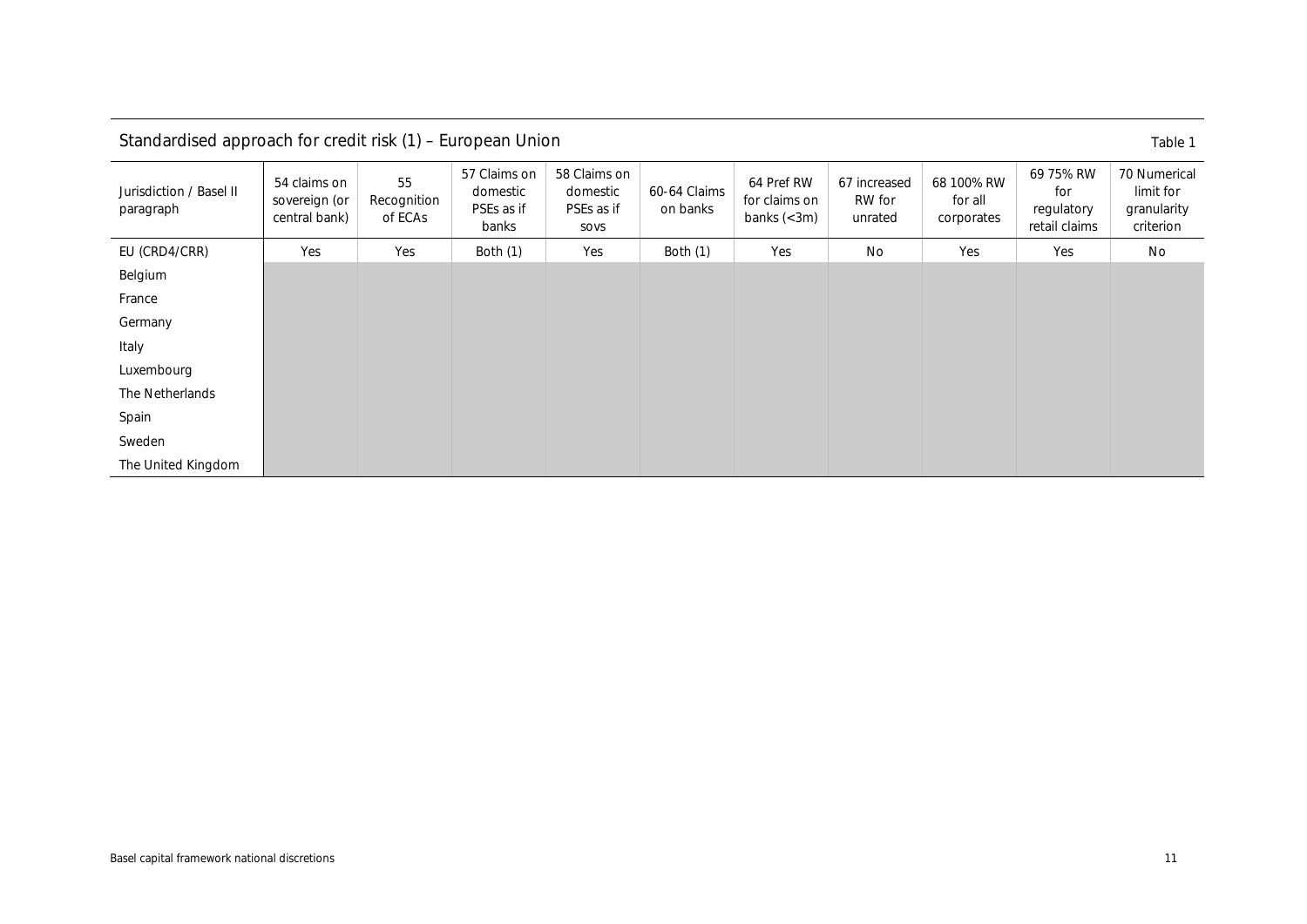## Standardised approach for credit risk (1) – European Union

Table 1

| Jurisdiction / Basel II paragraph | 54 claims on sovereign (or central bank) | 55 Recognition of ECAs | 57 Claims on domestic PSEs as if banks | 58 Claims on domestic PSEs as if sovs | 60-64 Claims on banks | 64 Pref RW for claims on banks (<3m) | 67 increased RW for unrated | 68 100% RW for all corporates | 69 75% RW for regulatory retail claims | 70 Numerical limit for granularity criterion |
|---|---|---|---|---|---|---|---|---|---|---|
| EU (CRD4/CRR) | Yes | Yes | Both (1) | Yes | Both (1) | Yes | No | Yes | Yes | No |
| Belgium | | | | | | | | | | |
| France | | | | | | | | | | |
| Germany | | | | | | | | | | |
| Italy | | | | | | | | | | |
| Luxembourg | | | | | | | | | | |
| The Netherlands | | | | | | | | | | |
| Spain | | | | | | | | | | |
| Sweden | | | | | | | | | | |
| The United Kingdom | | | | | | | | | | |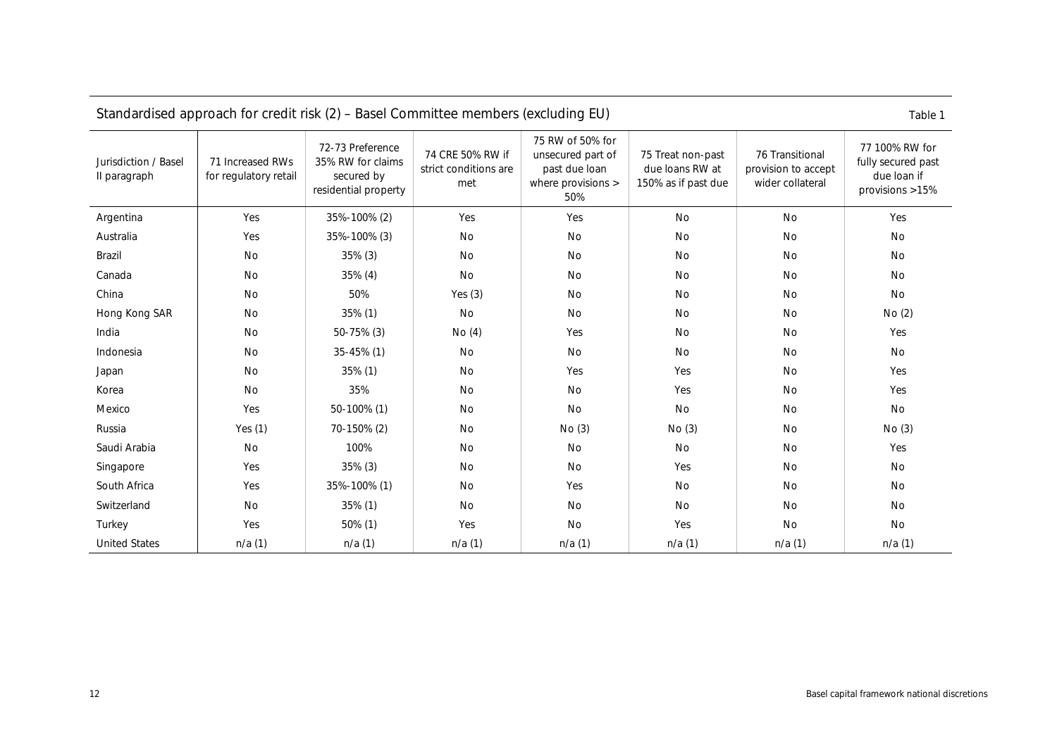Standardised approach for credit risk (2) – Basel Committee members (excluding EU)

Table 1

| Jurisdiction / Basel II paragraph | 71 Increased RWs for regulatory retail | 72-73 Preference 35% RW for claims secured by residential property | 74 CRE 50% RW if strict conditions are met | 75 RW of 50% for unsecured part of past due loan where provisions > 50% | 75 Treat non-past due loans RW at 150% as if past due | 76 Transitional provision to accept wider collateral | 77 100% RW for fully secured past due loan if provisions >15% |
|---|---|---|---|---|---|---|---|
| Argentina | Yes | 35%-100% (2) | Yes | Yes | No | No | Yes |
| Australia | Yes | 35%-100% (3) | No | No | No | No | No |
| Brazil | No | 35% (3) | No | No | No | No | No |
| Canada | No | 35% (4) | No | No | No | No | No |
| China | No | 50% | Yes (3) | No | No | No | No |
| Hong Kong SAR | No | 35% (1) | No | No | No | No | No (2) |
| India | No | 50-75% (3) | No (4) | Yes | No | No | Yes |
| Indonesia | No | 35-45% (1) | No | No | No | No | No |
| Japan | No | 35% (1) | No | Yes | Yes | No | Yes |
| Korea | No | 35% | No | No | Yes | No | Yes |
| Mexico | Yes | 50-100% (1) | No | No | No | No | No |
| Russia | Yes (1) | 70-150% (2) | No | No (3) | No (3) | No | No (3) |
| Saudi Arabia | No | 100% | No | No | No | No | Yes |
| Singapore | Yes | 35% (3) | No | No | Yes | No | No |
| South Africa | Yes | 35%-100% (1) | No | Yes | No | No | No |
| Switzerland | No | 35% (1) | No | No | No | No | No |
| Turkey | Yes | 50% (1) | Yes | No | Yes | No | No |
| United States | n/a (1) | n/a (1) | n/a (1) | n/a (1) | n/a (1) | n/a (1) | n/a (1) |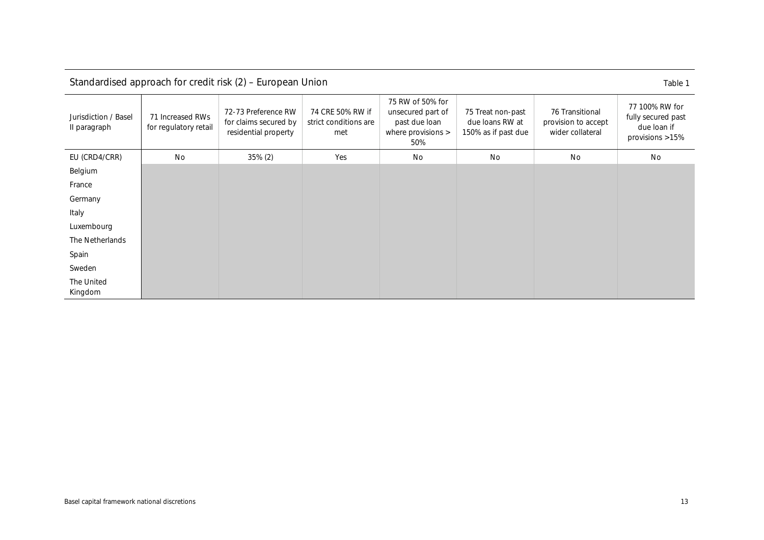## Standardised approach for credit risk (2) – European Union

Table 1

| Jurisdiction / Basel II paragraph | 71 Increased RWs for regulatory retail | 72-73 Preference RW for claims secured by residential property | 74 CRE 50% RW if strict conditions are met | 75 RW of 50% for unsecured part of past due loan where provisions > 50% | 75 Treat non-past due loans RW at 150% as if past due | 76 Transitional provision to accept wider collateral | 77 100% RW for fully secured past due loan if provisions >15% |
|---|---|---|---|---|---|---|---|
| EU (CRD4/CRR) | No | 35% (2) | Yes | No | No | No | No |
| Belgium | | | | | | | |
| France | | | | | | | |
| Germany | | | | | | | |
| Italy | | | | | | | |
| Luxembourg | | | | | | | |
| The Netherlands | | | | | | | |
| Spain | | | | | | | |
| Sweden | | | | | | | |
| The United Kingdom | | | | | | | |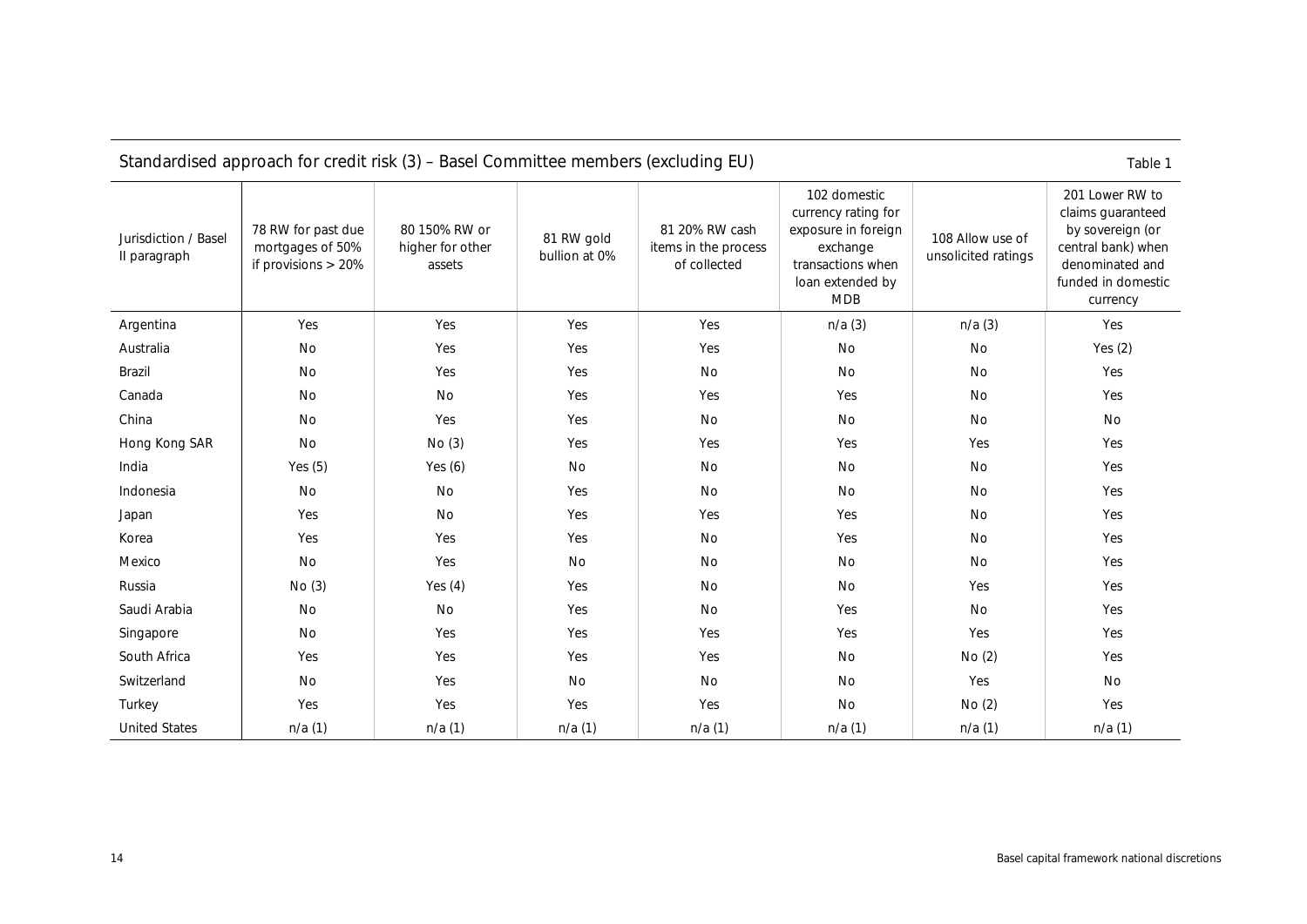Standardised approach for credit risk (3) – Basel Committee members (excluding EU)

Table 1

| Jurisdiction / Basel II paragraph | 78 RW for past due mortgages of 50% if provisions > 20% | 80 150% RW or higher for other assets | 81 RW gold bullion at 0% | 81 20% RW cash items in the process of collected | 102 domestic currency rating for exposure in foreign exchange transactions when loan extended by MDB | 108 Allow use of unsolicited ratings | 201 Lower RW to claims guaranteed by sovereign (or central bank) when denominated and funded in domestic currency |
|---|---|---|---|---|---|---|---|
| Argentina | Yes | Yes | Yes | Yes | n/a (3) | n/a (3) | Yes |
| Australia | No | Yes | Yes | Yes | No | No | Yes (2) |
| Brazil | No | Yes | Yes | No | No | No | Yes |
| Canada | No | No | Yes | Yes | Yes | No | Yes |
| China | No | Yes | Yes | No | No | No | No |
| Hong Kong SAR | No | No (3) | Yes | Yes | Yes | Yes | Yes |
| India | Yes (5) | Yes (6) | No | No | No | No | Yes |
| Indonesia | No | No | Yes | No | No | No | Yes |
| Japan | Yes | No | Yes | Yes | Yes | No | Yes |
| Korea | Yes | Yes | Yes | No | Yes | No | Yes |
| Mexico | No | Yes | No | No | No | No | Yes |
| Russia | No (3) | Yes (4) | Yes | No | No | Yes | Yes |
| Saudi Arabia | No | No | Yes | No | Yes | No | Yes |
| Singapore | No | Yes | Yes | Yes | Yes | Yes | Yes |
| South Africa | Yes | Yes | Yes | Yes | No | No (2) | Yes |
| Switzerland | No | Yes | No | No | No | Yes | No |
| Turkey | Yes | Yes | Yes | Yes | No | No (2) | Yes |
| United States | n/a (1) | n/a (1) | n/a (1) | n/a (1) | n/a (1) | n/a (1) | n/a (1) |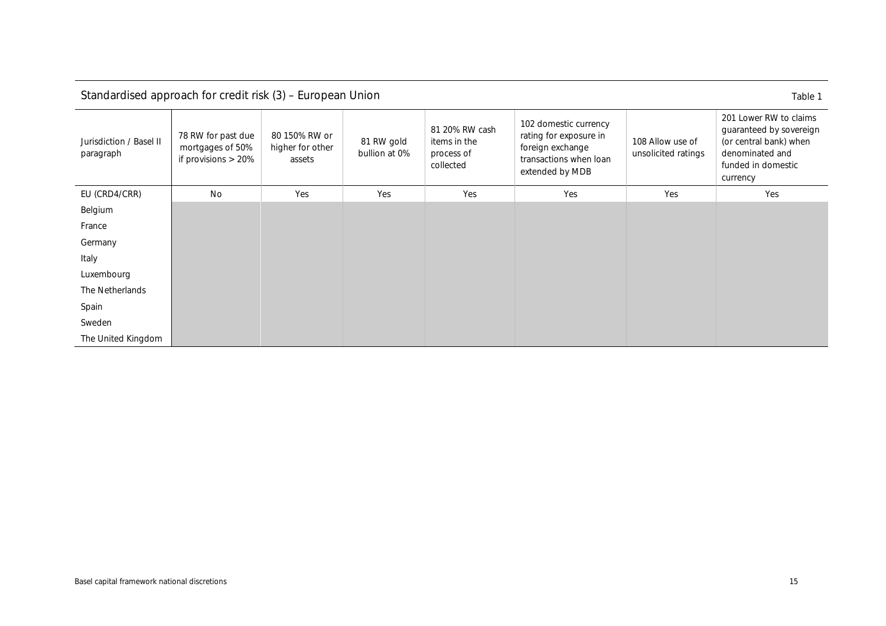## Standardised approach for credit risk (3) – European Union

Table 1

| Jurisdiction / Basel II paragraph | 78 RW for past due mortgages of 50% if provisions > 20% | 80 150% RW or higher for other assets | 81 RW gold bullion at 0% | 81 20% RW cash items in the process of collected | 102 domestic currency rating for exposure in foreign exchange transactions when loan extended by MDB | 108 Allow use of unsolicited ratings | 201 Lower RW to claims guaranteed by sovereign (or central bank) when denominated and funded in domestic currency |
|---|---|---|---|---|---|---|---|
| EU (CRD4/CRR) | No | Yes | Yes | Yes | Yes | Yes | Yes |
| Belgium | | | | | | | |
| France | | | | | | | |
| Germany | | | | | | | |
| Italy | | | | | | | |
| Luxembourg | | | | | | | |
| The Netherlands | | | | | | | |
| Spain | | | | | | | |
| Sweden | | | | | | | |
| The United Kingdom | | | | | | | |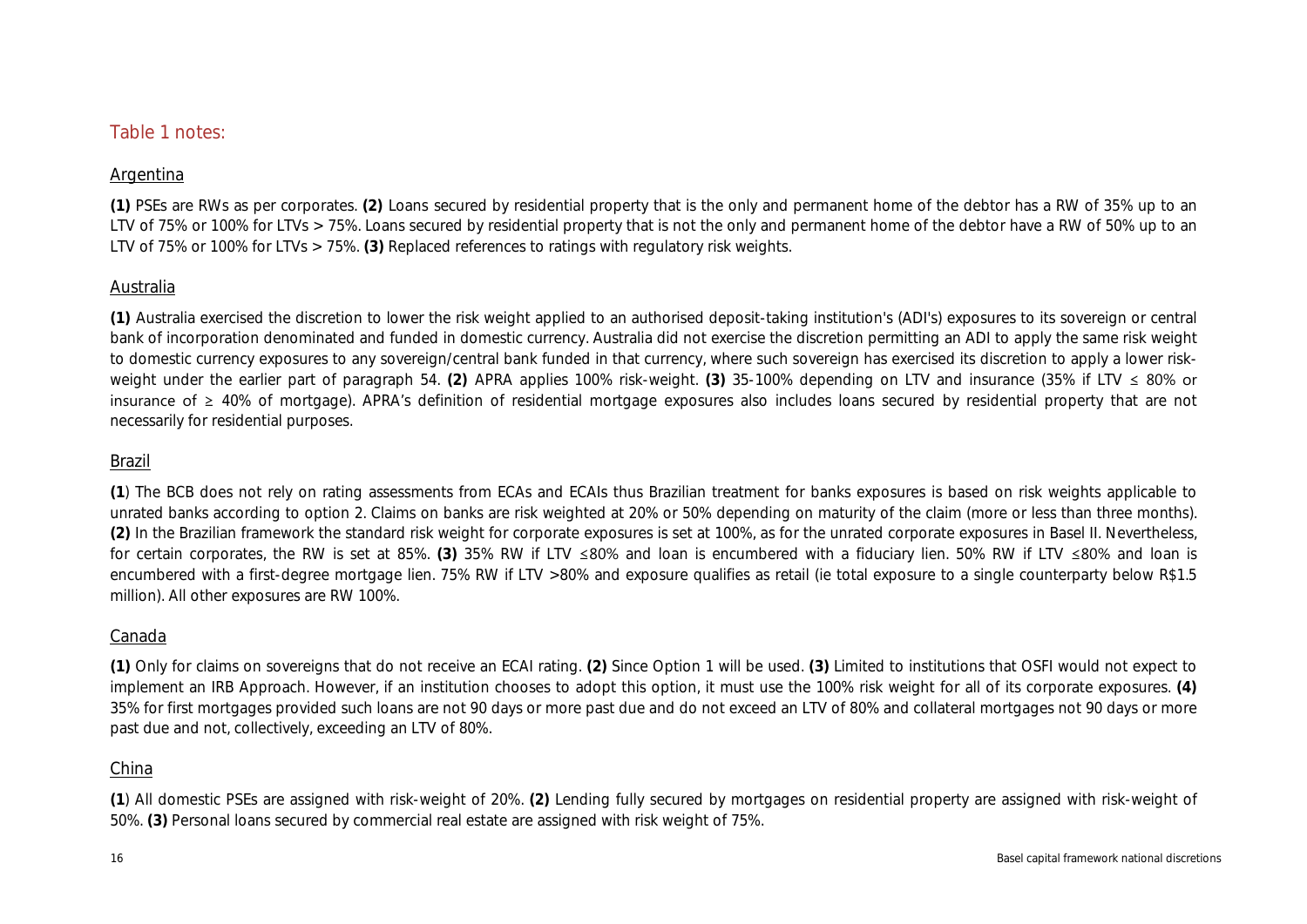## Table 1 notes:

### Argentina

**(1)** PSEs are RWs as per corporates. **(2)** Loans secured by residential property that is the only and permanent home of the debtor has a RW of 35% up to an LTV of 75% or 100% for LTVs > 75%. Loans secured by residential property that is not the only and permanent home of the debtor have a RW of 50% up to an LTV of 75% or 100% for LTVs > 75%. **(3)** Replaced references to ratings with regulatory risk weights.

### Australia

**(1)** Australia exercised the discretion to lower the risk weight applied to an authorised deposit-taking institution's (ADI's) exposures to its sovereign or central bank of incorporation denominated and funded in domestic currency. Australia did not exercise the discretion permitting an ADI to apply the same risk weight to domestic currency exposures to any sovereign/central bank funded in that currency, where such sovereign has exercised its discretion to apply a lower risk-weight under the earlier part of paragraph 54. **(2)** APRA applies 100% risk-weight. **(3)** 35-100% depending on LTV and insurance (35% if LTV ≤ 80% or insurance of ≥ 40% of mortgage). APRA's definition of residential mortgage exposures also includes loans secured by residential property that are not necessarily for residential purposes.

### Brazil

**(1**) The BCB does not rely on rating assessments from ECAs and ECAIs thus Brazilian treatment for banks exposures is based on risk weights applicable to unrated banks according to option 2. Claims on banks are risk weighted at 20% or 50% depending on maturity of the claim (more or less than three months). **(2)** In the Brazilian framework the standard risk weight for corporate exposures is set at 100%, as for the unrated corporate exposures in Basel II. Nevertheless, for certain corporates, the RW is set at 85%. **(3)** 35% RW if LTV ≤80% and loan is encumbered with a fiduciary lien. 50% RW if LTV ≤80% and loan is encumbered with a first-degree mortgage lien. 75% RW if LTV >80% and exposure qualifies as retail (ie total exposure to a single counterparty below R$1.5 million). All other exposures are RW 100%.

### Canada

**(1)** Only for claims on sovereigns that do not receive an ECAI rating. **(2)** Since Option 1 will be used. **(3)** Limited to institutions that OSFI would not expect to implement an IRB Approach. However, if an institution chooses to adopt this option, it must use the 100% risk weight for all of its corporate exposures. **(4)** 35% for first mortgages provided such loans are not 90 days or more past due and do not exceed an LTV of 80% and collateral mortgages not 90 days or more past due and not, collectively, exceeding an LTV of 80%.

### China

**(1**) All domestic PSEs are assigned with risk-weight of 20%. **(2)** Lending fully secured by mortgages on residential property are assigned with risk-weight of 50%. **(3)** Personal loans secured by commercial real estate are assigned with risk weight of 75%.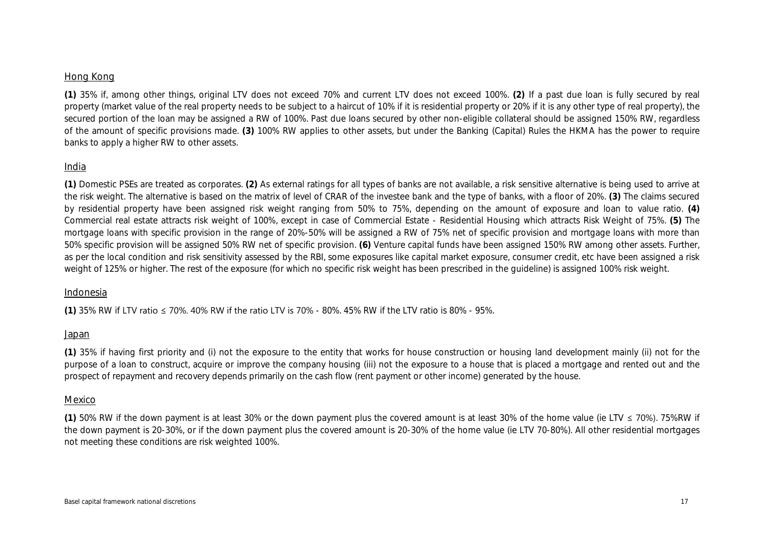## Hong Kong

**(1)** 35% if, among other things, original LTV does not exceed 70% and current LTV does not exceed 100%. **(2)** If a past due loan is fully secured by real property (market value of the real property needs to be subject to a haircut of 10% if it is residential property or 20% if it is any other type of real property), the secured portion of the loan may be assigned a RW of 100%. Past due loans secured by other non-eligible collateral should be assigned 150% RW, regardless of the amount of specific provisions made. **(3)** 100% RW applies to other assets, but under the Banking (Capital) Rules the HKMA has the power to require banks to apply a higher RW to other assets.

## India

**(1)** Domestic PSEs are treated as corporates. **(2)** As external ratings for all types of banks are not available, a risk sensitive alternative is being used to arrive at the risk weight. The alternative is based on the matrix of level of CRAR of the investee bank and the type of banks, with a floor of 20%. **(3)** The claims secured by residential property have been assigned risk weight ranging from 50% to 75%, depending on the amount of exposure and loan to value ratio. **(4)** Commercial real estate attracts risk weight of 100%, except in case of Commercial Estate - Residential Housing which attracts Risk Weight of 75%. **(5)** The mortgage loans with specific provision in the range of 20%-50% will be assigned a RW of 75% net of specific provision and mortgage loans with more than 50% specific provision will be assigned 50% RW net of specific provision. **(6)** Venture capital funds have been assigned 150% RW among other assets. Further, as per the local condition and risk sensitivity assessed by the RBI, some exposures like capital market exposure, consumer credit, etc have been assigned a risk weight of 125% or higher. The rest of the exposure (for which no specific risk weight has been prescribed in the guideline) is assigned 100% risk weight.

## Indonesia

**(1)** 35% RW if LTV ratio ≤ 70%. 40% RW if the ratio LTV is 70% - 80%. 45% RW if the LTV ratio is 80% - 95%.

## Japan

**(1)** 35% if having first priority and (i) not the exposure to the entity that works for house construction or housing land development mainly (ii) not for the purpose of a loan to construct, acquire or improve the company housing (iii) not the exposure to a house that is placed a mortgage and rented out and the prospect of repayment and recovery depends primarily on the cash flow (rent payment or other income) generated by the house.

## Mexico

**(1)** 50% RW if the down payment is at least 30% or the down payment plus the covered amount is at least 30% of the home value (ie LTV ≤ 70%). 75%RW if the down payment is 20-30%, or if the down payment plus the covered amount is 20-30% of the home value (ie LTV 70-80%). All other residential mortgages not meeting these conditions are risk weighted 100%.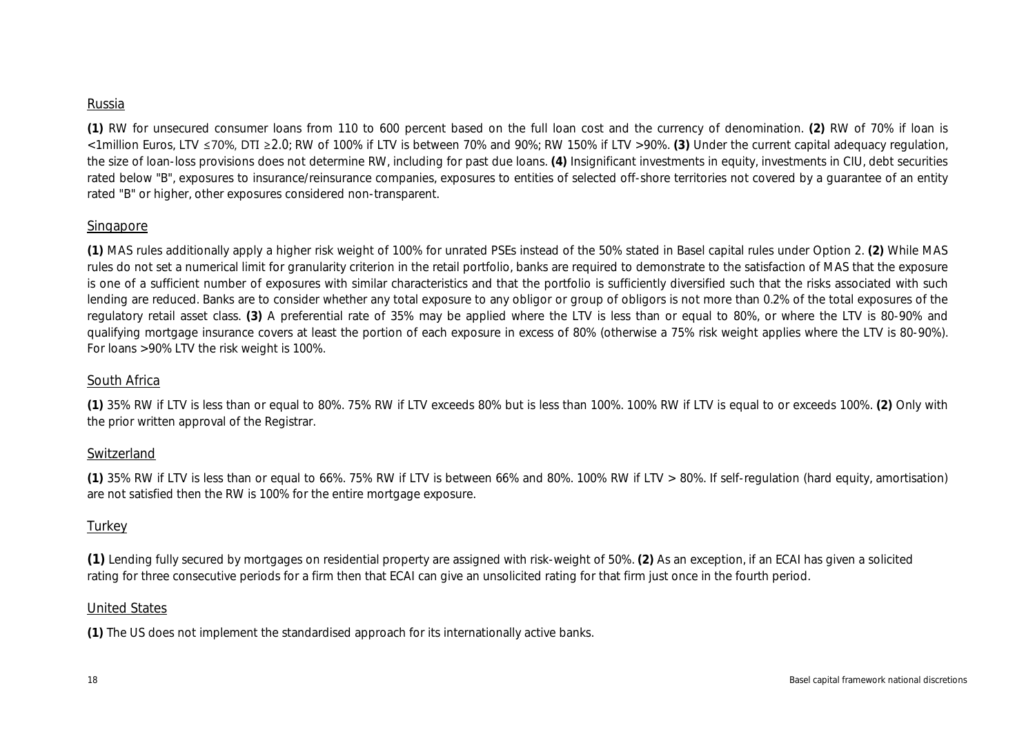Russia

**(1)** RW for unsecured consumer loans from 110 to 600 percent based on the full loan cost and the currency of denomination. **(2)** RW of 70% if loan is <1million Euros, LTV ≤70%, DTI ≥2.0; RW of 100% if LTV is between 70% and 90%; RW 150% if LTV >90%. **(3)** Under the current capital adequacy regulation, the size of loan-loss provisions does not determine RW, including for past due loans. **(4)** Insignificant investments in equity, investments in CIU, debt securities rated below "B", exposures to insurance/reinsurance companies, exposures to entities of selected off-shore territories not covered by a guarantee of an entity rated "B" or higher, other exposures considered non-transparent.

Singapore

**(1)** MAS rules additionally apply a higher risk weight of 100% for unrated PSEs instead of the 50% stated in Basel capital rules under Option 2. **(2)** While MAS rules do not set a numerical limit for granularity criterion in the retail portfolio, banks are required to demonstrate to the satisfaction of MAS that the exposure is one of a sufficient number of exposures with similar characteristics and that the portfolio is sufficiently diversified such that the risks associated with such lending are reduced. Banks are to consider whether any total exposure to any obligor or group of obligors is not more than 0.2% of the total exposures of the regulatory retail asset class. **(3)** A preferential rate of 35% may be applied where the LTV is less than or equal to 80%, or where the LTV is 80-90% and qualifying mortgage insurance covers at least the portion of each exposure in excess of 80% (otherwise a 75% risk weight applies where the LTV is 80-90%). For loans >90% LTV the risk weight is 100%.

South Africa

**(1)** 35% RW if LTV is less than or equal to 80%. 75% RW if LTV exceeds 80% but is less than 100%. 100% RW if LTV is equal to or exceeds 100%. **(2)** Only with the prior written approval of the Registrar.

Switzerland

**(1)** 35% RW if LTV is less than or equal to 66%. 75% RW if LTV is between 66% and 80%. 100% RW if LTV > 80%. If self-regulation (hard equity, amortisation) are not satisfied then the RW is 100% for the entire mortgage exposure.

Turkey

**(1)** Lending fully secured by mortgages on residential property are assigned with risk-weight of 50%. **(2)** As an exception, if an ECAI has given a solicited rating for three consecutive periods for a firm then that ECAI can give an unsolicited rating for that firm just once in the fourth period.

United States

**(1)** The US does not implement the standardised approach for its internationally active banks.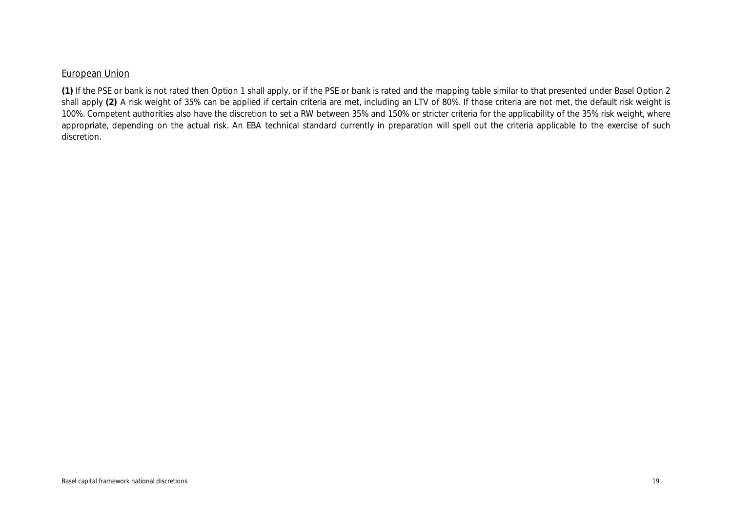European Union

**(1)** If the PSE or bank is not rated then Option 1 shall apply, or if the PSE or bank is rated and the mapping table similar to that presented under Basel Option 2 shall apply **(2)** A risk weight of 35% can be applied if certain criteria are met, including an LTV of 80%. If those criteria are not met, the default risk weight is 100%. Competent authorities also have the discretion to set a RW between 35% and 150% or stricter criteria for the applicability of the 35% risk weight, where appropriate, depending on the actual risk. An EBA technical standard currently in preparation will spell out the criteria applicable to the exercise of such discretion.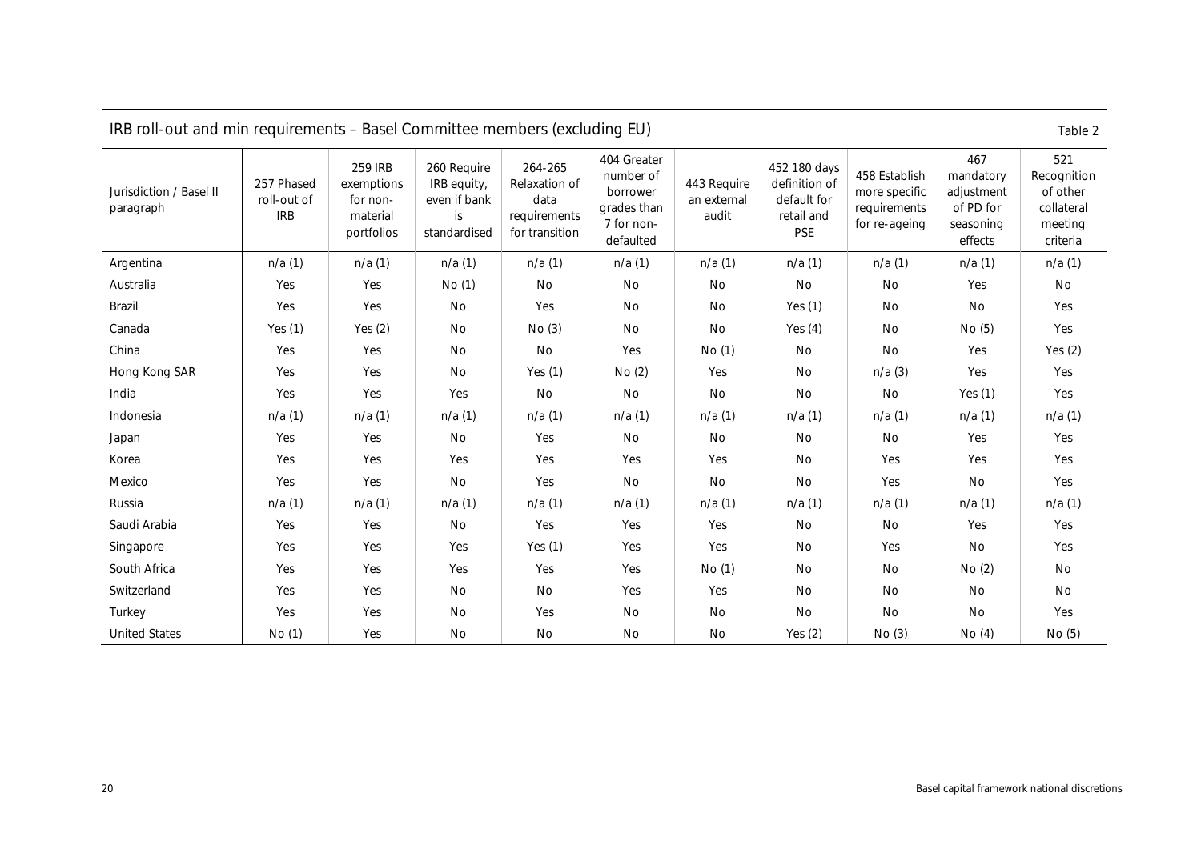IRB roll-out and min requirements – Basel Committee members (excluding EU)

Table 2

| Jurisdiction / Basel II paragraph | 257 Phased roll-out of IRB | 259 IRB exemptions for non-material portfolios | 260 Require IRB equity, even if bank is standardised | 264-265 Relaxation of data requirements for transition | 404 Greater number of borrower grades than 7 for non-defaulted | 443 Require an external audit | 452 180 days definition of default for retail and PSE | 458 Establish more specific requirements for re-ageing | 467 mandatory adjustment of PD for seasoning effects | 521 Recognition of other collateral meeting criteria |
|---|---|---|---|---|---|---|---|---|---|---|
| Argentina | n/a (1) | n/a (1) | n/a (1) | n/a (1) | n/a (1) | n/a (1) | n/a (1) | n/a (1) | n/a (1) | n/a (1) |
| Australia | Yes | Yes | No (1) | No | No | No | No | No | Yes | No |
| Brazil | Yes | Yes | No | Yes | No | No | Yes (1) | No | No | Yes |
| Canada | Yes (1) | Yes (2) | No | No (3) | No | No | Yes (4) | No | No (5) | Yes |
| China | Yes | Yes | No | No | Yes | No (1) | No | No | Yes | Yes (2) |
| Hong Kong SAR | Yes | Yes | No | Yes (1) | No (2) | Yes | No | n/a (3) | Yes | Yes |
| India | Yes | Yes | Yes | No | No | No | No | No | Yes (1) | Yes |
| Indonesia | n/a (1) | n/a (1) | n/a (1) | n/a (1) | n/a (1) | n/a (1) | n/a (1) | n/a (1) | n/a (1) | n/a (1) |
| Japan | Yes | Yes | No | Yes | No | No | No | No | Yes | Yes |
| Korea | Yes | Yes | Yes | Yes | Yes | Yes | No | Yes | Yes | Yes |
| Mexico | Yes | Yes | No | Yes | No | No | No | Yes | No | Yes |
| Russia | n/a (1) | n/a (1) | n/a (1) | n/a (1) | n/a (1) | n/a (1) | n/a (1) | n/a (1) | n/a (1) | n/a (1) |
| Saudi Arabia | Yes | Yes | No | Yes | Yes | Yes | No | No | Yes | Yes |
| Singapore | Yes | Yes | Yes | Yes (1) | Yes | Yes | No | Yes | No | Yes |
| South Africa | Yes | Yes | Yes | Yes | Yes | No (1) | No | No | No (2) | No |
| Switzerland | Yes | Yes | No | No | Yes | Yes | No | No | No | No |
| Turkey | Yes | Yes | No | Yes | No | No | No | No | No | Yes |
| United States | No (1) | Yes | No | No | No | No | Yes (2) | No (3) | No (4) | No (5) |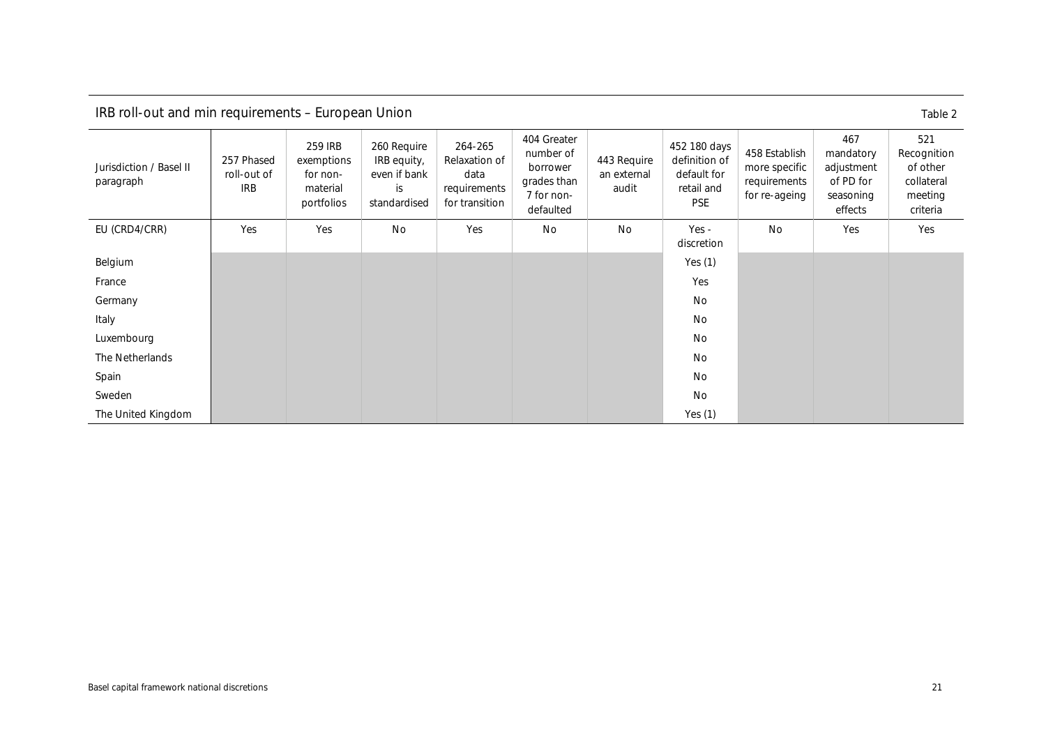## IRB roll-out and min requirements – European Union

Table 2

| Jurisdiction / Basel II paragraph | 257 Phased roll-out of IRB | 259 IRB exemptions for non-material portfolios | 260 Require IRB equity, even if bank is standardised | 264-265 Relaxation of data requirements for transition | 404 Greater number of borrower grades than 7 for non-defaulted | 443 Require an external audit | 452 180 days definition of default for retail and PSE | 458 Establish more specific requirements for re-ageing | 467 mandatory adjustment of PD for seasoning effects | 521 Recognition of other collateral meeting criteria |
|---|---|---|---|---|---|---|---|---|---|---|
| EU (CRD4/CRR) | Yes | Yes | No | Yes | No | No | Yes - discretion | No | Yes | Yes |
| Belgium | | | | | | | Yes (1) | | | |
| France | | | | | | | Yes | | | |
| Germany | | | | | | | No | | | |
| Italy | | | | | | | No | | | |
| Luxembourg | | | | | | | No | | | |
| The Netherlands | | | | | | | No | | | |
| Spain | | | | | | | No | | | |
| Sweden | | | | | | | No | | | |
| The United Kingdom | | | | | | | Yes (1) | | | |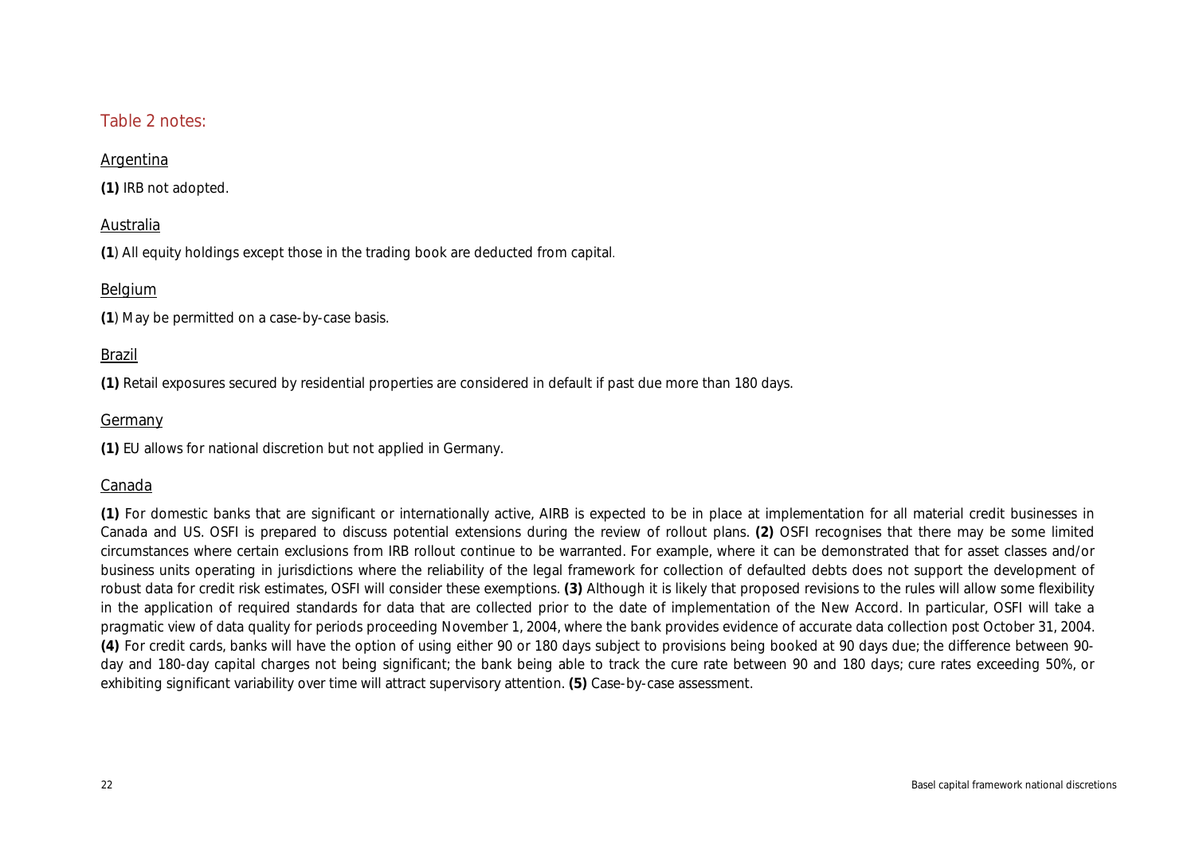## Table 2 notes:

### Argentina

**(1)** IRB not adopted.

### Australia

**(1**) All equity holdings except those in the trading book are deducted from capital.

### Belgium

**(1**) May be permitted on a case-by-case basis.

### Brazil

**(1)** Retail exposures secured by residential properties are considered in default if past due more than 180 days.

### Germany

**(1)** EU allows for national discretion but not applied in Germany.

### Canada

**(1)** For domestic banks that are significant or internationally active, AIRB is expected to be in place at implementation for all material credit businesses in Canada and US. OSFI is prepared to discuss potential extensions during the review of rollout plans. **(2)** OSFI recognises that there may be some limited circumstances where certain exclusions from IRB rollout continue to be warranted. For example, where it can be demonstrated that for asset classes and/or business units operating in jurisdictions where the reliability of the legal framework for collection of defaulted debts does not support the development of robust data for credit risk estimates, OSFI will consider these exemptions. **(3)** Although it is likely that proposed revisions to the rules will allow some flexibility in the application of required standards for data that are collected prior to the date of implementation of the New Accord. In particular, OSFI will take a pragmatic view of data quality for periods proceeding November 1, 2004, where the bank provides evidence of accurate data collection post October 31, 2004. **(4)** For credit cards, banks will have the option of using either 90 or 180 days subject to provisions being booked at 90 days due; the difference between 90-day and 180-day capital charges not being significant; the bank being able to track the cure rate between 90 and 180 days; cure rates exceeding 50%, or exhibiting significant variability over time will attract supervisory attention. **(5)** Case-by-case assessment.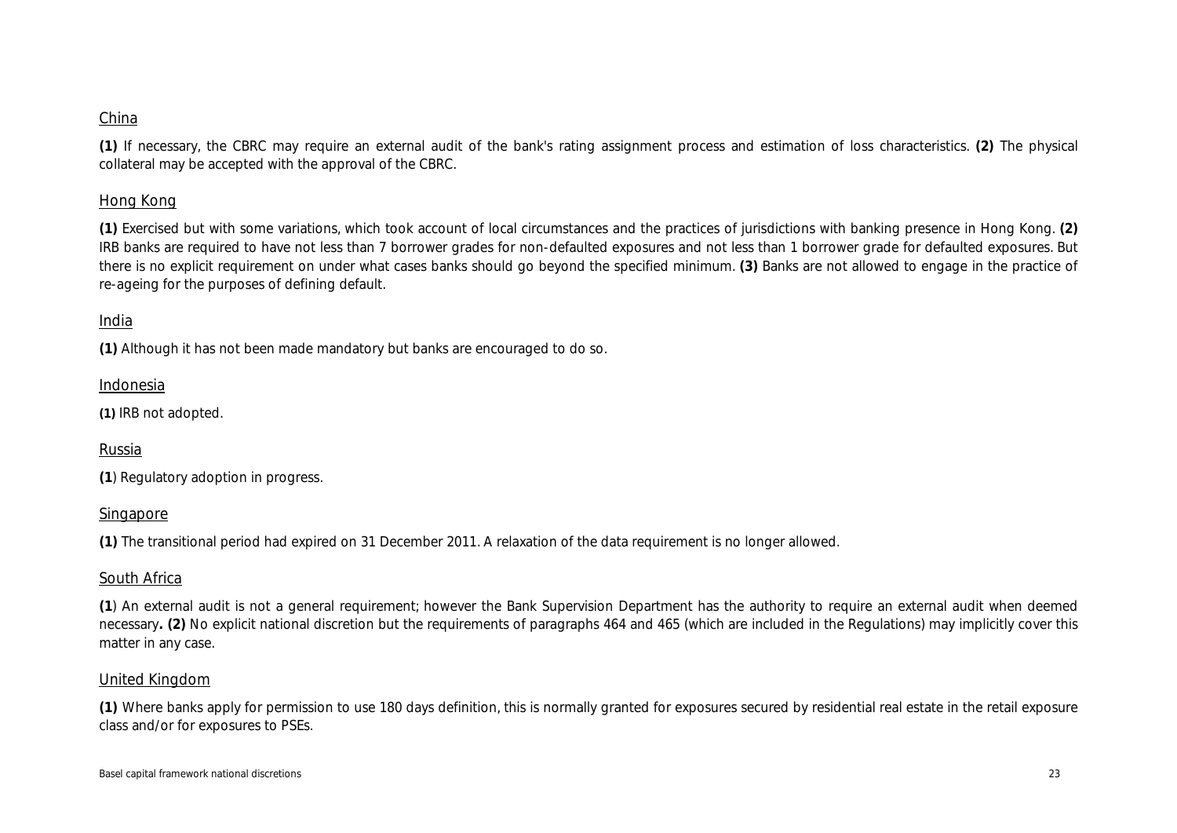China

**(1)** If necessary, the CBRC may require an external audit of the bank's rating assignment process and estimation of loss characteristics. **(2)** The physical collateral may be accepted with the approval of the CBRC.

Hong Kong

**(1)** Exercised but with some variations, which took account of local circumstances and the practices of jurisdictions with banking presence in Hong Kong. **(2)** IRB banks are required to have not less than 7 borrower grades for non-defaulted exposures and not less than 1 borrower grade for defaulted exposures. But there is no explicit requirement on under what cases banks should go beyond the specified minimum. **(3)** Banks are not allowed to engage in the practice of re-ageing for the purposes of defining default.

India

**(1)** Although it has not been made mandatory but banks are encouraged to do so.

Indonesia

**(1)** IRB not adopted.

Russia

**(1**) Regulatory adoption in progress.

Singapore

**(1)** The transitional period had expired on 31 December 2011. A relaxation of the data requirement is no longer allowed.

South Africa

**(1**) An external audit is not a general requirement; however the Bank Supervision Department has the authority to require an external audit when deemed necessary**. (2)** No explicit national discretion but the requirements of paragraphs 464 and 465 (which are included in the Regulations) may implicitly cover this matter in any case.

United Kingdom

**(1)** Where banks apply for permission to use 180 days definition, this is normally granted for exposures secured by residential real estate in the retail exposure class and/or for exposures to PSEs.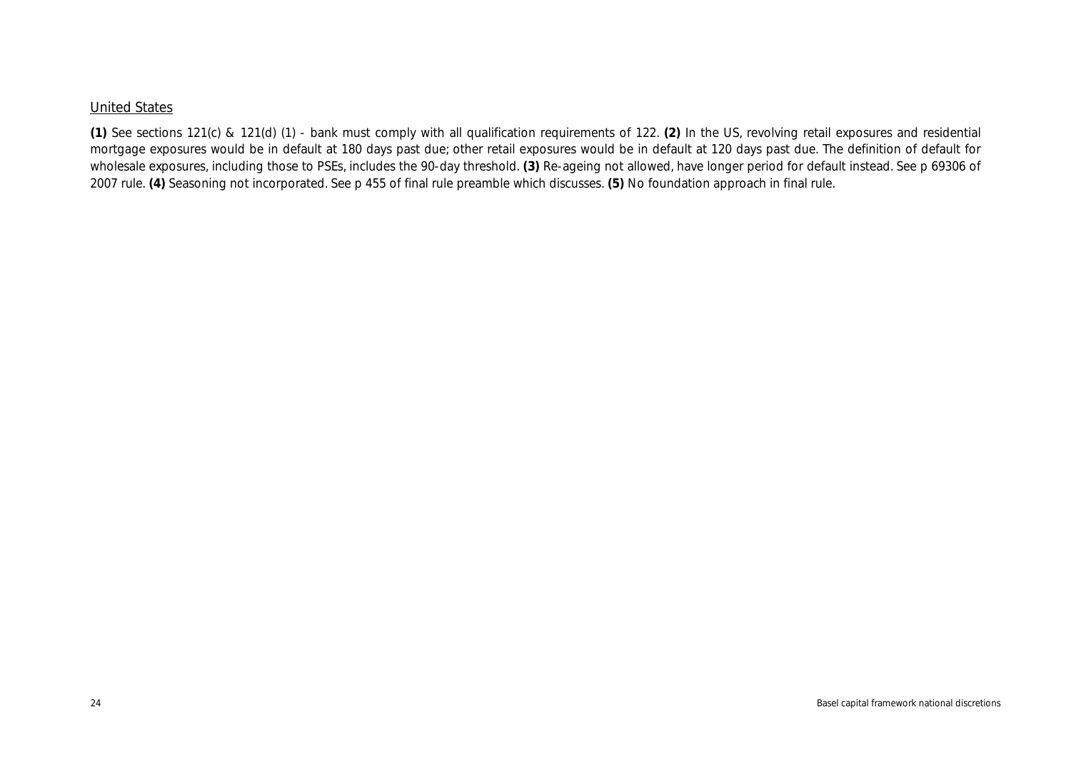United States

**(1)** See sections 121(c) & 121(d) (1) - bank must comply with all qualification requirements of 122. **(2)** In the US, revolving retail exposures and residential mortgage exposures would be in default at 180 days past due; other retail exposures would be in default at 120 days past due. The definition of default for wholesale exposures, including those to PSEs, includes the 90-day threshold. **(3)** Re-ageing not allowed, have longer period for default instead. See p 69306 of 2007 rule. **(4)** Seasoning not incorporated. See p 455 of final rule preamble which discusses. **(5)** No foundation approach in final rule.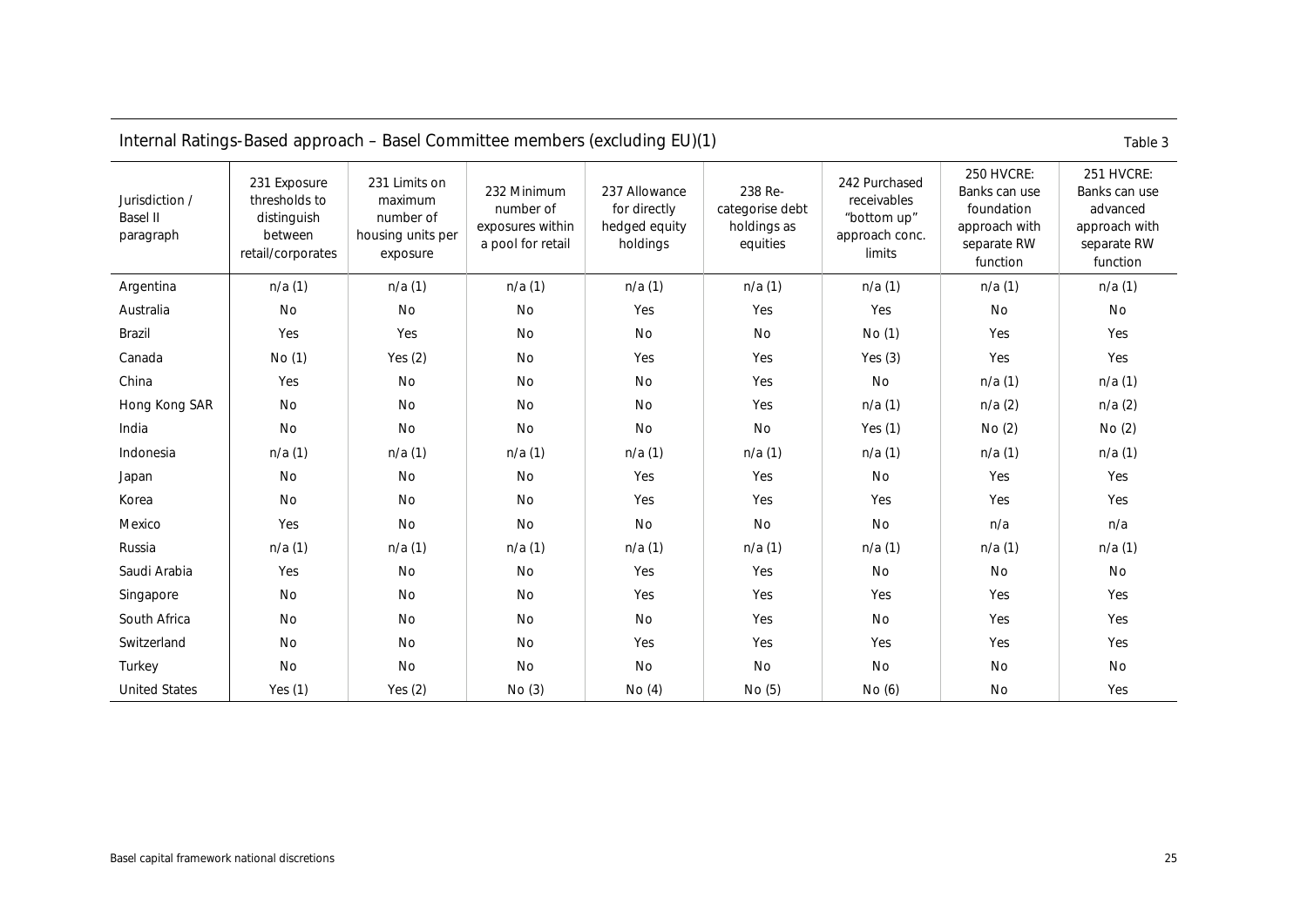## Internal Ratings-Based approach – Basel Committee members (excluding EU)(1)

Table 3

| Jurisdiction / Basel II paragraph | 231 Exposure thresholds to distinguish between retail/corporates | 231 Limits on maximum number of housing units per exposure | 232 Minimum number of exposures within a pool for retail | 237 Allowance for directly hedged equity holdings | 238 Re-categorise debt holdings as equities | 242 Purchased receivables "bottom up" approach conc. limits | 250 HVCRE: Banks can use foundation approach with separate RW function | 251 HVCRE: Banks can use advanced approach with separate RW function |
|---|---|---|---|---|---|---|---|---|
| Argentina | n/a (1) | n/a (1) | n/a (1) | n/a (1) | n/a (1) | n/a (1) | n/a (1) | n/a (1) |
| Australia | No | No | No | Yes | Yes | Yes | No | No |
| Brazil | Yes | Yes | No | No | No | No (1) | Yes | Yes |
| Canada | No (1) | Yes (2) | No | Yes | Yes | Yes (3) | Yes | Yes |
| China | Yes | No | No | No | Yes | No | n/a (1) | n/a (1) |
| Hong Kong SAR | No | No | No | No | Yes | n/a (1) | n/a (2) | n/a (2) |
| India | No | No | No | No | No | Yes (1) | No (2) | No (2) |
| Indonesia | n/a (1) | n/a (1) | n/a (1) | n/a (1) | n/a (1) | n/a (1) | n/a (1) | n/a (1) |
| Japan | No | No | No | Yes | Yes | No | Yes | Yes |
| Korea | No | No | No | Yes | Yes | Yes | Yes | Yes |
| Mexico | Yes | No | No | No | No | No | n/a | n/a |
| Russia | n/a (1) | n/a (1) | n/a (1) | n/a (1) | n/a (1) | n/a (1) | n/a (1) | n/a (1) |
| Saudi Arabia | Yes | No | No | Yes | Yes | No | No | No |
| Singapore | No | No | No | Yes | Yes | Yes | Yes | Yes |
| South Africa | No | No | No | No | Yes | No | Yes | Yes |
| Switzerland | No | No | No | Yes | Yes | Yes | Yes | Yes |
| Turkey | No | No | No | No | No | No | No | No |
| United States | Yes (1) | Yes (2) | No (3) | No (4) | No (5) | No (6) | No | Yes |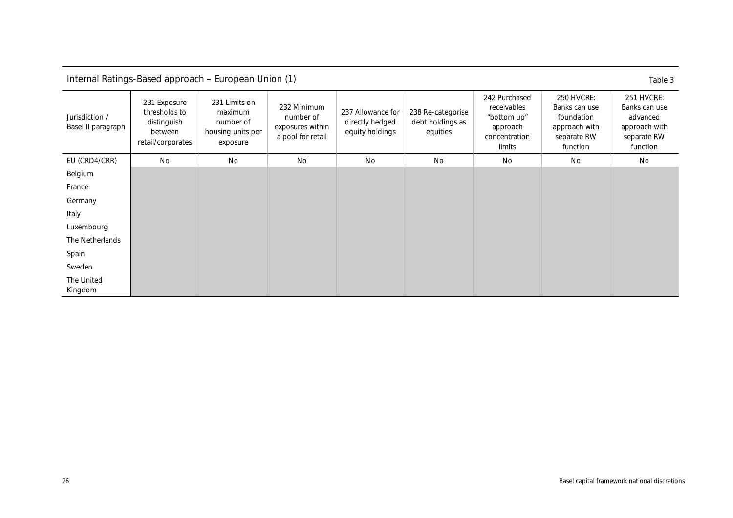## Internal Ratings-Based approach – European Union (1)

Table 3

| Jurisdiction / Basel II paragraph | 231 Exposure thresholds to distinguish between retail/corporates | 231 Limits on maximum number of housing units per exposure | 232 Minimum number of exposures within a pool for retail | 237 Allowance for directly hedged equity holdings | 238 Re-categorise debt holdings as equities | 242 Purchased receivables "bottom up" approach concentration limits | 250 HVCRE: Banks can use foundation approach with separate RW function | 251 HVCRE: Banks can use advanced approach with separate RW function |
|---|---|---|---|---|---|---|---|---|
| EU (CRD4/CRR) | No | No | No | No | No | No | No | No |
| Belgium | | | | | | | | |
| France | | | | | | | | |
| Germany | | | | | | | | |
| Italy | | | | | | | | |
| Luxembourg | | | | | | | | |
| The Netherlands | | | | | | | | |
| Spain | | | | | | | | |
| Sweden | | | | | | | | |
| The United Kingdom | | | | | | | | |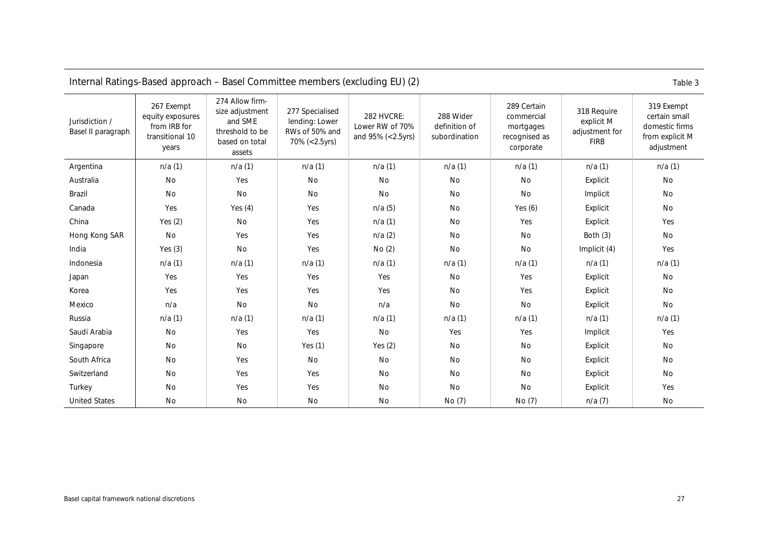## Internal Ratings-Based approach – Basel Committee members (excluding EU) (2)

Table 3

| Jurisdiction / Basel II paragraph | 267 Exempt equity exposures from IRB for transitional 10 years | 274 Allow firm-size adjustment and SME threshold to be based on total assets | 277 Specialised lending: Lower RWs of 50% and 70% (<2.5yrs) | 282 HVCRE: Lower RW of 70% and 95% (<2.5yrs) | 288 Wider definition of subordination | 289 Certain commercial mortgages recognised as corporate | 318 Require explicit M adjustment for FIRB | 319 Exempt certain small domestic firms from explicit M adjustment |
|---|---|---|---|---|---|---|---|---|
| Argentina | n/a (1) | n/a (1) | n/a (1) | n/a (1) | n/a (1) | n/a (1) | n/a (1) | n/a (1) |
| Australia | No | Yes | No | No | No | No | Explicit | No |
| Brazil | No | No | No | No | No | No | Implicit | No |
| Canada | Yes | Yes (4) | Yes | n/a (5) | No | Yes (6) | Explicit | No |
| China | Yes (2) | No | Yes | n/a (1) | No | Yes | Explicit | Yes |
| Hong Kong SAR | No | Yes | Yes | n/a (2) | No | No | Both (3) | No |
| India | Yes (3) | No | Yes | No (2) | No | No | Implicit (4) | Yes |
| Indonesia | n/a (1) | n/a (1) | n/a (1) | n/a (1) | n/a (1) | n/a (1) | n/a (1) | n/a (1) |
| Japan | Yes | Yes | Yes | Yes | No | Yes | Explicit | No |
| Korea | Yes | Yes | Yes | Yes | No | Yes | Explicit | No |
| Mexico | n/a | No | No | n/a | No | No | Explicit | No |
| Russia | n/a (1) | n/a (1) | n/a (1) | n/a (1) | n/a (1) | n/a (1) | n/a (1) | n/a (1) |
| Saudi Arabia | No | Yes | Yes | No | Yes | Yes | Implicit | Yes |
| Singapore | No | No | Yes (1) | Yes (2) | No | No | Explicit | No |
| South Africa | No | Yes | No | No | No | No | Explicit | No |
| Switzerland | No | Yes | Yes | No | No | No | Explicit | No |
| Turkey | No | Yes | Yes | No | No | No | Explicit | Yes |
| United States | No | No | No | No | No (7) | No (7) | n/a (7) | No |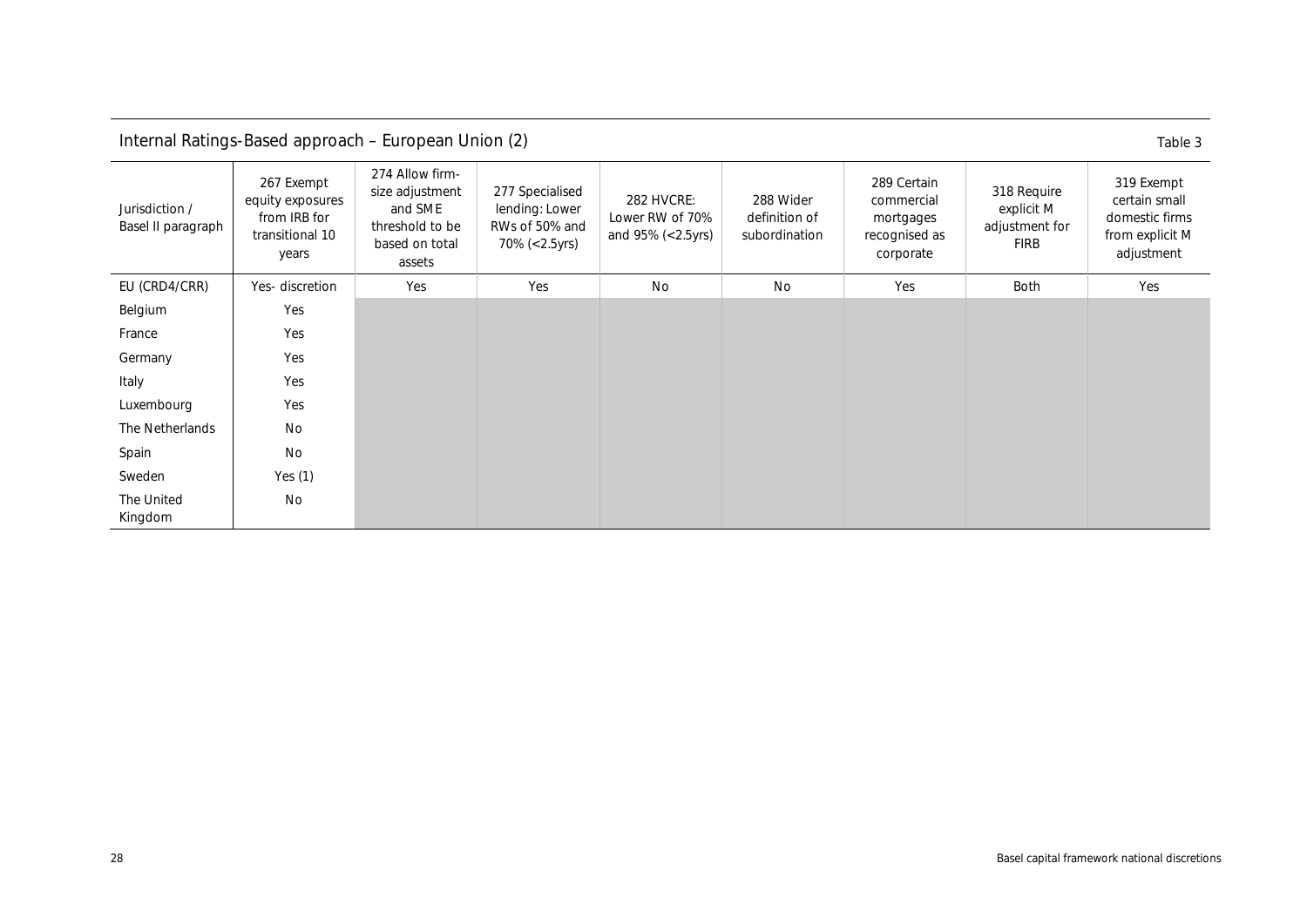## Internal Ratings-Based approach – European Union (2)

Table 3

| Jurisdiction / Basel II paragraph | 267 Exempt equity exposures from IRB for transitional 10 years | 274 Allow firm-size adjustment and SME threshold to be based on total assets | 277 Specialised lending: Lower RWs of 50% and 70% (<2.5yrs) | 282 HVCRE: Lower RW of 70% and 95% (<2.5yrs) | 288 Wider definition of subordination | 289 Certain commercial mortgages recognised as corporate | 318 Require explicit M adjustment for FIRB | 319 Exempt certain small domestic firms from explicit M adjustment |
|---|---|---|---|---|---|---|---|---|
| EU (CRD4/CRR) | Yes- discretion | Yes | Yes | No | No | Yes | Both | Yes |
| Belgium | Yes | | | | | | | |
| France | Yes | | | | | | | |
| Germany | Yes | | | | | | | |
| Italy | Yes | | | | | | | |
| Luxembourg | Yes | | | | | | | |
| The Netherlands | No | | | | | | | |
| Spain | No | | | | | | | |
| Sweden | Yes (1) | | | | | | | |
| The United Kingdom | No | | | | | | | |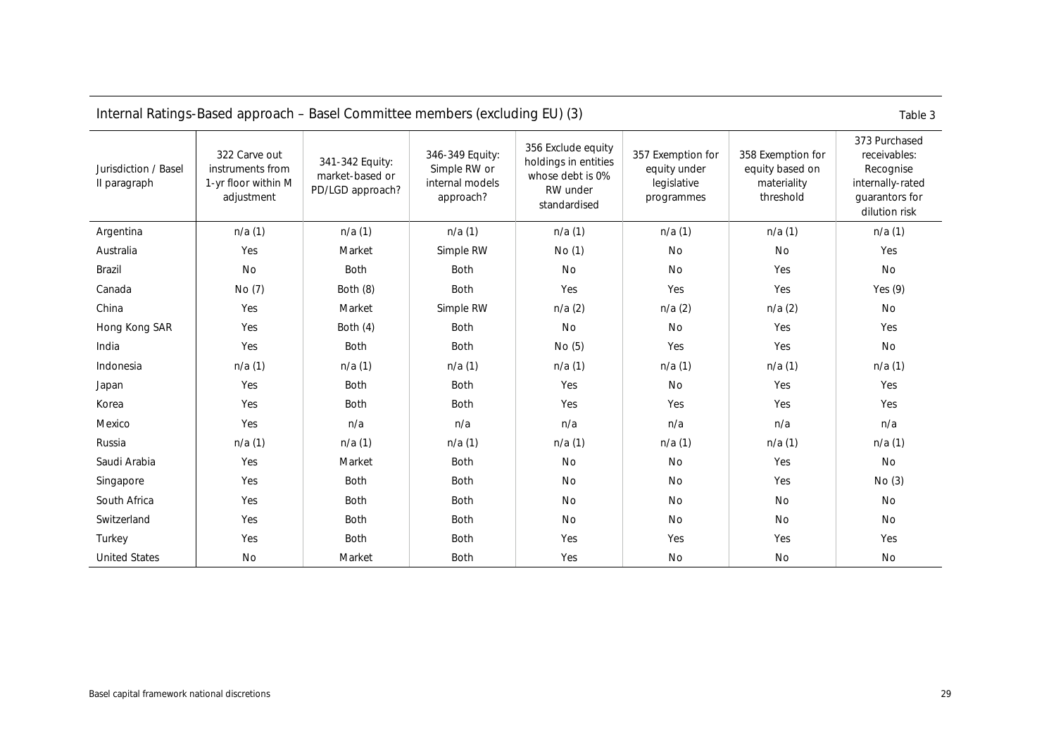## Internal Ratings-Based approach – Basel Committee members (excluding EU) (3)

Table 3

| Jurisdiction / Basel II paragraph | 322 Carve out instruments from 1-yr floor within M adjustment | 341-342 Equity: market-based or PD/LGD approach? | 346-349 Equity: Simple RW or internal models approach? | 356 Exclude equity holdings in entities whose debt is 0% RW under standardised | 357 Exemption for equity under legislative programmes | 358 Exemption for equity based on materiality threshold | 373 Purchased receivables: Recognise internally-rated guarantors for dilution risk |
|---|---|---|---|---|---|---|---|
| Argentina | n/a (1) | n/a (1) | n/a (1) | n/a (1) | n/a (1) | n/a (1) | n/a (1) |
| Australia | Yes | Market | Simple RW | No (1) | No | No | Yes |
| Brazil | No | Both | Both | No | No | Yes | No |
| Canada | No (7) | Both (8) | Both | Yes | Yes | Yes | Yes (9) |
| China | Yes | Market | Simple RW | n/a (2) | n/a (2) | n/a (2) | No |
| Hong Kong SAR | Yes | Both (4) | Both | No | No | Yes | Yes |
| India | Yes | Both | Both | No (5) | Yes | Yes | No |
| Indonesia | n/a (1) | n/a (1) | n/a (1) | n/a (1) | n/a (1) | n/a (1) | n/a (1) |
| Japan | Yes | Both | Both | Yes | No | Yes | Yes |
| Korea | Yes | Both | Both | Yes | Yes | Yes | Yes |
| Mexico | Yes | n/a | n/a | n/a | n/a | n/a | n/a |
| Russia | n/a (1) | n/a (1) | n/a (1) | n/a (1) | n/a (1) | n/a (1) | n/a (1) |
| Saudi Arabia | Yes | Market | Both | No | No | Yes | No |
| Singapore | Yes | Both | Both | No | No | Yes | No (3) |
| South Africa | Yes | Both | Both | No | No | No | No |
| Switzerland | Yes | Both | Both | No | No | No | No |
| Turkey | Yes | Both | Both | Yes | Yes | Yes | Yes |
| United States | No | Market | Both | Yes | No | No | No |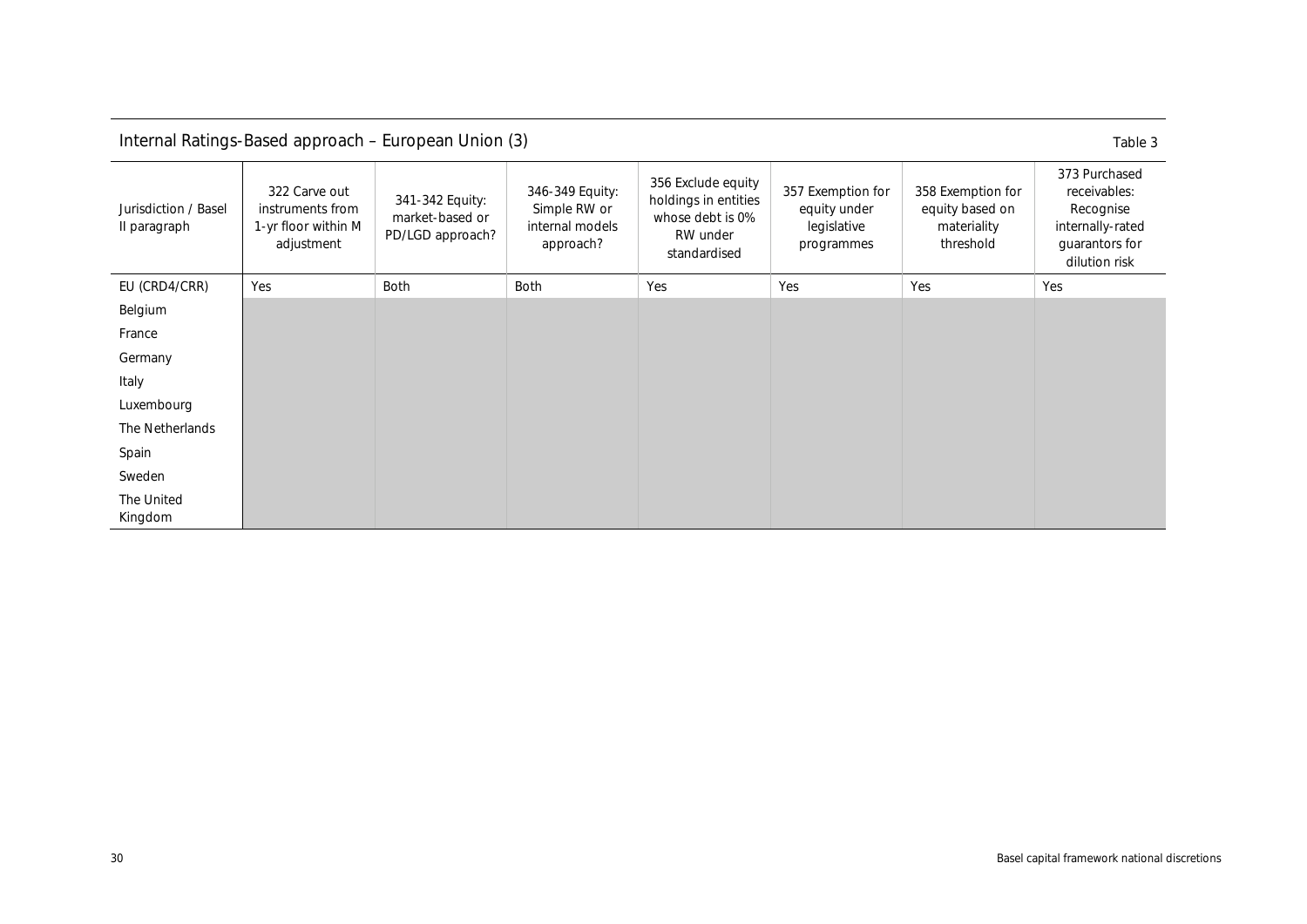## Internal Ratings-Based approach – European Union (3)

Table 3

| Jurisdiction / Basel II paragraph | 322 Carve out instruments from 1-yr floor within M adjustment | 341-342 Equity: market-based or PD/LGD approach? | 346-349 Equity: Simple RW or internal models approach? | 356 Exclude equity holdings in entities whose debt is 0% RW under standardised | 357 Exemption for equity under legislative programmes | 358 Exemption for equity based on materiality threshold | 373 Purchased receivables: Recognise internally-rated guarantors for dilution risk |
|---|---|---|---|---|---|---|---|
| EU (CRD4/CRR) | Yes | Both | Both | Yes | Yes | Yes | Yes |
| Belgium | | | | | | | |
| France | | | | | | | |
| Germany | | | | | | | |
| Italy | | | | | | | |
| Luxembourg | | | | | | | |
| The Netherlands | | | | | | | |
| Spain | | | | | | | |
| Sweden | | | | | | | |
| The United Kingdom | | | | | | | |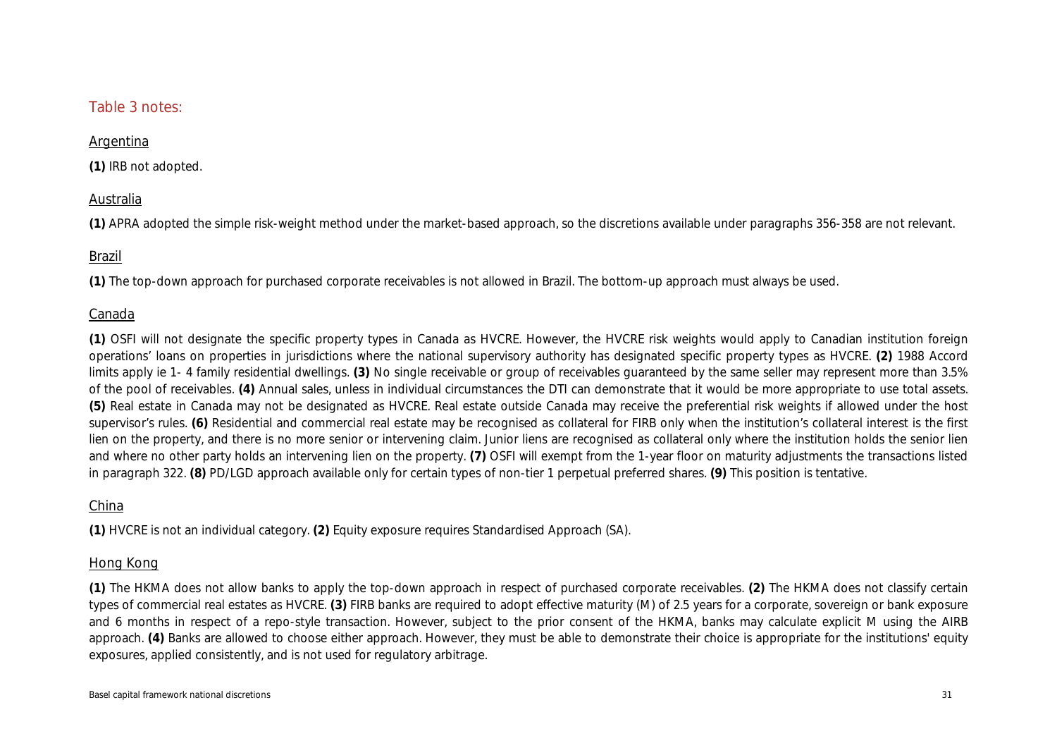## Table 3 notes:

### Argentina

**(1)** IRB not adopted.

### Australia

**(1)** APRA adopted the simple risk-weight method under the market-based approach, so the discretions available under paragraphs 356-358 are not relevant.

### Brazil

**(1)** The top-down approach for purchased corporate receivables is not allowed in Brazil. The bottom-up approach must always be used.

### Canada

**(1)** OSFI will not designate the specific property types in Canada as HVCRE. However, the HVCRE risk weights would apply to Canadian institution foreign operations' loans on properties in jurisdictions where the national supervisory authority has designated specific property types as HVCRE. **(2)** 1988 Accord limits apply ie 1- 4 family residential dwellings. **(3)** No single receivable or group of receivables guaranteed by the same seller may represent more than 3.5% of the pool of receivables. **(4)** Annual sales, unless in individual circumstances the DTI can demonstrate that it would be more appropriate to use total assets. **(5)** Real estate in Canada may not be designated as HVCRE. Real estate outside Canada may receive the preferential risk weights if allowed under the host supervisor's rules. **(6)** Residential and commercial real estate may be recognised as collateral for FIRB only when the institution's collateral interest is the first lien on the property, and there is no more senior or intervening claim. Junior liens are recognised as collateral only where the institution holds the senior lien and where no other party holds an intervening lien on the property. **(7)** OSFI will exempt from the 1-year floor on maturity adjustments the transactions listed in paragraph 322. **(8)** PD/LGD approach available only for certain types of non-tier 1 perpetual preferred shares. **(9)** This position is tentative.

### China

**(1)** HVCRE is not an individual category. **(2)** Equity exposure requires Standardised Approach (SA).

### Hong Kong

**(1)** The HKMA does not allow banks to apply the top-down approach in respect of purchased corporate receivables. **(2)** The HKMA does not classify certain types of commercial real estates as HVCRE. **(3)** FIRB banks are required to adopt effective maturity (M) of 2.5 years for a corporate, sovereign or bank exposure and 6 months in respect of a repo-style transaction. However, subject to the prior consent of the HKMA, banks may calculate explicit M using the AIRB approach. **(4)** Banks are allowed to choose either approach. However, they must be able to demonstrate their choice is appropriate for the institutions' equity exposures, applied consistently, and is not used for regulatory arbitrage.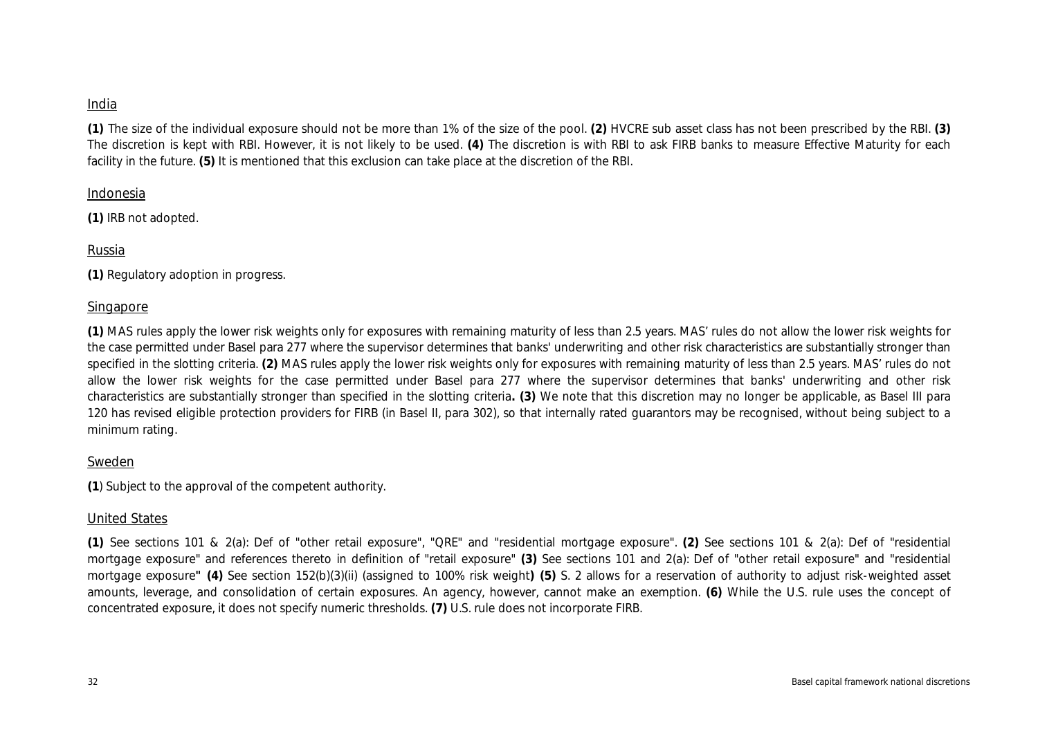India

**(1)** The size of the individual exposure should not be more than 1% of the size of the pool. **(2)** HVCRE sub asset class has not been prescribed by the RBI. **(3)** The discretion is kept with RBI. However, it is not likely to be used. **(4)** The discretion is with RBI to ask FIRB banks to measure Effective Maturity for each facility in the future. **(5)** It is mentioned that this exclusion can take place at the discretion of the RBI.

Indonesia

**(1)** IRB not adopted.

Russia

**(1)** Regulatory adoption in progress.

Singapore

**(1)** MAS rules apply the lower risk weights only for exposures with remaining maturity of less than 2.5 years. MAS' rules do not allow the lower risk weights for the case permitted under Basel para 277 where the supervisor determines that banks' underwriting and other risk characteristics are substantially stronger than specified in the slotting criteria. **(2)** MAS rules apply the lower risk weights only for exposures with remaining maturity of less than 2.5 years. MAS' rules do not allow the lower risk weights for the case permitted under Basel para 277 where the supervisor determines that banks' underwriting and other risk characteristics are substantially stronger than specified in the slotting criteria**. (3)** We note that this discretion may no longer be applicable, as Basel III para 120 has revised eligible protection providers for FIRB (in Basel II, para 302), so that internally rated guarantors may be recognised, without being subject to a minimum rating.

Sweden

**(1**) Subject to the approval of the competent authority.

United States

**(1)** See sections 101 & 2(a): Def of "other retail exposure", "QRE" and "residential mortgage exposure". **(2)** See sections 101 & 2(a): Def of "residential mortgage exposure" and references thereto in definition of "retail exposure" **(3)** See sections 101 and 2(a): Def of "other retail exposure" and "residential mortgage exposure**" (4)** See section 152(b)(3)(ii) (assigned to 100% risk weight**) (5)** S. 2 allows for a reservation of authority to adjust risk-weighted asset amounts, leverage, and consolidation of certain exposures. An agency, however, cannot make an exemption. **(6)** While the U.S. rule uses the concept of concentrated exposure, it does not specify numeric thresholds. **(7)** U.S. rule does not incorporate FIRB.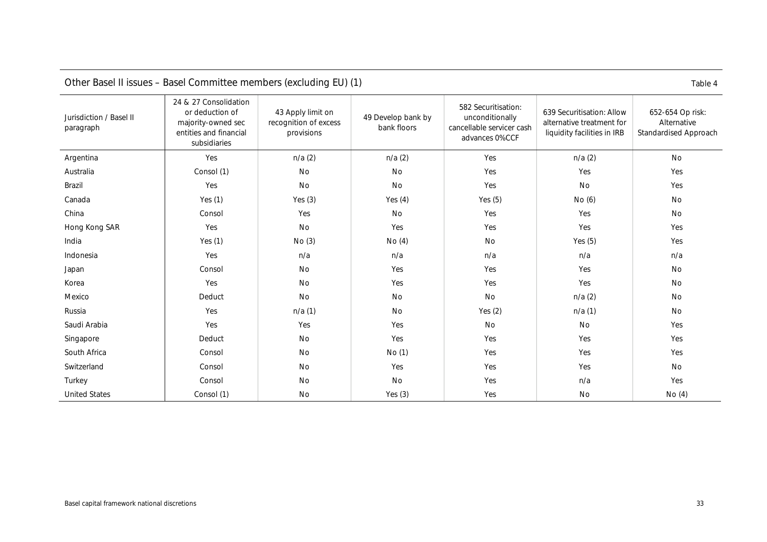Other Basel II issues – Basel Committee members (excluding EU) (1)

Table 4

| Jurisdiction / Basel II paragraph | 24 & 27 Consolidation or deduction of majority-owned sec entities and financial subsidiaries | 43 Apply limit on recognition of excess provisions | 49 Develop bank by bank floors | 582 Securitisation: unconditionally cancellable servicer cash advances 0%CCF | 639 Securitisation: Allow alternative treatment for liquidity facilities in IRB | 652-654 Op risk: Alternative Standardised Approach |
|---|---|---|---|---|---|---|
| Argentina | Yes | n/a (2) | n/a (2) | Yes | n/a (2) | No |
| Australia | Consol (1) | No | No | Yes | Yes | Yes |
| Brazil | Yes | No | No | Yes | No | Yes |
| Canada | Yes (1) | Yes (3) | Yes (4) | Yes (5) | No (6) | No |
| China | Consol | Yes | No | Yes | Yes | No |
| Hong Kong SAR | Yes | No | Yes | Yes | Yes | Yes |
| India | Yes (1) | No (3) | No (4) | No | Yes (5) | Yes |
| Indonesia | Yes | n/a | n/a | n/a | n/a | n/a |
| Japan | Consol | No | Yes | Yes | Yes | No |
| Korea | Yes | No | Yes | Yes | Yes | No |
| Mexico | Deduct | No | No | No | n/a (2) | No |
| Russia | Yes | n/a (1) | No | Yes (2) | n/a (1) | No |
| Saudi Arabia | Yes | Yes | Yes | No | No | Yes |
| Singapore | Deduct | No | Yes | Yes | Yes | Yes |
| South Africa | Consol | No | No (1) | Yes | Yes | Yes |
| Switzerland | Consol | No | Yes | Yes | Yes | No |
| Turkey | Consol | No | No | Yes | n/a | Yes |
| United States | Consol (1) | No | Yes (3) | Yes | No | No (4) |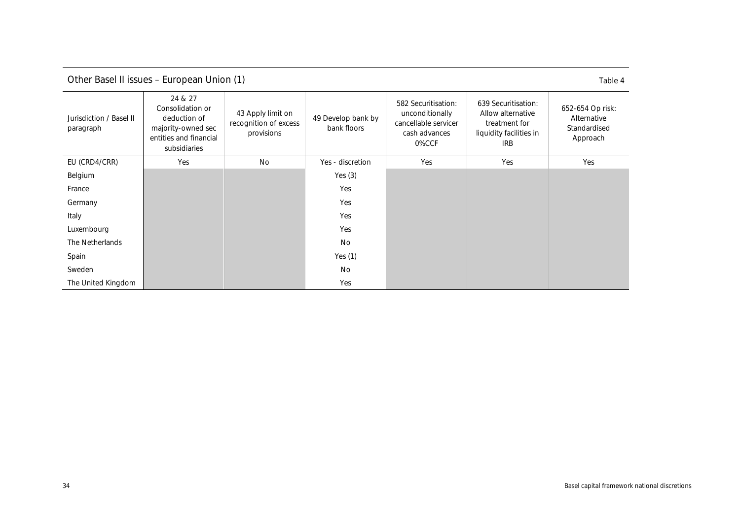## Other Basel II issues – European Union (1)

Table 4

| Jurisdiction / Basel II paragraph | 24 & 27 Consolidation or deduction of majority-owned sec entities and financial subsidiaries | 43 Apply limit on recognition of excess provisions | 49 Develop bank by bank floors | 582 Securitisation: unconditionally cancellable servicer cash advances 0%CCF | 639 Securitisation: Allow alternative treatment for liquidity facilities in IRB | 652-654 Op risk: Alternative Standardised Approach |
|---|---|---|---|---|---|---|
| EU (CRD4/CRR) | Yes | No | Yes - discretion | Yes | Yes | Yes |
| Belgium | | | Yes (3) | | | |
| France | | | Yes | | | |
| Germany | | | Yes | | | |
| Italy | | | Yes | | | |
| Luxembourg | | | Yes | | | |
| The Netherlands | | | No | | | |
| Spain | | | Yes (1) | | | |
| Sweden | | | No | | | |
| The United Kingdom | | | Yes | | | |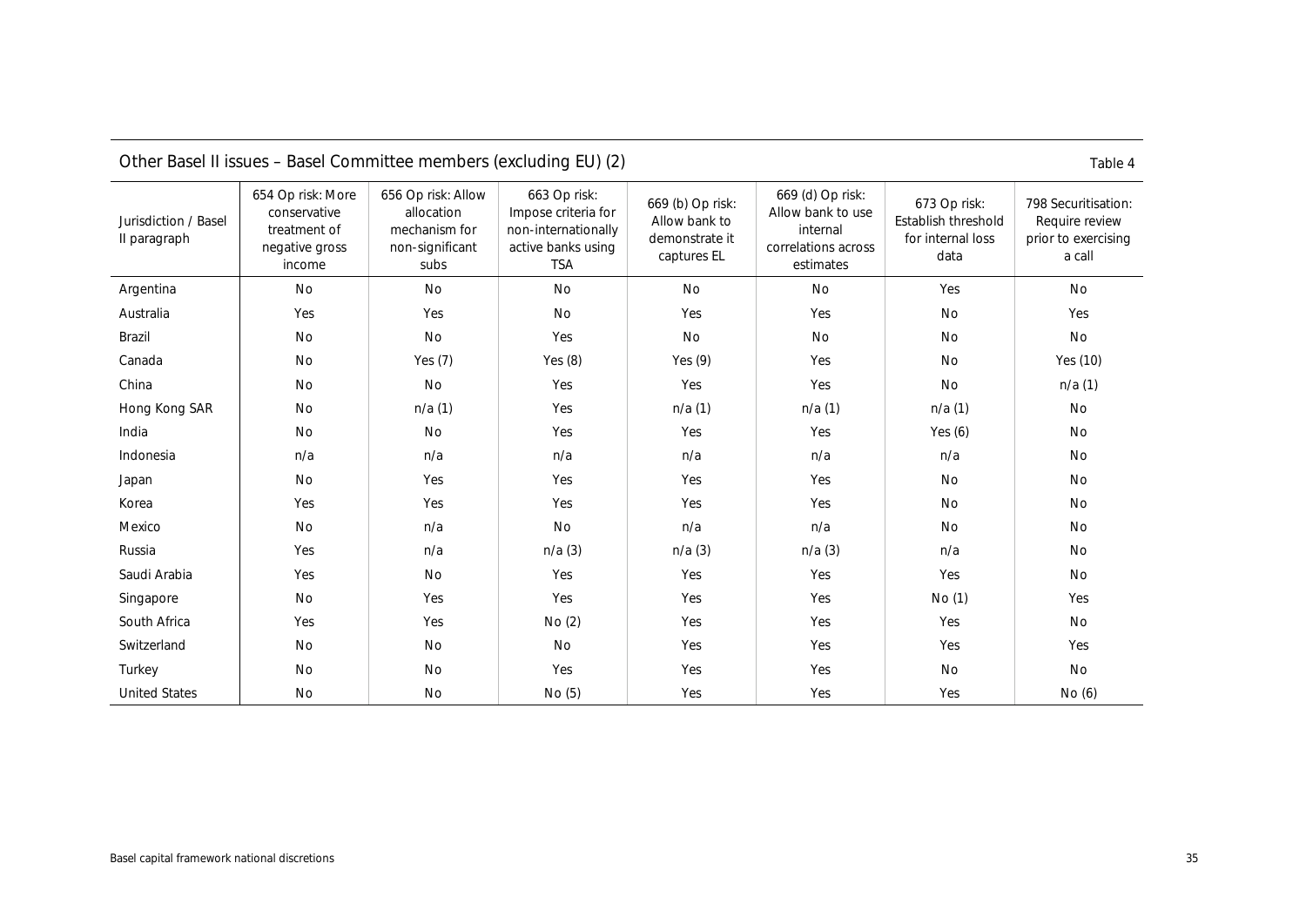## Other Basel II issues – Basel Committee members (excluding EU) (2)

Table 4

| Jurisdiction / Basel II paragraph | 654 Op risk: More conservative treatment of negative gross income | 656 Op risk: Allow allocation mechanism for non-significant subs | 663 Op risk: Impose criteria for non-internationally active banks using TSA | 669 (b) Op risk: Allow bank to demonstrate it captures EL | 669 (d) Op risk: Allow bank to use internal correlations across estimates | 673 Op risk: Establish threshold for internal loss data | 798 Securitisation: Require review prior to exercising a call |
|---|---|---|---|---|---|---|---|
| Argentina | No | No | No | No | No | Yes | No |
| Australia | Yes | Yes | No | Yes | Yes | No | Yes |
| Brazil | No | No | Yes | No | No | No | No |
| Canada | No | Yes (7) | Yes (8) | Yes (9) | Yes | No | Yes (10) |
| China | No | No | Yes | Yes | Yes | No | n/a (1) |
| Hong Kong SAR | No | n/a (1) | Yes | n/a (1) | n/a (1) | n/a (1) | No |
| India | No | No | Yes | Yes | Yes | Yes (6) | No |
| Indonesia | n/a | n/a | n/a | n/a | n/a | n/a | No |
| Japan | No | Yes | Yes | Yes | Yes | No | No |
| Korea | Yes | Yes | Yes | Yes | Yes | No | No |
| Mexico | No | n/a | No | n/a | n/a | No | No |
| Russia | Yes | n/a | n/a (3) | n/a (3) | n/a (3) | n/a | No |
| Saudi Arabia | Yes | No | Yes | Yes | Yes | Yes | No |
| Singapore | No | Yes | Yes | Yes | Yes | No (1) | Yes |
| South Africa | Yes | Yes | No (2) | Yes | Yes | Yes | No |
| Switzerland | No | No | No | Yes | Yes | Yes | Yes |
| Turkey | No | No | Yes | Yes | Yes | No | No |
| United States | No | No | No (5) | Yes | Yes | Yes | No (6) |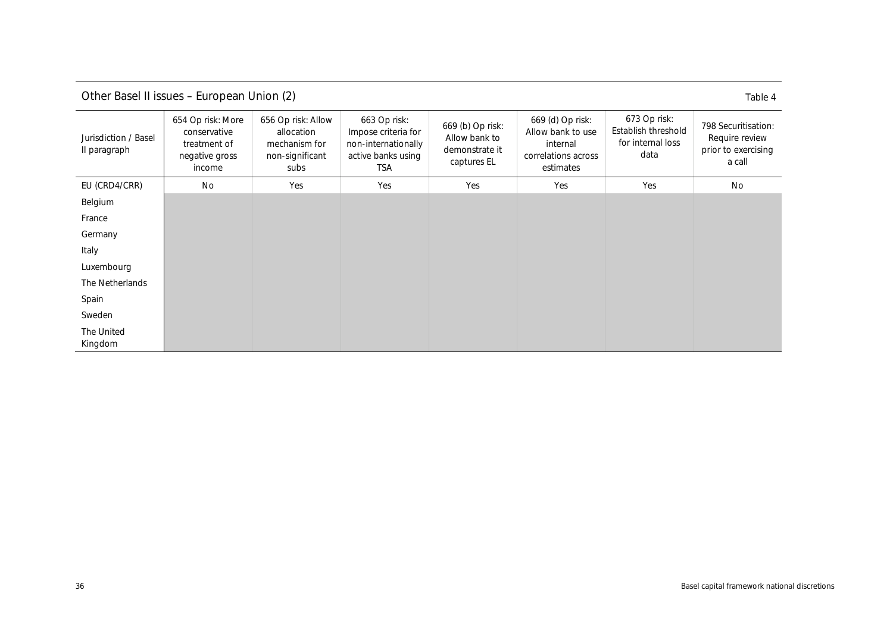## Other Basel II issues – European Union (2)

Table 4

| Jurisdiction / Basel II paragraph | 654 Op risk: More conservative treatment of negative gross income | 656 Op risk: Allow allocation mechanism for non-significant subs | 663 Op risk: Impose criteria for non-internationally active banks using TSA | 669 (b) Op risk: Allow bank to demonstrate it captures EL | 669 (d) Op risk: Allow bank to use internal correlations across estimates | 673 Op risk: Establish threshold for internal loss data | 798 Securitisation: Require review prior to exercising a call |
|---|---|---|---|---|---|---|---|
| EU (CRD4/CRR) | No | Yes | Yes | Yes | Yes | Yes | No |
| Belgium | | | | | | | |
| France | | | | | | | |
| Germany | | | | | | | |
| Italy | | | | | | | |
| Luxembourg | | | | | | | |
| The Netherlands | | | | | | | |
| Spain | | | | | | | |
| Sweden | | | | | | | |
| The United Kingdom | | | | | | | |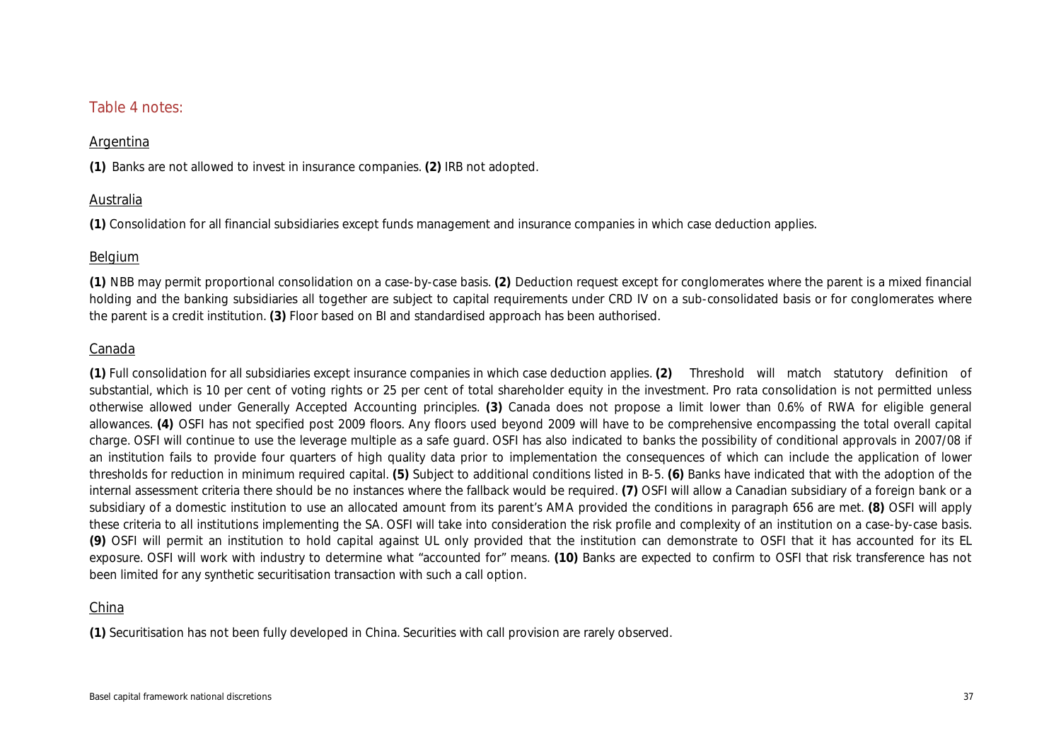## Table 4 notes:

### Argentina

**(1)** Banks are not allowed to invest in insurance companies. **(2)** IRB not adopted.

### Australia

**(1)** Consolidation for all financial subsidiaries except funds management and insurance companies in which case deduction applies.

### Belgium

**(1)** NBB may permit proportional consolidation on a case-by-case basis. **(2)** Deduction request except for conglomerates where the parent is a mixed financial holding and the banking subsidiaries all together are subject to capital requirements under CRD IV on a sub-consolidated basis or for conglomerates where the parent is a credit institution. **(3)** Floor based on BI and standardised approach has been authorised.

### Canada

**(1)** Full consolidation for all subsidiaries except insurance companies in which case deduction applies. **(2)** Threshold will match statutory definition of substantial, which is 10 per cent of voting rights or 25 per cent of total shareholder equity in the investment. Pro rata consolidation is not permitted unless otherwise allowed under Generally Accepted Accounting principles. **(3)** Canada does not propose a limit lower than 0.6% of RWA for eligible general allowances. **(4)** OSFI has not specified post 2009 floors. Any floors used beyond 2009 will have to be comprehensive encompassing the total overall capital charge. OSFI will continue to use the leverage multiple as a safe guard. OSFI has also indicated to banks the possibility of conditional approvals in 2007/08 if an institution fails to provide four quarters of high quality data prior to implementation the consequences of which can include the application of lower thresholds for reduction in minimum required capital. **(5)** Subject to additional conditions listed in B-5. **(6)** Banks have indicated that with the adoption of the internal assessment criteria there should be no instances where the fallback would be required. **(7)** OSFI will allow a Canadian subsidiary of a foreign bank or a subsidiary of a domestic institution to use an allocated amount from its parent's AMA provided the conditions in paragraph 656 are met. **(8)** OSFI will apply these criteria to all institutions implementing the SA. OSFI will take into consideration the risk profile and complexity of an institution on a case-by-case basis. **(9)** OSFI will permit an institution to hold capital against UL only provided that the institution can demonstrate to OSFI that it has accounted for its EL exposure. OSFI will work with industry to determine what "accounted for" means. **(10)** Banks are expected to confirm to OSFI that risk transference has not been limited for any synthetic securitisation transaction with such a call option.

### China

**(1)** Securitisation has not been fully developed in China. Securities with call provision are rarely observed.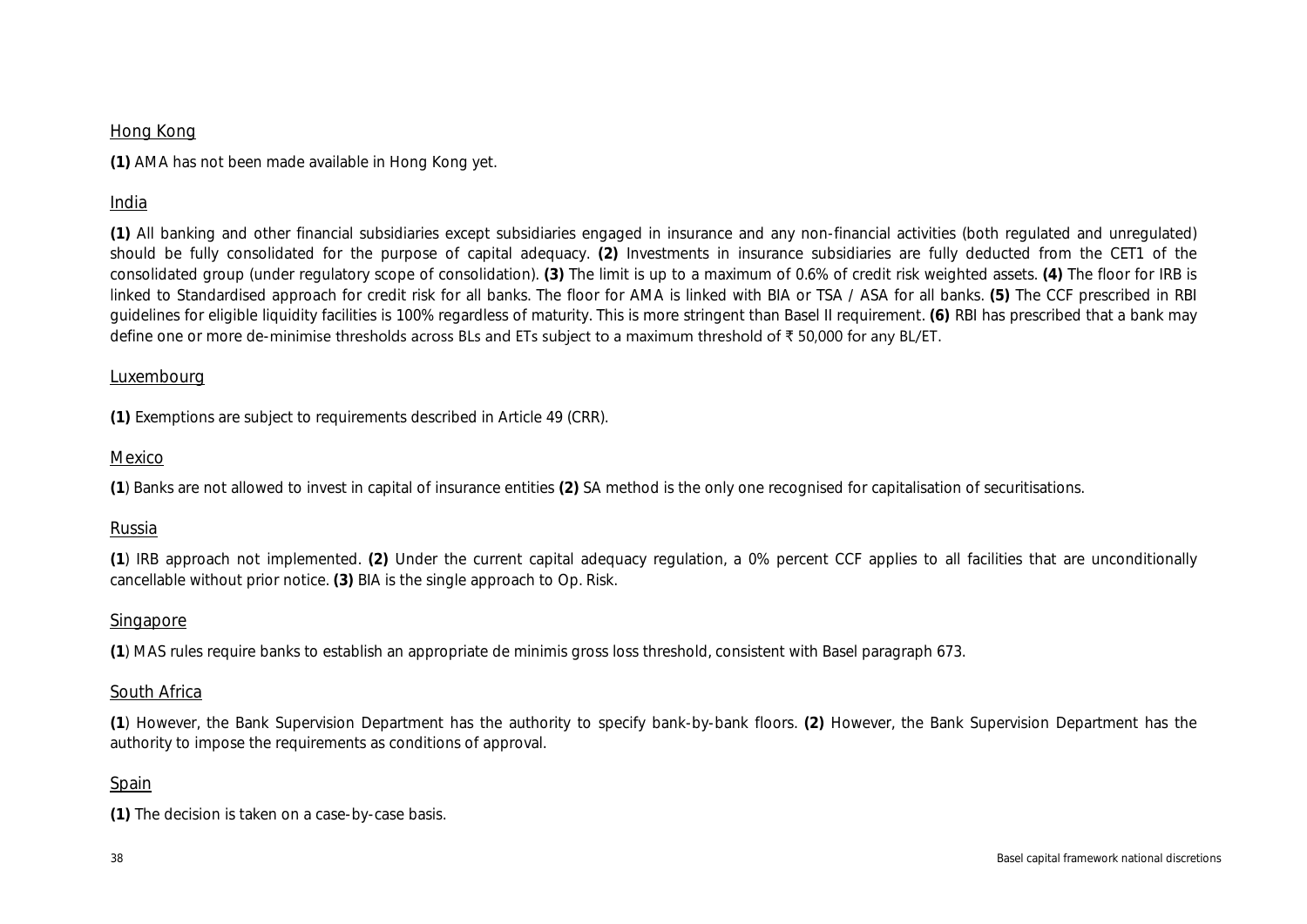Hong Kong

**(1)** AMA has not been made available in Hong Kong yet.

India

**(1)** All banking and other financial subsidiaries except subsidiaries engaged in insurance and any non-financial activities (both regulated and unregulated) should be fully consolidated for the purpose of capital adequacy. **(2)** Investments in insurance subsidiaries are fully deducted from the CET1 of the consolidated group (under regulatory scope of consolidation). **(3)** The limit is up to a maximum of 0.6% of credit risk weighted assets. **(4)** The floor for IRB is linked to Standardised approach for credit risk for all banks. The floor for AMA is linked with BIA or TSA / ASA for all banks. **(5)** The CCF prescribed in RBI guidelines for eligible liquidity facilities is 100% regardless of maturity. This is more stringent than Basel II requirement. **(6)** RBI has prescribed that a bank may define one or more de-minimise thresholds across BLs and ETs subject to a maximum threshold of ₹ 50,000 for any BL/ET.

Luxembourg

**(1)** Exemptions are subject to requirements described in Article 49 (CRR).

Mexico

**(1**) Banks are not allowed to invest in capital of insurance entities **(2)** SA method is the only one recognised for capitalisation of securitisations.

Russia

**(1**) IRB approach not implemented. **(2)** Under the current capital adequacy regulation, a 0% percent CCF applies to all facilities that are unconditionally cancellable without prior notice. **(3)** BIA is the single approach to Op. Risk.

Singapore

**(1**) MAS rules require banks to establish an appropriate de minimis gross loss threshold, consistent with Basel paragraph 673.

South Africa

**(1**) However, the Bank Supervision Department has the authority to specify bank-by-bank floors. **(2)** However, the Bank Supervision Department has the authority to impose the requirements as conditions of approval.

Spain

**(1)** The decision is taken on a case-by-case basis.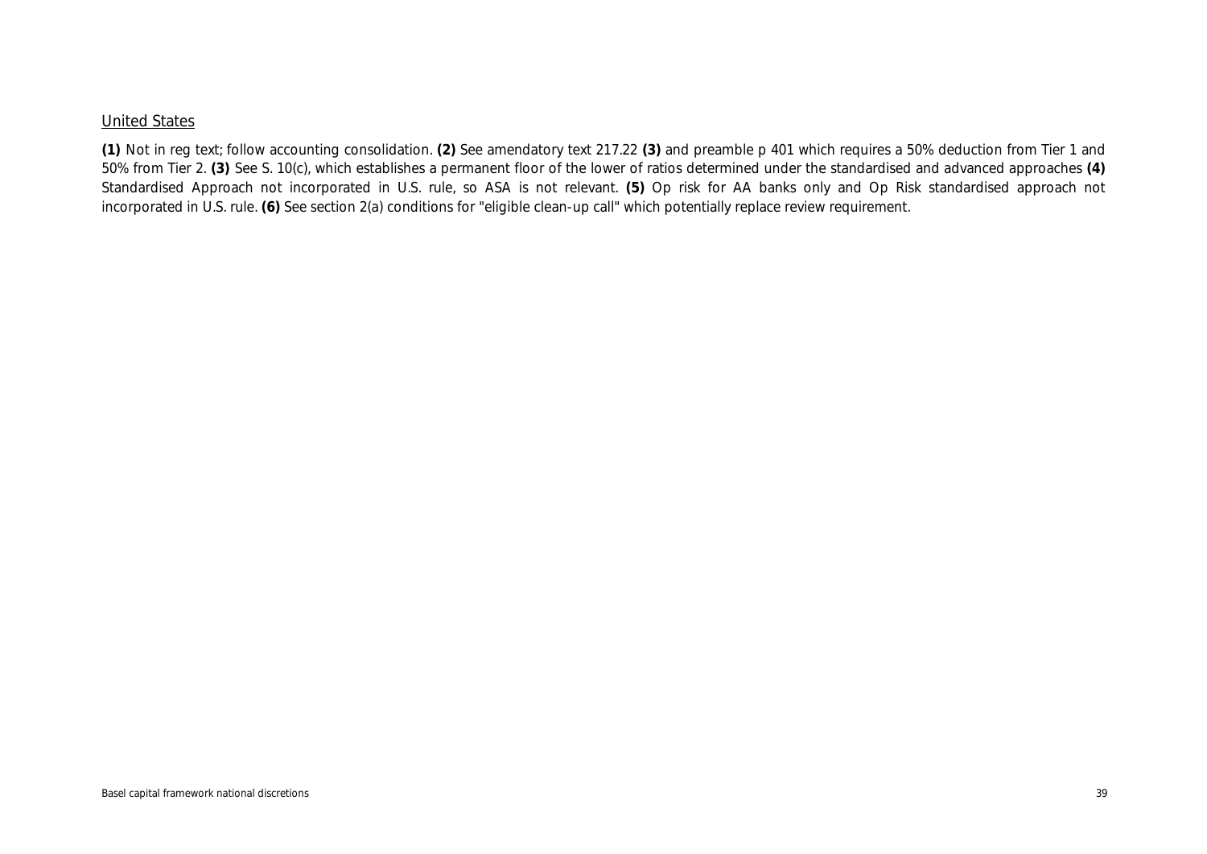United States

**(1)** Not in reg text; follow accounting consolidation. **(2)** See amendatory text 217.22 **(3)** and preamble p 401 which requires a 50% deduction from Tier 1 and 50% from Tier 2. **(3)** See S. 10(c), which establishes a permanent floor of the lower of ratios determined under the standardised and advanced approaches **(4)** Standardised Approach not incorporated in U.S. rule, so ASA is not relevant. **(5)** Op risk for AA banks only and Op Risk standardised approach not incorporated in U.S. rule. **(6)** See section 2(a) conditions for "eligible clean-up call" which potentially replace review requirement.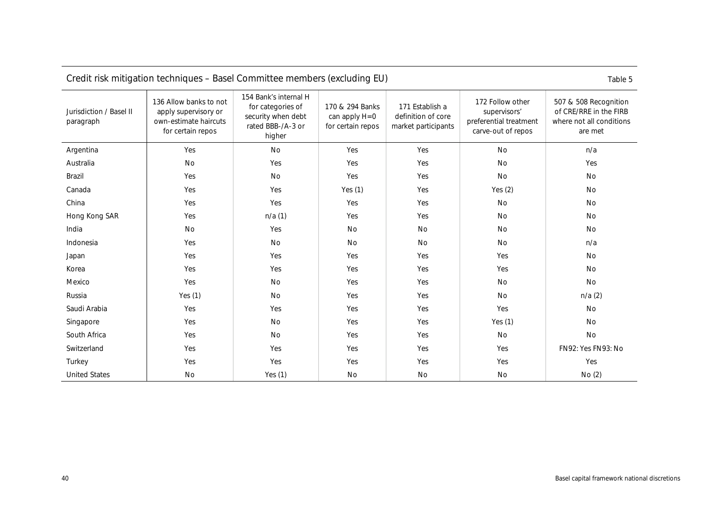Credit risk mitigation techniques – Basel Committee members (excluding EU)

Table 5

| Jurisdiction / Basel II paragraph | 136 Allow banks to not apply supervisory or own-estimate haircuts for certain repos | 154 Bank's internal H for categories of security when debt rated BBB-/A-3 or higher | 170 & 294 Banks can apply H=0 for certain repos | 171 Establish a definition of core market participants | 172 Follow other supervisors' preferential treatment carve-out of repos | 507 & 508 Recognition of CRE/RRE in the FIRB where not all conditions are met |
|---|---|---|---|---|---|---|
| Argentina | Yes | No | Yes | Yes | No | n/a |
| Australia | No | Yes | Yes | Yes | No | Yes |
| Brazil | Yes | No | Yes | Yes | No | No |
| Canada | Yes | Yes | Yes (1) | Yes | Yes (2) | No |
| China | Yes | Yes | Yes | Yes | No | No |
| Hong Kong SAR | Yes | n/a (1) | Yes | Yes | No | No |
| India | No | Yes | No | No | No | No |
| Indonesia | Yes | No | No | No | No | n/a |
| Japan | Yes | Yes | Yes | Yes | Yes | No |
| Korea | Yes | Yes | Yes | Yes | Yes | No |
| Mexico | Yes | No | Yes | Yes | No | No |
| Russia | Yes (1) | No | Yes | Yes | No | n/a (2) |
| Saudi Arabia | Yes | Yes | Yes | Yes | Yes | No |
| Singapore | Yes | No | Yes | Yes | Yes (1) | No |
| South Africa | Yes | No | Yes | Yes | No | No |
| Switzerland | Yes | Yes | Yes | Yes | Yes | FN92: Yes FN93: No |
| Turkey | Yes | Yes | Yes | Yes | Yes | Yes |
| United States | No | Yes (1) | No | No | No | No (2) |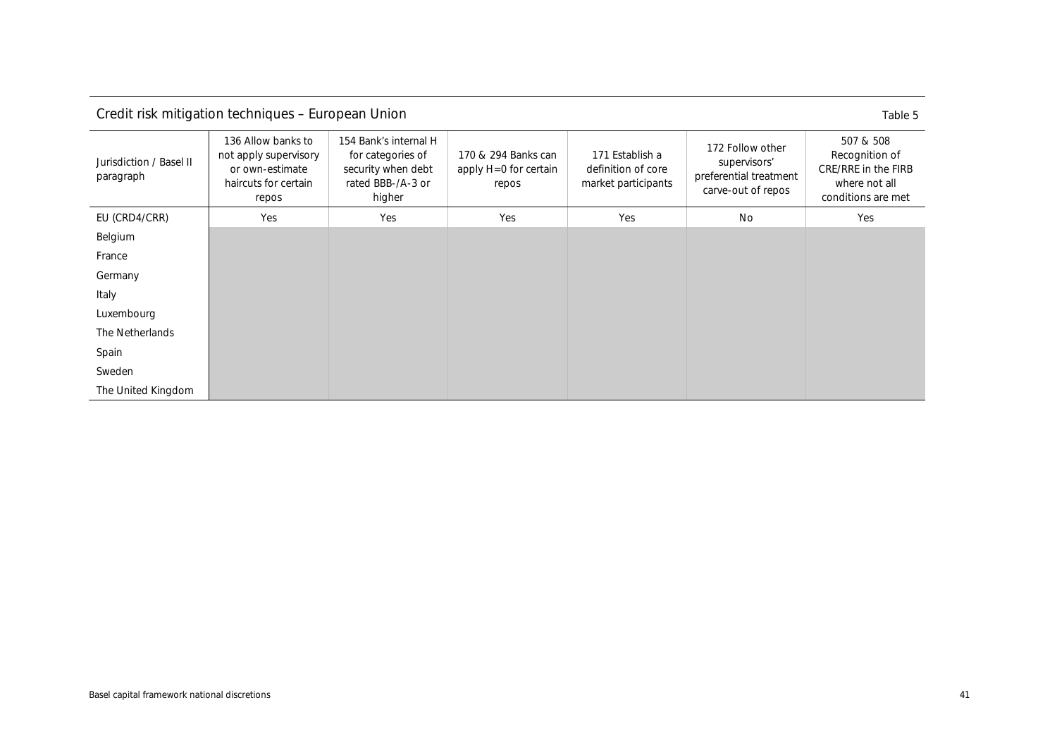## Credit risk mitigation techniques – European Union

Table 5

| Jurisdiction / Basel II paragraph | 136 Allow banks to not apply supervisory or own-estimate haircuts for certain repos | 154 Bank's internal H for categories of security when debt rated BBB-/A-3 or higher | 170 & 294 Banks can apply H=0 for certain repos | 171 Establish a definition of core market participants | 172 Follow other supervisors' preferential treatment carve-out of repos | 507 & 508 Recognition of CRE/RRE in the FIRB where not all conditions are met |
|---|---|---|---|---|---|---|
| EU (CRD4/CRR) | Yes | Yes | Yes | Yes | No | Yes |
| Belgium | | | | | | |
| France | | | | | | |
| Germany | | | | | | |
| Italy | | | | | | |
| Luxembourg | | | | | | |
| The Netherlands | | | | | | |
| Spain | | | | | | |
| Sweden | | | | | | |
| The United Kingdom | | | | | | |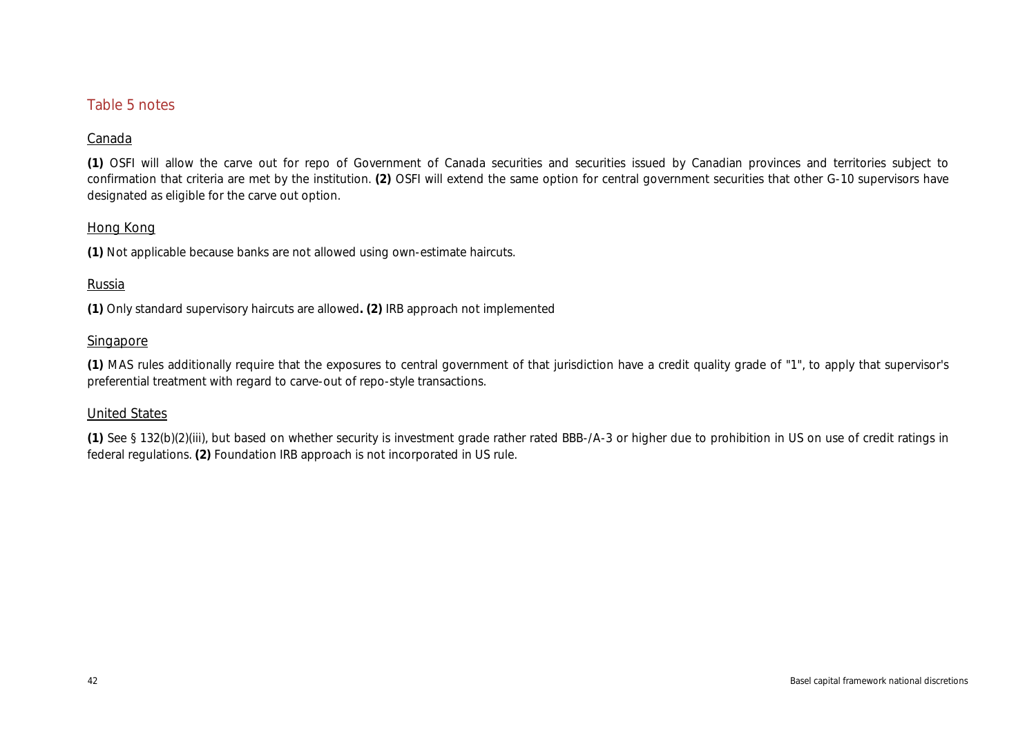## Table 5 notes

### Canada

**(1)** OSFI will allow the carve out for repo of Government of Canada securities and securities issued by Canadian provinces and territories subject to confirmation that criteria are met by the institution. **(2)** OSFI will extend the same option for central government securities that other G-10 supervisors have designated as eligible for the carve out option.

### Hong Kong

**(1)** Not applicable because banks are not allowed using own-estimate haircuts.

### Russia

**(1)** Only standard supervisory haircuts are allowed**. (2)** IRB approach not implemented

### Singapore

**(1)** MAS rules additionally require that the exposures to central government of that jurisdiction have a credit quality grade of "1", to apply that supervisor's preferential treatment with regard to carve-out of repo-style transactions.

### United States

**(1)** See § 132(b)(2)(iii), but based on whether security is investment grade rather rated BBB-/A-3 or higher due to prohibition in US on use of credit ratings in federal regulations. **(2)** Foundation IRB approach is not incorporated in US rule.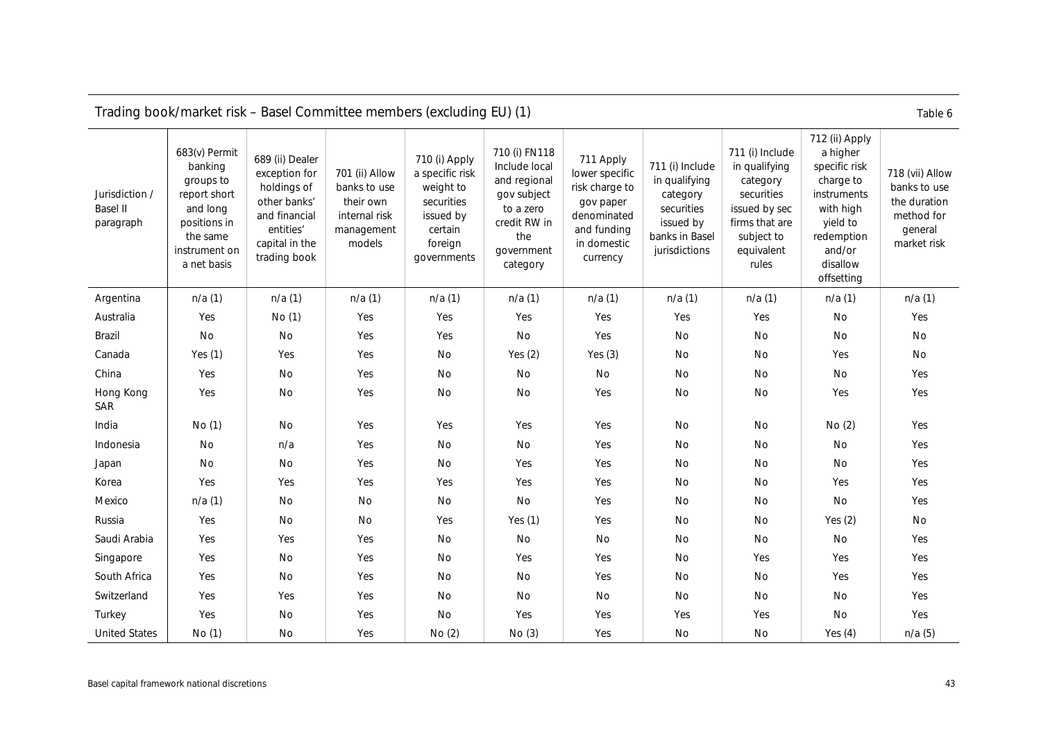Trading book/market risk – Basel Committee members (excluding EU) (1)

Table 6

| Jurisdiction / Basel II paragraph | 683(v) Permit banking groups to report short and long positions in the same instrument on a net basis | 689 (ii) Dealer exception for holdings of other banks' and financial entities' capital in the trading book | 701 (ii) Allow banks to use their own internal risk management models | 710 (i) Apply a specific risk weight to securities issued by certain foreign governments | 710 (i) FN118 Include local and regional gov subject to a zero credit RW in the government category | 711 Apply lower specific risk charge to gov paper denominated and funding in domestic currency | 711 (i) Include in qualifying category securities issued by banks in Basel jurisdictions | 711 (i) Include in qualifying category securities issued by sec firms that are subject to equivalent rules | 712 (ii) Apply a higher specific risk charge to instruments with high yield to redemption and/or disallow offsetting | 718 (vii) Allow banks to use the duration method for general market risk |
|---|---|---|---|---|---|---|---|---|---|---|
| Argentina | n/a (1) | n/a (1) | n/a (1) | n/a (1) | n/a (1) | n/a (1) | n/a (1) | n/a (1) | n/a (1) | n/a (1) |
| Australia | Yes | No (1) | Yes | Yes | Yes | Yes | Yes | Yes | No | Yes |
| Brazil | No | No | Yes | Yes | No | Yes | No | No | No | No |
| Canada | Yes (1) | Yes | Yes | No | Yes (2) | Yes (3) | No | No | Yes | No |
| China | Yes | No | Yes | No | No | No | No | No | No | Yes |
| Hong Kong SAR | Yes | No | Yes | No | No | Yes | No | No | Yes | Yes |
| India | No (1) | No | Yes | Yes | Yes | Yes | No | No | No (2) | Yes |
| Indonesia | No | n/a | Yes | No | No | Yes | No | No | No | Yes |
| Japan | No | No | Yes | No | Yes | Yes | No | No | No | Yes |
| Korea | Yes | Yes | Yes | Yes | Yes | Yes | No | No | Yes | Yes |
| Mexico | n/a (1) | No | No | No | No | Yes | No | No | No | Yes |
| Russia | Yes | No | No | Yes | Yes (1) | Yes | No | No | Yes (2) | No |
| Saudi Arabia | Yes | Yes | Yes | No | No | No | No | No | No | Yes |
| Singapore | Yes | No | Yes | No | Yes | Yes | No | Yes | Yes | Yes |
| South Africa | Yes | No | Yes | No | No | Yes | No | No | Yes | Yes |
| Switzerland | Yes | Yes | Yes | No | No | No | No | No | No | Yes |
| Turkey | Yes | No | Yes | No | Yes | Yes | Yes | Yes | No | Yes |
| United States | No (1) | No | Yes | No (2) | No (3) | Yes | No | No | Yes (4) | n/a (5) |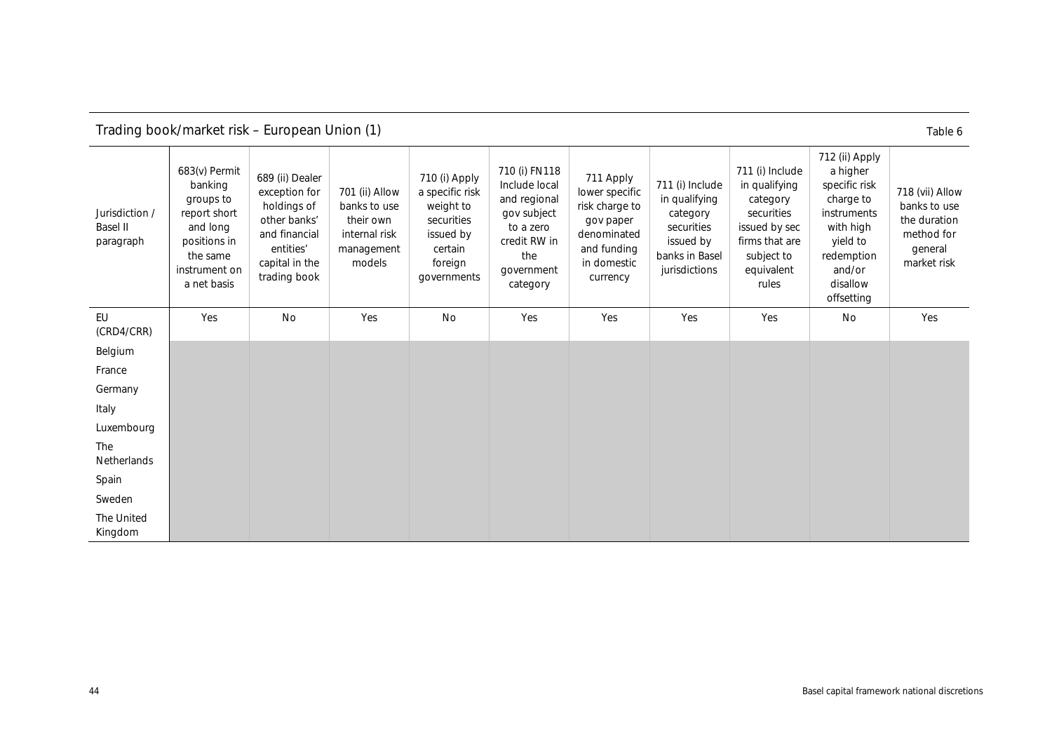## Trading book/market risk – European Union (1)

Table 6

| Jurisdiction / Basel II paragraph | 683(v) Permit banking groups to report short and long positions in the same instrument on a net basis | 689 (ii) Dealer exception for holdings of other banks' and financial entities' capital in the trading book | 701 (ii) Allow banks to use their own internal risk management models | 710 (i) Apply a specific risk weight to securities issued by certain foreign governments | 710 (i) FN118 Include local and regional gov subject to a zero credit RW in the government category | 711 Apply lower specific risk charge to gov paper denominated and funding in domestic currency | 711 (i) Include in qualifying category securities issued by banks in Basel jurisdictions | 711 (i) Include in qualifying category securities issued by sec firms that are subject to equivalent rules | 712 (ii) Apply a higher specific risk charge to instruments with high yield to redemption and/or disallow offsetting | 718 (vii) Allow banks to use the duration method for general market risk |
|---|---|---|---|---|---|---|---|---|---|---|
| EU (CRD4/CRR) | Yes | No | Yes | No | Yes | Yes | Yes | Yes | No | Yes |
| Belgium | | | | | | | | | | |
| France | | | | | | | | | | |
| Germany | | | | | | | | | | |
| Italy | | | | | | | | | | |
| Luxembourg | | | | | | | | | | |
| The Netherlands | | | | | | | | | | |
| Spain | | | | | | | | | | |
| Sweden | | | | | | | | | | |
| The United Kingdom | | | | | | | | | | |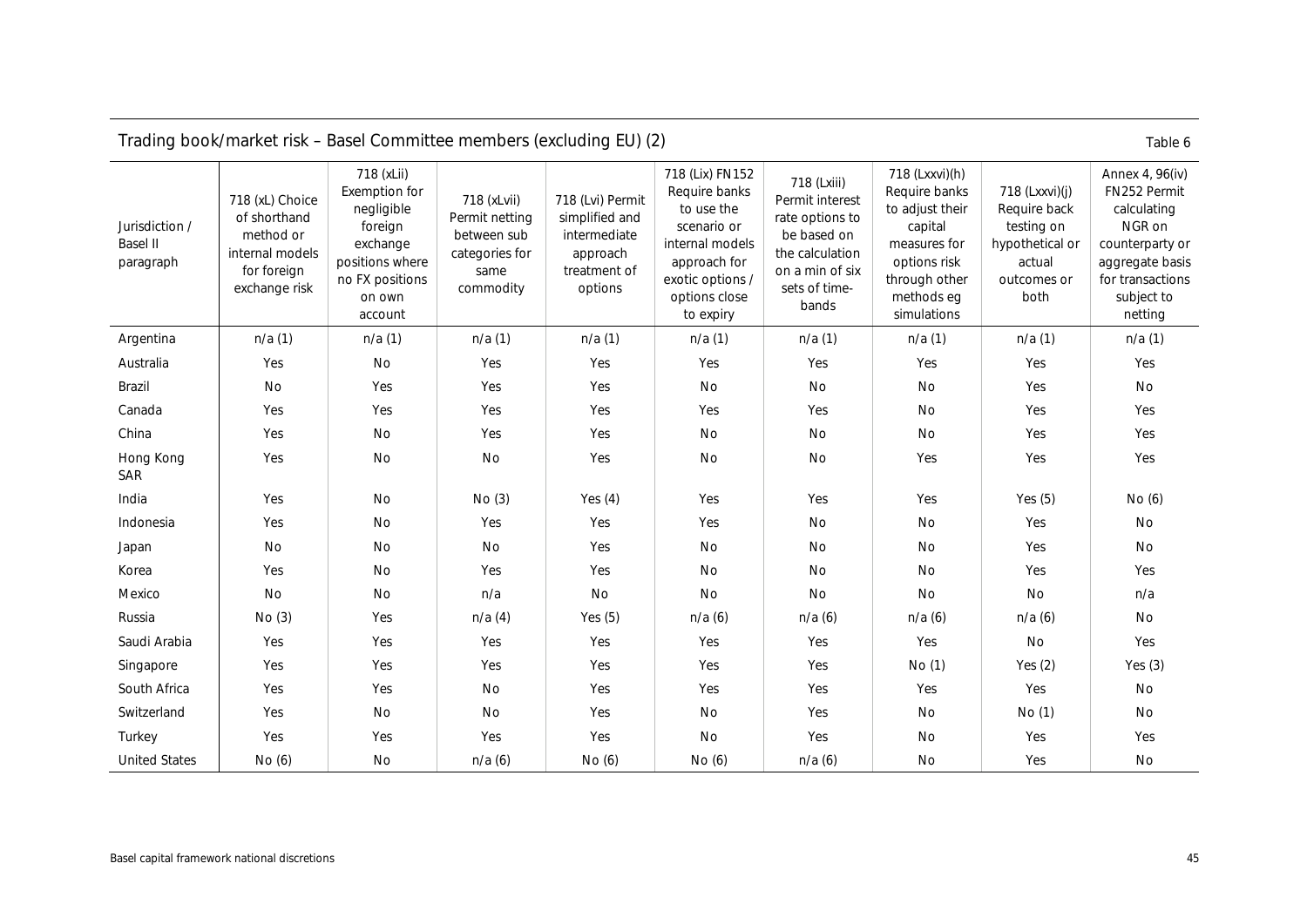## Trading book/market risk – Basel Committee members (excluding EU) (2)

Table 6

| Jurisdiction / Basel II paragraph | 718 (xL) Choice of shorthand method or internal models for foreign exchange risk | 718 (xLii) Exemption for negligible foreign exchange positions where no FX positions on own account | 718 (xLvii) Permit netting between sub categories for same commodity | 718 (Lvi) Permit simplified and intermediate approach treatment of options | 718 (Lix) FN152 Require banks to use the scenario or internal models approach for exotic options / options close to expiry | 718 (Lxiii) Permit interest rate options to be based on the calculation on a min of six sets of time-bands | 718 (Lxxvi)(h) Require banks to adjust their capital measures for options risk through other methods eg simulations | 718 (Lxxvi)(j) Require back testing on hypothetical or actual outcomes or both | Annex 4, 96(iv) FN252 Permit calculating NGR on counterparty or aggregate basis for transactions subject to netting |
|---|---|---|---|---|---|---|---|---|---|
| Argentina | n/a (1) | n/a (1) | n/a (1) | n/a (1) | n/a (1) | n/a (1) | n/a (1) | n/a (1) | n/a (1) |
| Australia | Yes | No | Yes | Yes | Yes | Yes | Yes | Yes | Yes |
| Brazil | No | Yes | Yes | Yes | No | No | No | Yes | No |
| Canada | Yes | Yes | Yes | Yes | Yes | Yes | No | Yes | Yes |
| China | Yes | No | Yes | Yes | No | No | No | Yes | Yes |
| Hong Kong SAR | Yes | No | No | Yes | No | No | Yes | Yes | Yes |
| India | Yes | No | No (3) | Yes (4) | Yes | Yes | Yes | Yes (5) | No (6) |
| Indonesia | Yes | No | Yes | Yes | Yes | No | No | Yes | No |
| Japan | No | No | No | Yes | No | No | No | Yes | No |
| Korea | Yes | No | Yes | Yes | No | No | No | Yes | Yes |
| Mexico | No | No | n/a | No | No | No | No | No | n/a |
| Russia | No (3) | Yes | n/a (4) | Yes (5) | n/a (6) | n/a (6) | n/a (6) | n/a (6) | No |
| Saudi Arabia | Yes | Yes | Yes | Yes | Yes | Yes | Yes | No | Yes |
| Singapore | Yes | Yes | Yes | Yes | Yes | Yes | No (1) | Yes (2) | Yes (3) |
| South Africa | Yes | Yes | No | Yes | Yes | Yes | Yes | Yes | No |
| Switzerland | Yes | No | No | Yes | No | Yes | No | No (1) | No |
| Turkey | Yes | Yes | Yes | Yes | No | Yes | No | Yes | Yes |
| United States | No (6) | No | n/a (6) | No (6) | No (6) | n/a (6) | No | Yes | No |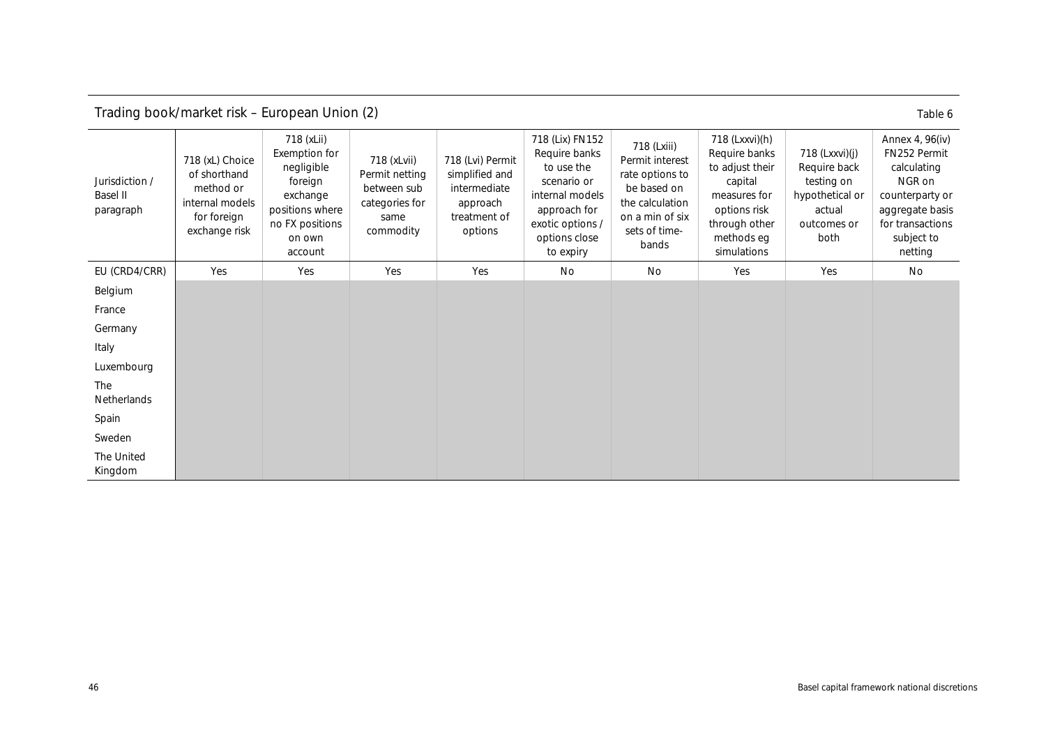## Trading book/market risk – European Union (2)

Table 6

| Jurisdiction / Basel II paragraph | 718 (xL) Choice of shorthand method or internal models for foreign exchange risk | 718 (xLii) Exemption for negligible foreign exchange positions where no FX positions on own account | 718 (xLvii) Permit netting between sub categories for same commodity | 718 (Lvi) Permit simplified and intermediate approach treatment of options | 718 (Lix) FN152 Require banks to use the scenario or internal models approach for exotic options / options close to expiry | 718 (Lxiii) Permit interest rate options to be based on the calculation on a min of six sets of time-bands | 718 (Lxxvi)(h) Require banks to adjust their capital measures for options risk through other methods eg simulations | 718 (Lxxvi)(j) Require back testing on hypothetical or actual outcomes or both | Annex 4, 96(iv) FN252 Permit calculating NGR on counterparty or aggregate basis for transactions subject to netting |
|---|---|---|---|---|---|---|---|---|---|
| EU (CRD4/CRR) | Yes | Yes | Yes | Yes | No | No | Yes | Yes | No |
| Belgium | | | | | | | | | |
| France | | | | | | | | | |
| Germany | | | | | | | | | |
| Italy | | | | | | | | | |
| Luxembourg | | | | | | | | | |
| The Netherlands | | | | | | | | | |
| Spain | | | | | | | | | |
| Sweden | | | | | | | | | |
| The United Kingdom | | | | | | | | | |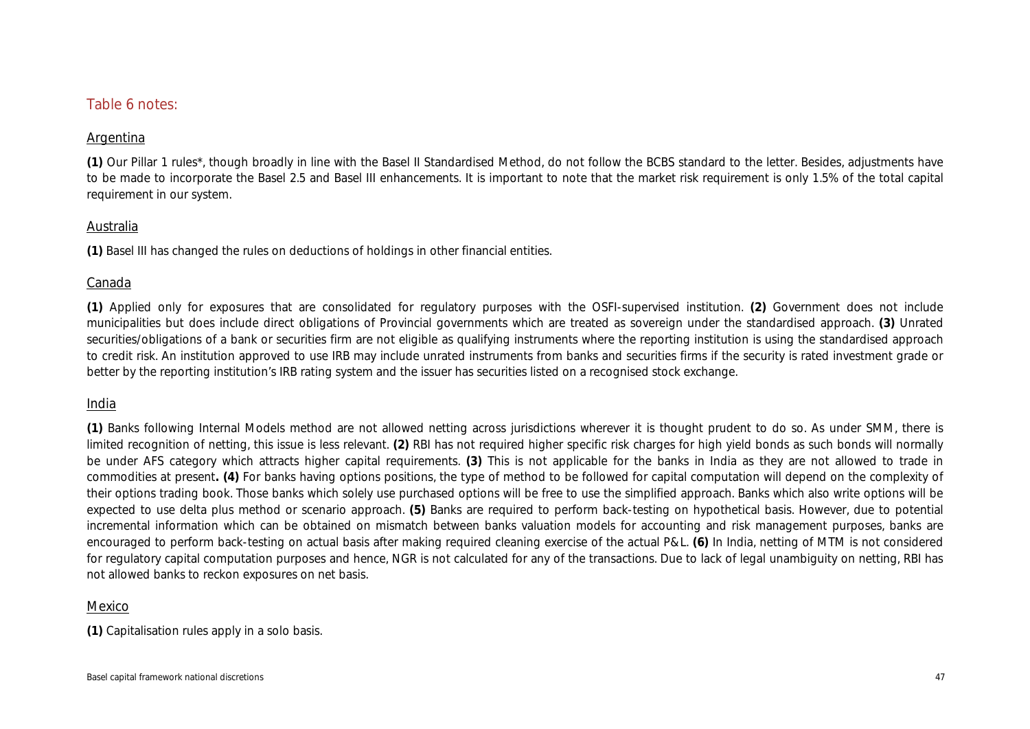## Table 6 notes:

### Argentina

**(1)** Our Pillar 1 rules*, though broadly in line with the Basel II Standardised Method, do not follow the BCBS standard to the letter. Besides, adjustments have to be made to incorporate the Basel 2.5 and Basel III enhancements. It is important to note that the market risk requirement is only 1.5% of the total capital requirement in our system.

### Australia

**(1)** Basel III has changed the rules on deductions of holdings in other financial entities.

### Canada

**(1)** Applied only for exposures that are consolidated for regulatory purposes with the OSFI-supervised institution. **(2)** Government does not include municipalities but does include direct obligations of Provincial governments which are treated as sovereign under the standardised approach. **(3)** Unrated securities/obligations of a bank or securities firm are not eligible as qualifying instruments where the reporting institution is using the standardised approach to credit risk. An institution approved to use IRB may include unrated instruments from banks and securities firms if the security is rated investment grade or better by the reporting institution's IRB rating system and the issuer has securities listed on a recognised stock exchange.

### India

**(1)** Banks following Internal Models method are not allowed netting across jurisdictions wherever it is thought prudent to do so. As under SMM, there is limited recognition of netting, this issue is less relevant. **(2)** RBI has not required higher specific risk charges for high yield bonds as such bonds will normally be under AFS category which attracts higher capital requirements. **(3)** This is not applicable for the banks in India as they are not allowed to trade in commodities at present**. (4)** For banks having options positions, the type of method to be followed for capital computation will depend on the complexity of their options trading book. Those banks which solely use purchased options will be free to use the simplified approach. Banks which also write options will be expected to use delta plus method or scenario approach. **(5)** Banks are required to perform back-testing on hypothetical basis. However, due to potential incremental information which can be obtained on mismatch between banks valuation models for accounting and risk management purposes, banks are encouraged to perform back-testing on actual basis after making required cleaning exercise of the actual P&L. **(6)** In India, netting of MTM is not considered for regulatory capital computation purposes and hence, NGR is not calculated for any of the transactions. Due to lack of legal unambiguity on netting, RBI has not allowed banks to reckon exposures on net basis.

### Mexico

**(1)** Capitalisation rules apply in a solo basis.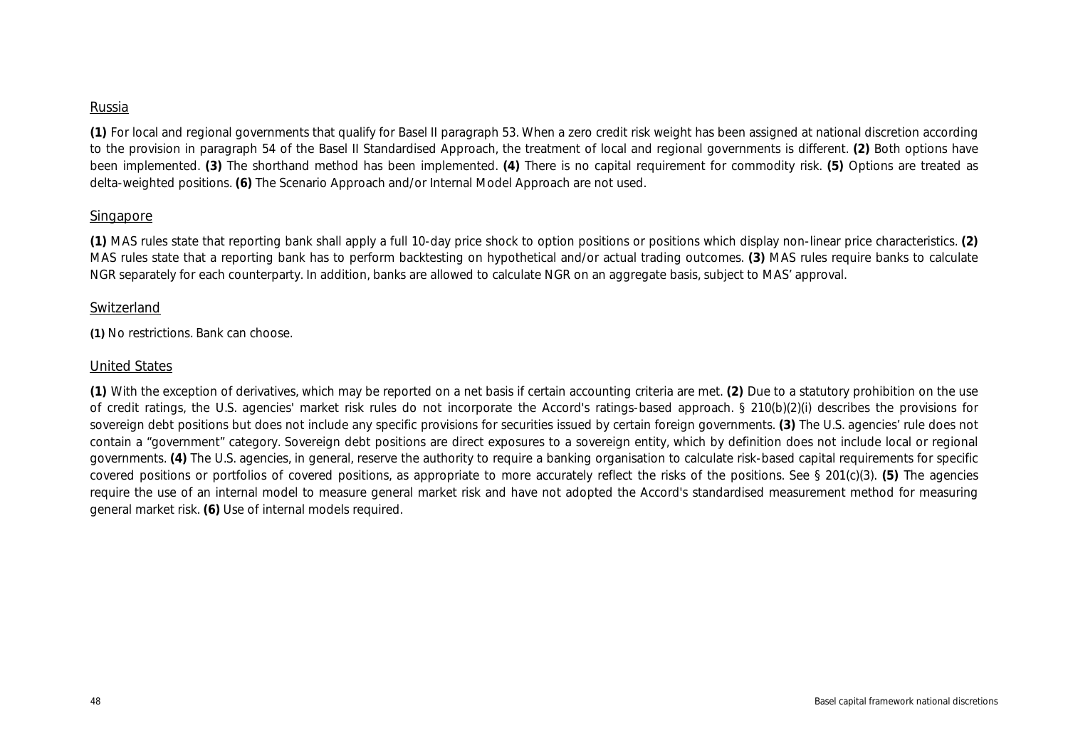<u>Russia</u>

**(1)** For local and regional governments that qualify for Basel II paragraph 53. When a zero credit risk weight has been assigned at national discretion according to the provision in paragraph 54 of the Basel II Standardised Approach, the treatment of local and regional governments is different. **(2)** Both options have been implemented. **(3)** The shorthand method has been implemented. **(4)** There is no capital requirement for commodity risk. **(5)** Options are treated as delta-weighted positions. **(6)** The Scenario Approach and/or Internal Model Approach are not used.

<u>Singapore</u>

**(1)** MAS rules state that reporting bank shall apply a full 10-day price shock to option positions or positions which display non-linear price characteristics. **(2)** MAS rules state that a reporting bank has to perform backtesting on hypothetical and/or actual trading outcomes. **(3)** MAS rules require banks to calculate NGR separately for each counterparty. In addition, banks are allowed to calculate NGR on an aggregate basis, subject to MAS' approval.

<u>Switzerland</u>

**(1)** No restrictions. Bank can choose.

<u>United States</u>

**(1)** With the exception of derivatives, which may be reported on a net basis if certain accounting criteria are met. **(2)** Due to a statutory prohibition on the use of credit ratings, the U.S. agencies' market risk rules do not incorporate the Accord's ratings-based approach. § 210(b)(2)(i) describes the provisions for sovereign debt positions but does not include any specific provisions for securities issued by certain foreign governments. **(3)** The U.S. agencies' rule does not contain a "government" category. Sovereign debt positions are direct exposures to a sovereign entity, which by definition does not include local or regional governments. **(4)** The U.S. agencies, in general, reserve the authority to require a banking organisation to calculate risk-based capital requirements for specific covered positions or portfolios of covered positions, as appropriate to more accurately reflect the risks of the positions. See § 201(c)(3). **(5)** The agencies require the use of an internal model to measure general market risk and have not adopted the Accord's standardised measurement method for measuring general market risk. **(6)** Use of internal models required.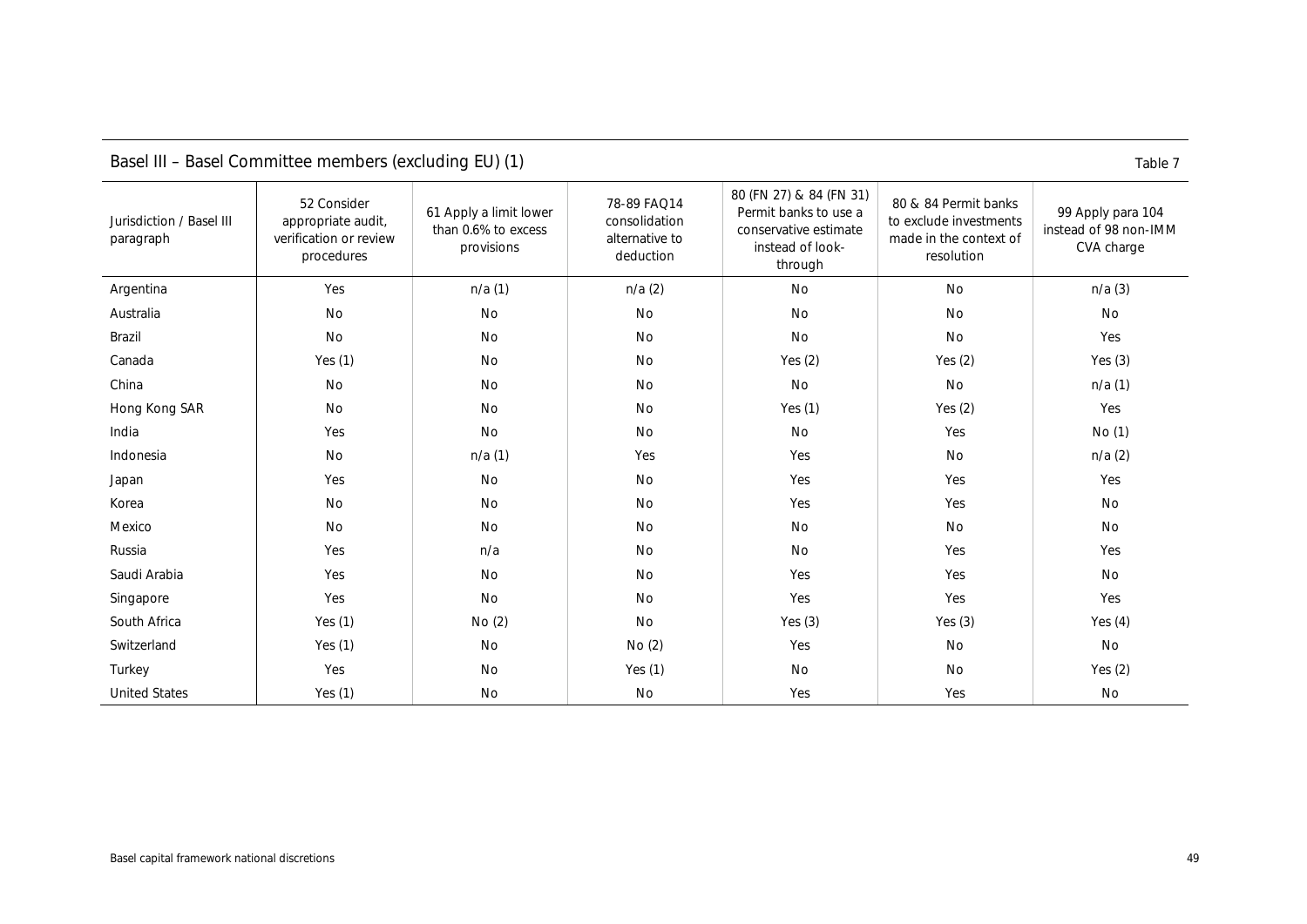## Basel III – Basel Committee members (excluding EU) (1)

Table 7

| Jurisdiction / Basel III paragraph | 52 Consider appropriate audit, verification or review procedures | 61 Apply a limit lower than 0.6% to excess provisions | 78-89 FAQ14 consolidation alternative to deduction | 80 (FN 27) & 84 (FN 31) Permit banks to use a conservative estimate instead of look-through | 80 & 84 Permit banks to exclude investments made in the context of resolution | 99 Apply para 104 instead of 98 non-IMM CVA charge |
|---|---|---|---|---|---|---|
| Argentina | Yes | n/a (1) | n/a (2) | No | No | n/a (3) |
| Australia | No | No | No | No | No | No |
| Brazil | No | No | No | No | No | Yes |
| Canada | Yes (1) | No | No | Yes (2) | Yes (2) | Yes (3) |
| China | No | No | No | No | No | n/a (1) |
| Hong Kong SAR | No | No | No | Yes (1) | Yes (2) | Yes |
| India | Yes | No | No | No | Yes | No (1) |
| Indonesia | No | n/a (1) | Yes | Yes | No | n/a (2) |
| Japan | Yes | No | No | Yes | Yes | Yes |
| Korea | No | No | No | Yes | Yes | No |
| Mexico | No | No | No | No | No | No |
| Russia | Yes | n/a | No | No | Yes | Yes |
| Saudi Arabia | Yes | No | No | Yes | Yes | No |
| Singapore | Yes | No | No | Yes | Yes | Yes |
| South Africa | Yes (1) | No (2) | No | Yes (3) | Yes (3) | Yes (4) |
| Switzerland | Yes (1) | No | No (2) | Yes | No | No |
| Turkey | Yes | No | Yes (1) | No | No | Yes (2) |
| United States | Yes (1) | No | No | Yes | Yes | No |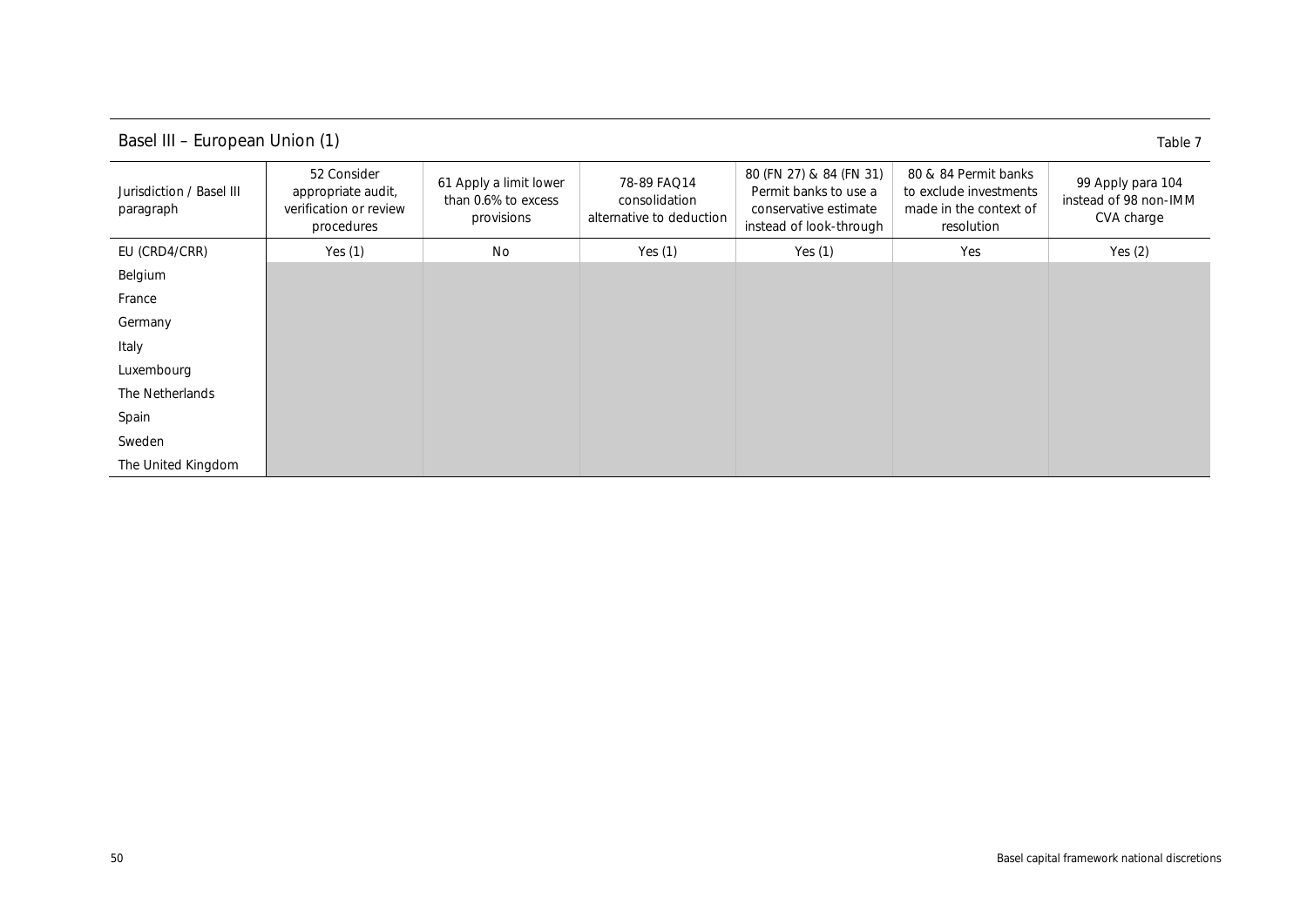## Basel III – European Union (1)

Table 7

| Jurisdiction / Basel III paragraph | 52 Consider appropriate audit, verification or review procedures | 61 Apply a limit lower than 0.6% to excess provisions | 78-89 FAQ14 consolidation alternative to deduction | 80 (FN 27) & 84 (FN 31) Permit banks to use a conservative estimate instead of look-through | 80 & 84 Permit banks to exclude investments made in the context of resolution | 99 Apply para 104 instead of 98 non-IMM CVA charge |
|---|---|---|---|---|---|---|
| EU (CRD4/CRR) | Yes (1) | No | Yes (1) | Yes (1) | Yes | Yes (2) |
| Belgium | | | | | | |
| France | | | | | | |
| Germany | | | | | | |
| Italy | | | | | | |
| Luxembourg | | | | | | |
| The Netherlands | | | | | | |
| Spain | | | | | | |
| Sweden | | | | | | |
| The United Kingdom | | | | | | |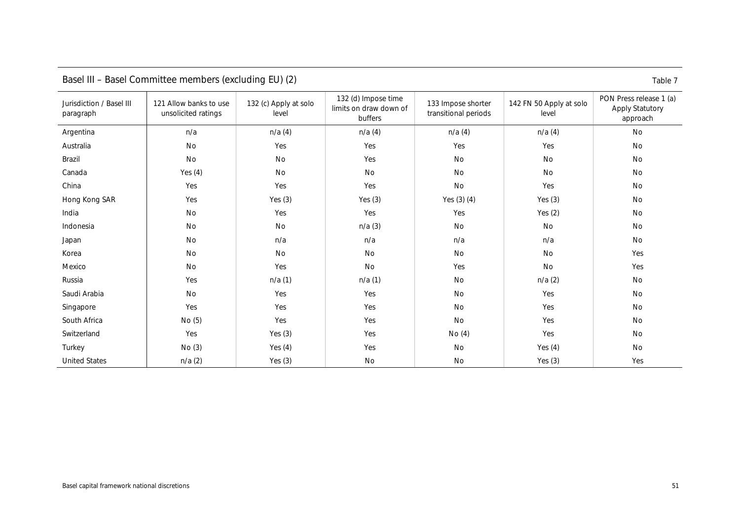## Basel III – Basel Committee members (excluding EU) (2)

Table 7

| Jurisdiction / Basel III paragraph | 121 Allow banks to use unsolicited ratings | 132 (c) Apply at solo level | 132 (d) Impose time limits on draw down of buffers | 133 Impose shorter transitional periods | 142 FN 50 Apply at solo level | PON Press release 1 (a) Apply Statutory approach |
|---|---|---|---|---|---|---|
| Argentina | n/a | n/a (4) | n/a (4) | n/a (4) | n/a (4) | No |
| Australia | No | Yes | Yes | Yes | Yes | No |
| Brazil | No | No | Yes | No | No | No |
| Canada | Yes (4) | No | No | No | No | No |
| China | Yes | Yes | Yes | No | Yes | No |
| Hong Kong SAR | Yes | Yes (3) | Yes (3) | Yes (3) (4) | Yes (3) | No |
| India | No | Yes | Yes | Yes | Yes (2) | No |
| Indonesia | No | No | n/a (3) | No | No | No |
| Japan | No | n/a | n/a | n/a | n/a | No |
| Korea | No | No | No | No | No | Yes |
| Mexico | No | Yes | No | Yes | No | Yes |
| Russia | Yes | n/a (1) | n/a (1) | No | n/a (2) | No |
| Saudi Arabia | No | Yes | Yes | No | Yes | No |
| Singapore | Yes | Yes | Yes | No | Yes | No |
| South Africa | No (5) | Yes | Yes | No | Yes | No |
| Switzerland | Yes | Yes (3) | Yes | No (4) | Yes | No |
| Turkey | No (3) | Yes (4) | Yes | No | Yes (4) | No |
| United States | n/a (2) | Yes (3) | No | No | Yes (3) | Yes |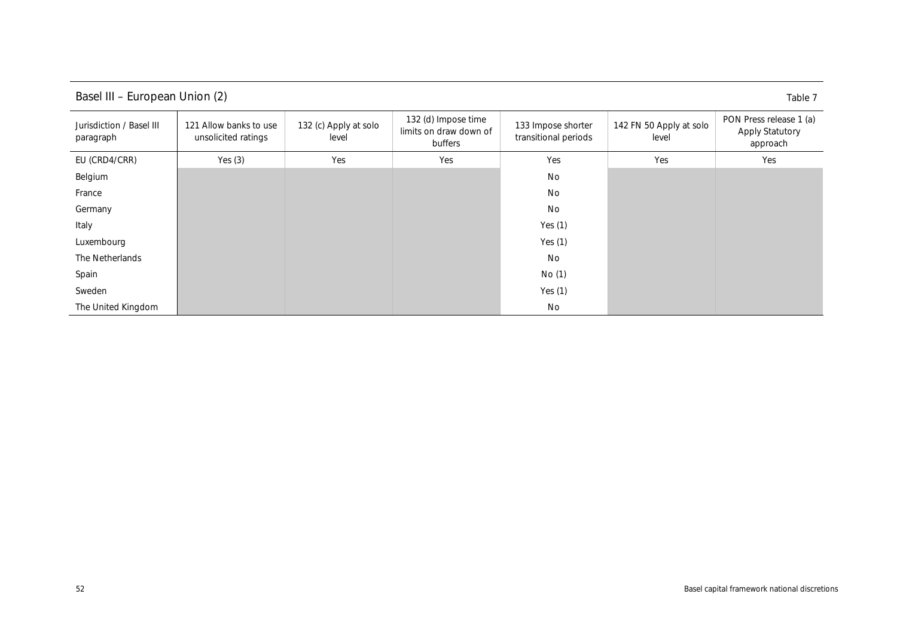## Basel III – European Union (2)

Table 7

| Jurisdiction / Basel III paragraph | 121 Allow banks to use unsolicited ratings | 132 (c) Apply at solo level | 132 (d) Impose time limits on draw down of buffers | 133 Impose shorter transitional periods | 142 FN 50 Apply at solo level | PON Press release 1 (a) Apply Statutory approach |
|---|---|---|---|---|---|---|
| EU (CRD4/CRR) | Yes (3) | Yes | Yes | Yes | Yes | Yes |
| Belgium | | | | No | | |
| France | | | | No | | |
| Germany | | | | No | | |
| Italy | | | | Yes (1) | | |
| Luxembourg | | | | Yes (1) | | |
| The Netherlands | | | | No | | |
| Spain | | | | No (1) | | |
| Sweden | | | | Yes (1) | | |
| The United Kingdom | | | | No | | |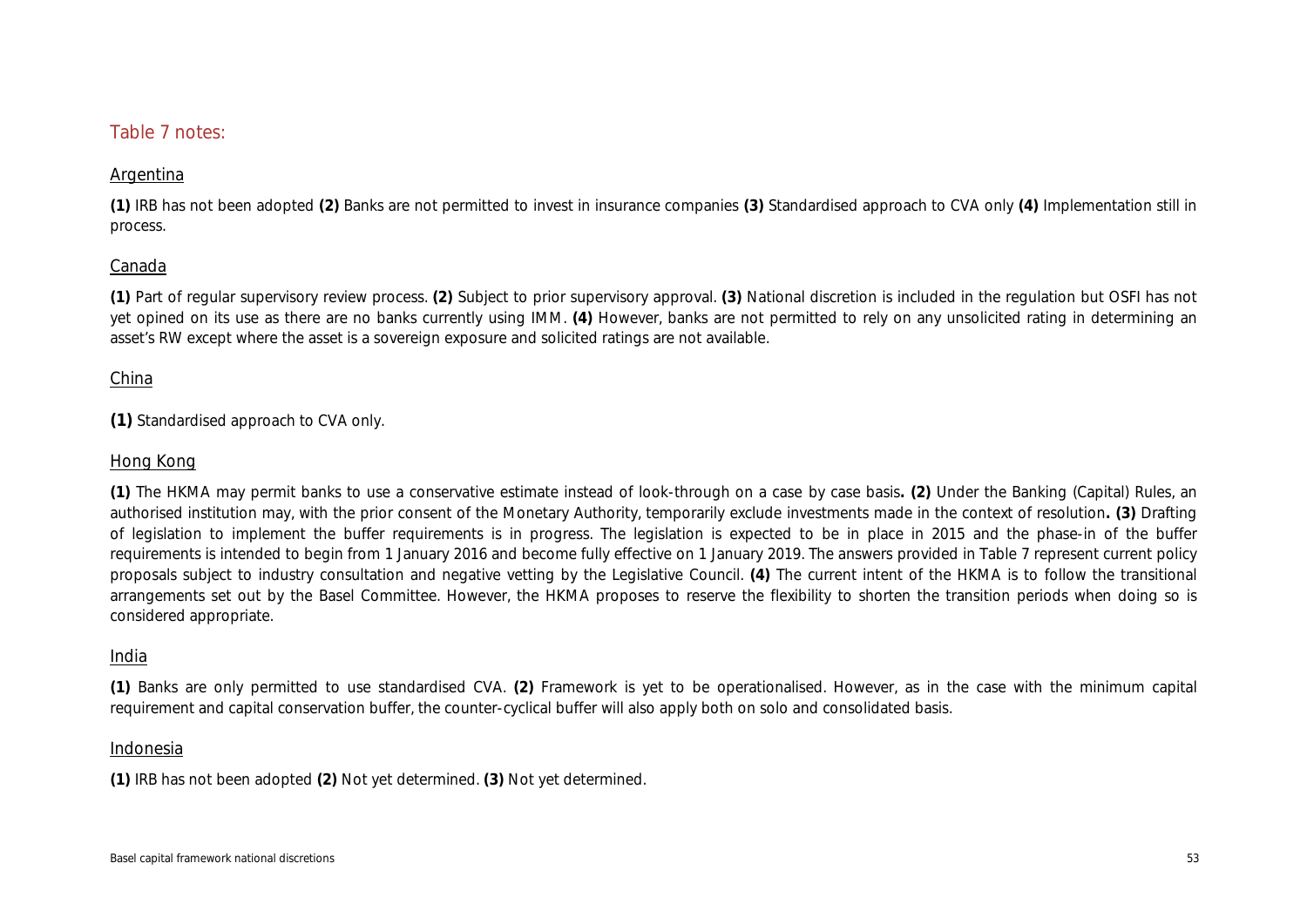## Table 7 notes:

### Argentina

**(1)** IRB has not been adopted **(2)** Banks are not permitted to invest in insurance companies **(3)** Standardised approach to CVA only **(4)** Implementation still in process.

### Canada

**(1)** Part of regular supervisory review process. **(2)** Subject to prior supervisory approval. **(3)** National discretion is included in the regulation but OSFI has not yet opined on its use as there are no banks currently using IMM. **(4)** However, banks are not permitted to rely on any unsolicited rating in determining an asset's RW except where the asset is a sovereign exposure and solicited ratings are not available.

### China

**(1)** Standardised approach to CVA only.

### Hong Kong

**(1)** The HKMA may permit banks to use a conservative estimate instead of look-through on a case by case basis**. (2)** Under the Banking (Capital) Rules, an authorised institution may, with the prior consent of the Monetary Authority, temporarily exclude investments made in the context of resolution**. (3)** Drafting of legislation to implement the buffer requirements is in progress. The legislation is expected to be in place in 2015 and the phase-in of the buffer requirements is intended to begin from 1 January 2016 and become fully effective on 1 January 2019. The answers provided in Table 7 represent current policy proposals subject to industry consultation and negative vetting by the Legislative Council. **(4)** The current intent of the HKMA is to follow the transitional arrangements set out by the Basel Committee. However, the HKMA proposes to reserve the flexibility to shorten the transition periods when doing so is considered appropriate.

### India

**(1)** Banks are only permitted to use standardised CVA. **(2)** Framework is yet to be operationalised. However, as in the case with the minimum capital requirement and capital conservation buffer, the counter-cyclical buffer will also apply both on solo and consolidated basis.

### Indonesia

**(1)** IRB has not been adopted **(2)** Not yet determined. **(3)** Not yet determined.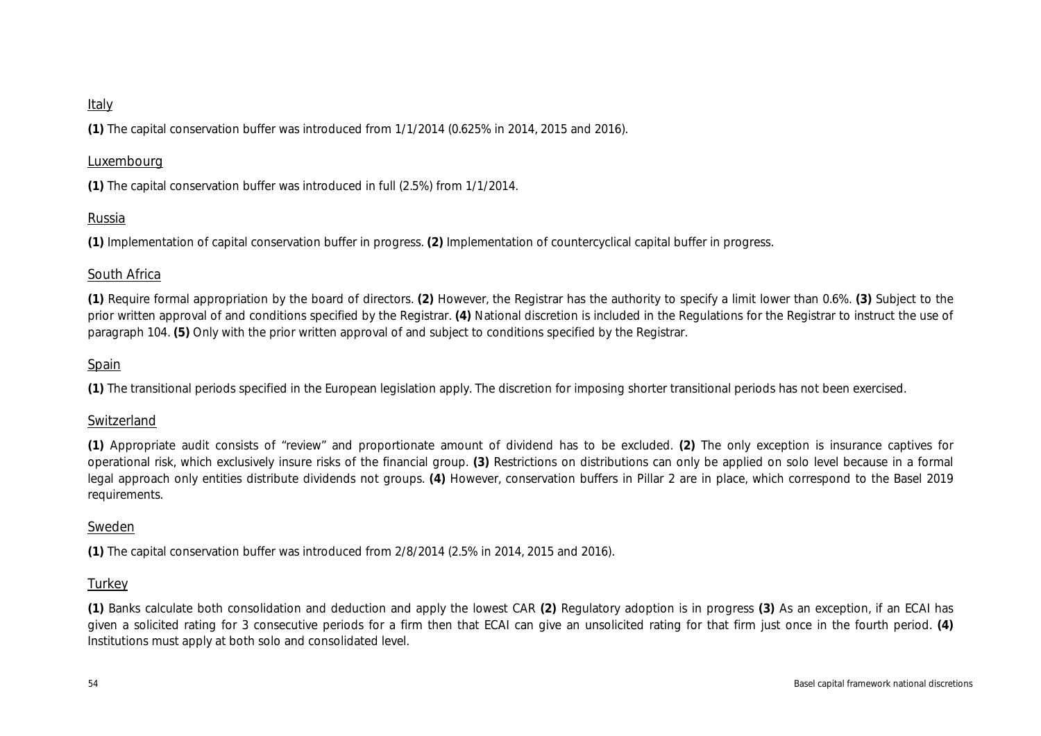Italy

**(1)** The capital conservation buffer was introduced from 1/1/2014 (0.625% in 2014, 2015 and 2016).

Luxembourg

**(1)** The capital conservation buffer was introduced in full (2.5%) from 1/1/2014.

Russia

**(1)** Implementation of capital conservation buffer in progress. **(2)** Implementation of countercyclical capital buffer in progress.

South Africa

**(1)** Require formal appropriation by the board of directors. **(2)** However, the Registrar has the authority to specify a limit lower than 0.6%. **(3)** Subject to the prior written approval of and conditions specified by the Registrar. **(4)** National discretion is included in the Regulations for the Registrar to instruct the use of paragraph 104. **(5)** Only with the prior written approval of and subject to conditions specified by the Registrar.

Spain

**(1)** The transitional periods specified in the European legislation apply. The discretion for imposing shorter transitional periods has not been exercised.

Switzerland

**(1)** Appropriate audit consists of "review" and proportionate amount of dividend has to be excluded. **(2)** The only exception is insurance captives for operational risk, which exclusively insure risks of the financial group. **(3)** Restrictions on distributions can only be applied on solo level because in a formal legal approach only entities distribute dividends not groups. **(4)** However, conservation buffers in Pillar 2 are in place, which correspond to the Basel 2019 requirements.

Sweden

**(1)** The capital conservation buffer was introduced from 2/8/2014 (2.5% in 2014, 2015 and 2016).

Turkey

**(1)** Banks calculate both consolidation and deduction and apply the lowest CAR **(2)** Regulatory adoption is in progress **(3)** As an exception, if an ECAI has given a solicited rating for 3 consecutive periods for a firm then that ECAI can give an unsolicited rating for that firm just once in the fourth period. **(4)** Institutions must apply at both solo and consolidated level.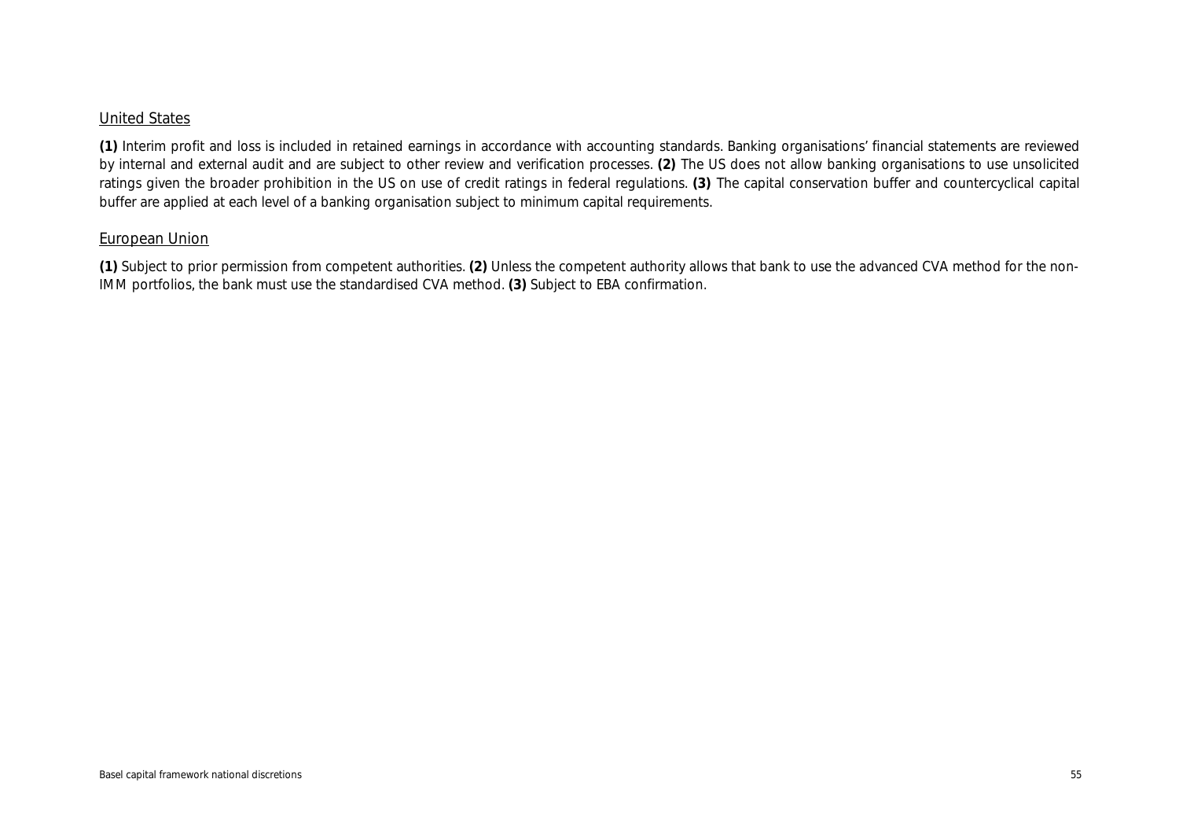<u>United States</u>

**(1)** Interim profit and loss is included in retained earnings in accordance with accounting standards. Banking organisations' financial statements are reviewed by internal and external audit and are subject to other review and verification processes. **(2)** The US does not allow banking organisations to use unsolicited ratings given the broader prohibition in the US on use of credit ratings in federal regulations. **(3)** The capital conservation buffer and countercyclical capital buffer are applied at each level of a banking organisation subject to minimum capital requirements.

<u>European Union</u>

**(1)** Subject to prior permission from competent authorities. **(2)** Unless the competent authority allows that bank to use the advanced CVA method for the non-IMM portfolios, the bank must use the standardised CVA method. **(3)** Subject to EBA confirmation.